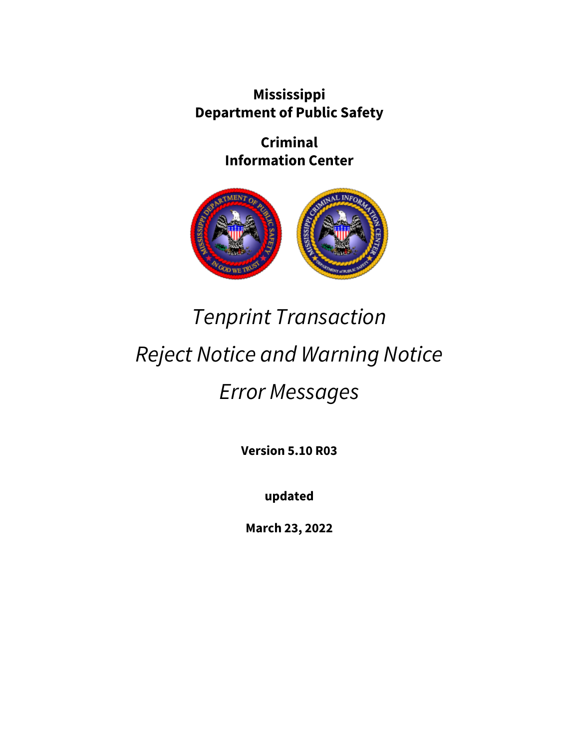**Mississippi**
**Department of Public Safety**

**Criminal**
**Information Center**

# *Tenprint Transaction*

# *Reject Notice and Warning Notice*

# *Error Messages*

**Version 5.10 R03**

**updated**

**March 23, 2022**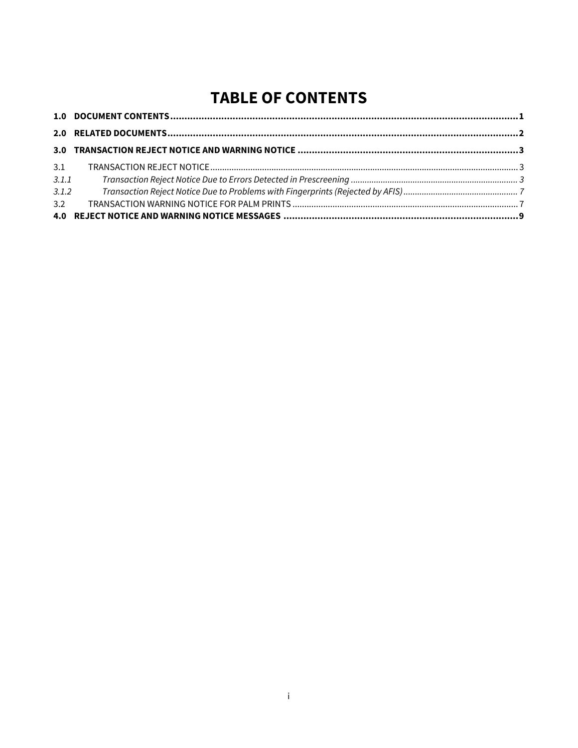# TABLE OF CONTENTS

**1.0 DOCUMENT CONTENTS** .......... **1**

**2.0 RELATED DOCUMENTS** .......... **2**

**3.0 TRANSACTION REJECT NOTICE AND WARNING NOTICE** .......... **3**

3.1 TRANSACTION REJECT NOTICE .......... 3

*3.1.1 Transaction Reject Notice Due to Errors Detected in Prescreening .......... 3*

*3.1.2 Transaction Reject Notice Due to Problems with Fingerprints (Rejected by AFIS) .......... 7*

3.2 TRANSACTION WARNING NOTICE FOR PALM PRINTS .......... 7

**4.0 REJECT NOTICE AND WARNING NOTICE MESSAGES** .......... **9**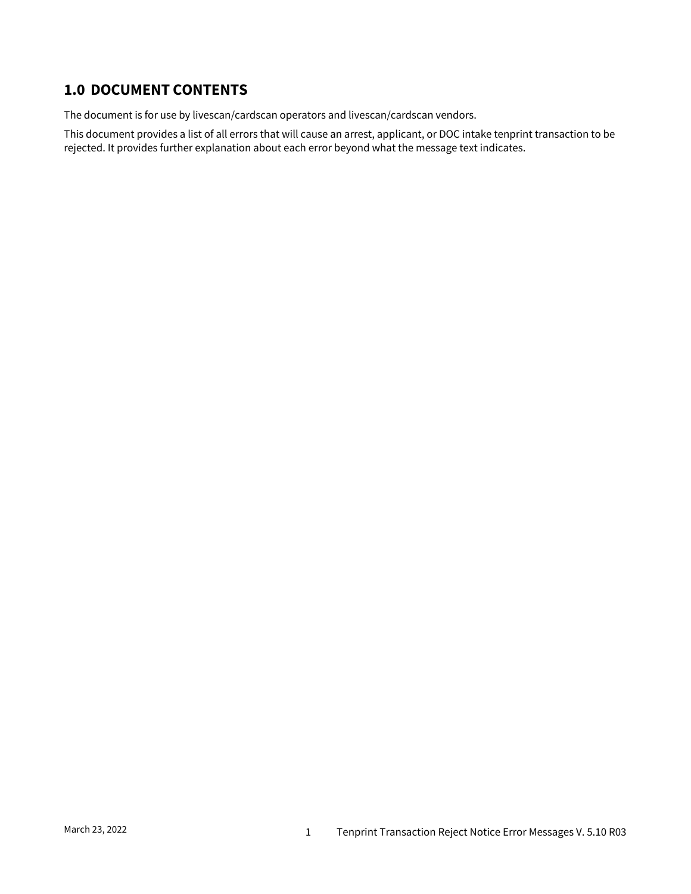## 1.0 DOCUMENT CONTENTS

The document is for use by livescan/cardscan operators and livescan/cardscan vendors.

This document provides a list of all errors that will cause an arrest, applicant, or DOC intake tenprint transaction to be rejected. It provides further explanation about each error beyond what the message text indicates.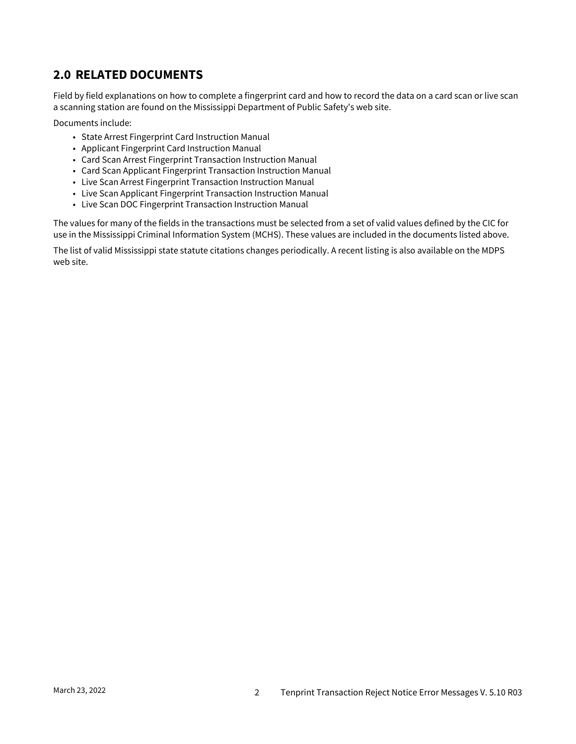## 2.0 RELATED DOCUMENTS

Field by field explanations on how to complete a fingerprint card and how to record the data on a card scan or live scan a scanning station are found on the Mississippi Department of Public Safety's web site.

Documents include:

- State Arrest Fingerprint Card Instruction Manual
- Applicant Fingerprint Card Instruction Manual
- Card Scan Arrest Fingerprint Transaction Instruction Manual
- Card Scan Applicant Fingerprint Transaction Instruction Manual
- Live Scan Arrest Fingerprint Transaction Instruction Manual
- Live Scan Applicant Fingerprint Transaction Instruction Manual
- Live Scan DOC Fingerprint Transaction Instruction Manual

The values for many of the fields in the transactions must be selected from a set of valid values defined by the CIC for use in the Mississippi Criminal Information System (MCHS). These values are included in the documents listed above.

The list of valid Mississippi state statute citations changes periodically. A recent listing is also available on the MDPS web site.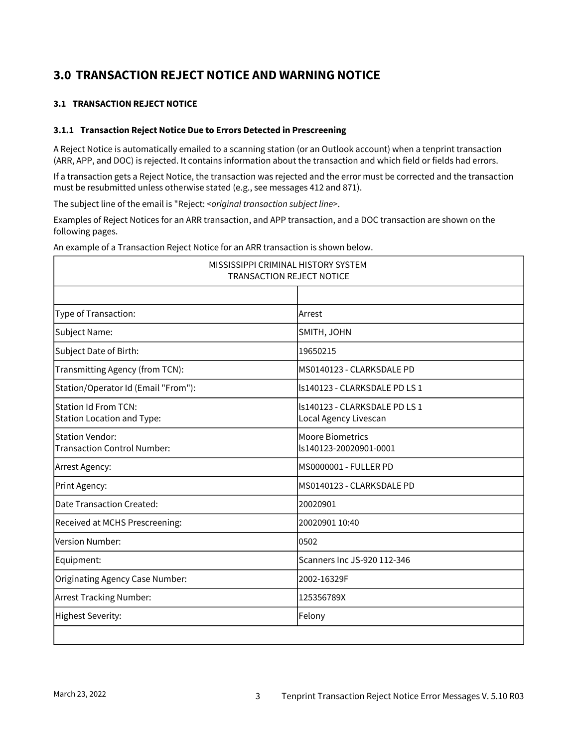# 3.0 TRANSACTION REJECT NOTICE AND WARNING NOTICE

## 3.1 TRANSACTION REJECT NOTICE

### 3.1.1 Transaction Reject Notice Due to Errors Detected in Prescreening

A Reject Notice is automatically emailed to a scanning station (or an Outlook account) when a tenprint transaction (ARR, APP, and DOC) is rejected. It contains information about the transaction and which field or fields had errors.

If a transaction gets a Reject Notice, the transaction was rejected and the error must be corrected and the transaction must be resubmitted unless otherwise stated (e.g., see messages 412 and 871).

The subject line of the email is "Reject: <*original transaction subject line*>.

Examples of Reject Notices for an ARR transaction, and APP transaction, and a DOC transaction are shown on the following pages.

An example of a Transaction Reject Notice for an ARR transaction is shown below.

| MISSISSIPPI CRIMINAL HISTORY SYSTEM<br>TRANSACTION REJECT NOTICE | |
|---|---|
| | |
| Type of Transaction: | Arrest |
| Subject Name: | SMITH, JOHN |
| Subject Date of Birth: | 19650215 |
| Transmitting Agency (from TCN): | MS0140123 - CLARKSDALE PD |
| Station/Operator Id (Email "From"): | ls140123 - CLARKSDALE PD LS 1 |
| Station Id From TCN:<br>Station Location and Type: | ls140123 - CLARKSDALE PD LS 1<br>Local Agency Livescan |
| Station Vendor:<br>Transaction Control Number: | Moore Biometrics<br>ls140123-20020901-0001 |
| Arrest Agency: | MS0000001 - FULLER PD |
| Print Agency: | MS0140123 - CLARKSDALE PD |
| Date Transaction Created: | 20020901 |
| Received at MCHS Prescreening: | 20020901 10:40 |
| Version Number: | 0502 |
| Equipment: | Scanners Inc JS-920 112-346 |
| Originating Agency Case Number: | 2002-16329F |
| Arrest Tracking Number: | 125356789X |
| Highest Severity: | Felony |
| | |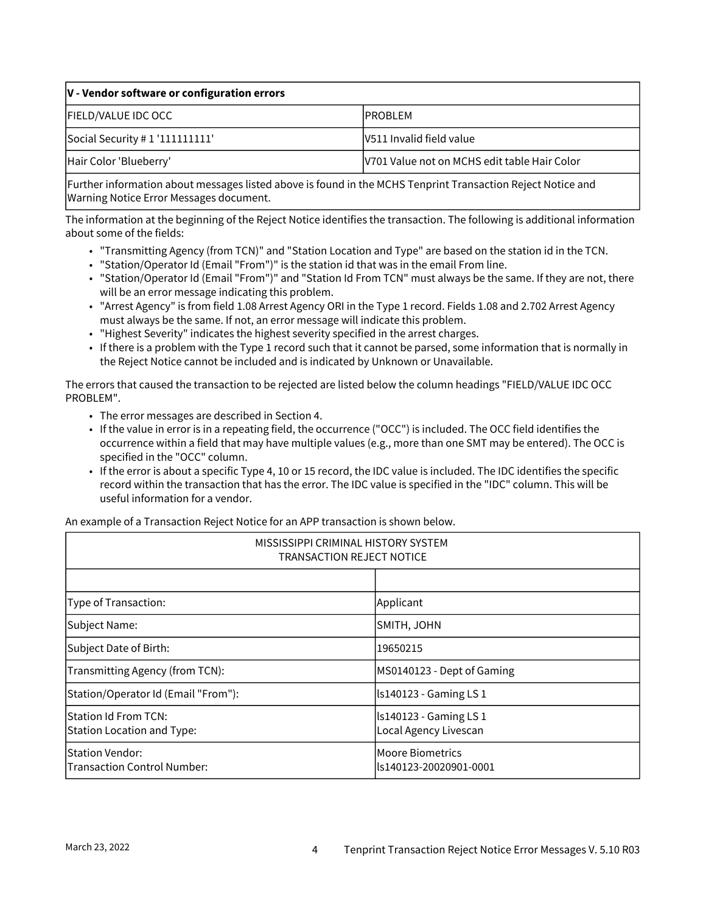| V - Vendor software or configuration errors | |
|---|---|
| FIELD/VALUE IDC OCC | PROBLEM |
| Social Security # 1 '111111111' | V511 Invalid field value |
| Hair Color 'Blueberry' | V701 Value not on MCHS edit table Hair Color |
| Further information about messages listed above is found in the MCHS Tenprint Transaction Reject Notice and Warning Notice Error Messages document. | |

The information at the beginning of the Reject Notice identifies the transaction. The following is additional information about some of the fields:

- "Transmitting Agency (from TCN)" and "Station Location and Type" are based on the station id in the TCN.
- "Station/Operator Id (Email "From")" is the station id that was in the email From line.
- "Station/Operator Id (Email "From")" and "Station Id From TCN" must always be the same. If they are not, there will be an error message indicating this problem.
- "Arrest Agency" is from field 1.08 Arrest Agency ORI in the Type 1 record. Fields 1.08 and 2.702 Arrest Agency must always be the same. If not, an error message will indicate this problem.
- "Highest Severity" indicates the highest severity specified in the arrest charges.
- If there is a problem with the Type 1 record such that it cannot be parsed, some information that is normally in the Reject Notice cannot be included and is indicated by Unknown or Unavailable.

The errors that caused the transaction to be rejected are listed below the column headings "FIELD/VALUE IDC OCC PROBLEM".

- The error messages are described in Section 4.
- If the value in error is in a repeating field, the occurrence ("OCC") is included. The OCC field identifies the occurrence within a field that may have multiple values (e.g., more than one SMT may be entered). The OCC is specified in the "OCC" column.
- If the error is about a specific Type 4, 10 or 15 record, the IDC value is included. The IDC identifies the specific record within the transaction that has the error. The IDC value is specified in the "IDC" column. This will be useful information for a vendor.

An example of a Transaction Reject Notice for an APP transaction is shown below.

| MISSISSIPPI CRIMINAL HISTORY SYSTEM<br>TRANSACTION REJECT NOTICE | |
|---|---|
| | |
| Type of Transaction: | Applicant |
| Subject Name: | SMITH, JOHN |
| Subject Date of Birth: | 19650215 |
| Transmitting Agency (from TCN): | MS0140123 - Dept of Gaming |
| Station/Operator Id (Email "From"): | ls140123 - Gaming LS 1 |
| Station Id From TCN:<br>Station Location and Type: | ls140123 - Gaming LS 1<br>Local Agency Livescan |
| Station Vendor:<br>Transaction Control Number: | Moore Biometrics<br>ls140123-20020901-0001 |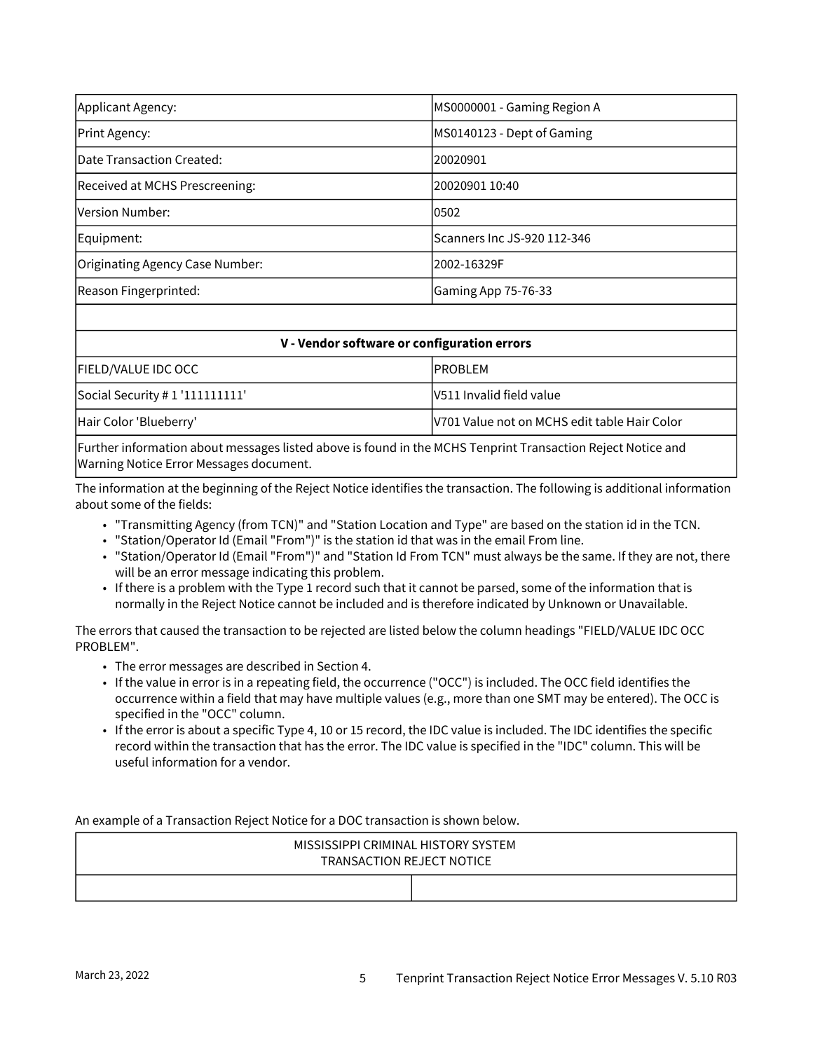| | |
|---|---|
| Applicant Agency: | MS0000001 - Gaming Region A |
| Print Agency: | MS0140123 - Dept of Gaming |
| Date Transaction Created: | 20020901 |
| Received at MCHS Prescreening: | 20020901 10:40 |
| Version Number: | 0502 |
| Equipment: | Scanners Inc JS-920 112-346 |
| Originating Agency Case Number: | 2002-16329F |
| Reason Fingerprinted: | Gaming App 75-76-33 |
| | |
| **V - Vendor software or configuration errors** | |
| FIELD/VALUE IDC OCC | PROBLEM |
| Social Security # 1 '111111111' | V511 Invalid field value |
| Hair Color 'Blueberry' | V701 Value not on MCHS edit table Hair Color |
| Further information about messages listed above is found in the MCHS Tenprint Transaction Reject Notice and Warning Notice Error Messages document. | |

The information at the beginning of the Reject Notice identifies the transaction. The following is additional information about some of the fields:

- "Transmitting Agency (from TCN)" and "Station Location and Type" are based on the station id in the TCN.
- "Station/Operator Id (Email "From")" is the station id that was in the email From line.
- "Station/Operator Id (Email "From")" and "Station Id From TCN" must always be the same. If they are not, there will be an error message indicating this problem.
- If there is a problem with the Type 1 record such that it cannot be parsed, some of the information that is normally in the Reject Notice cannot be included and is therefore indicated by Unknown or Unavailable.

The errors that caused the transaction to be rejected are listed below the column headings "FIELD/VALUE IDC OCC PROBLEM".

- The error messages are described in Section 4.
- If the value in error is in a repeating field, the occurrence ("OCC") is included. The OCC field identifies the occurrence within a field that may have multiple values (e.g., more than one SMT may be entered). The OCC is specified in the "OCC" column.
- If the error is about a specific Type 4, 10 or 15 record, the IDC value is included. The IDC identifies the specific record within the transaction that has the error. The IDC value is specified in the "IDC" column. This will be useful information for a vendor.

An example of a Transaction Reject Notice for a DOC transaction is shown below.

| MISSISSIPPI CRIMINAL HISTORY SYSTEM<br>TRANSACTION REJECT NOTICE | |
|---|---|
| | |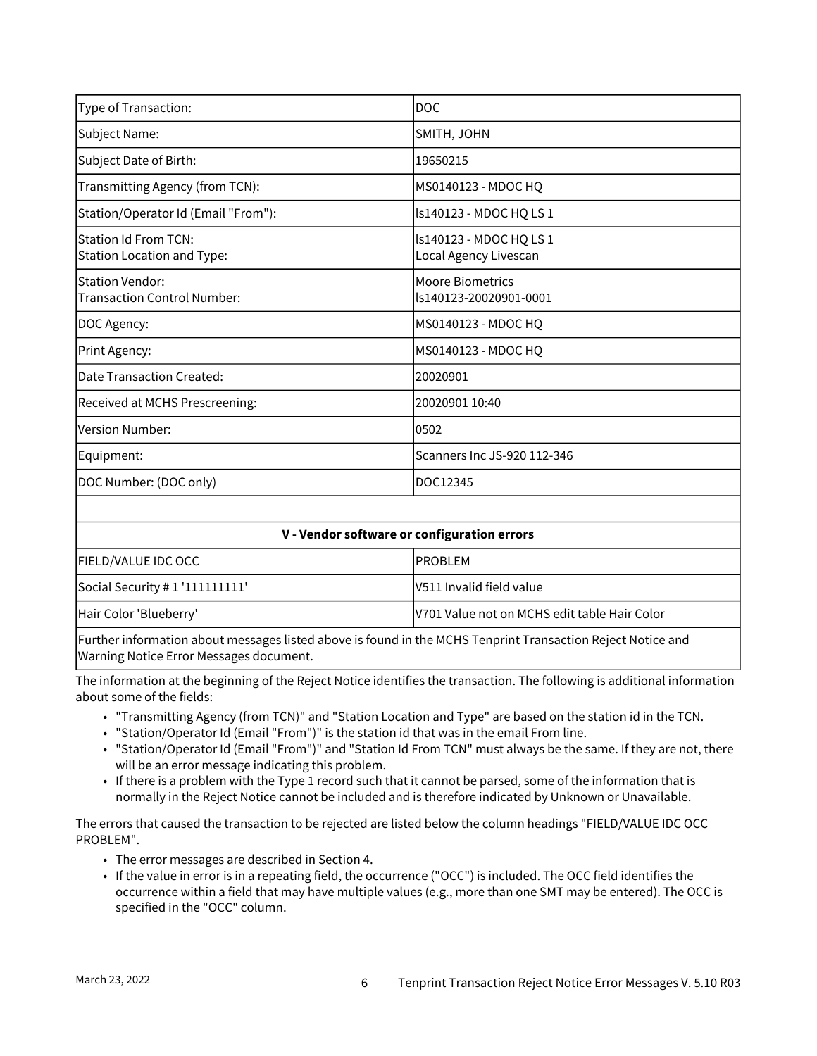| | |
|---|---|
| Type of Transaction: | DOC |
| Subject Name: | SMITH, JOHN |
| Subject Date of Birth: | 19650215 |
| Transmitting Agency (from TCN): | MS0140123 - MDOC HQ |
| Station/Operator Id (Email "From"): | ls140123 - MDOC HQ LS 1 |
| Station Id From TCN:<br>Station Location and Type: | ls140123 - MDOC HQ LS 1<br>Local Agency Livescan |
| Station Vendor:<br>Transaction Control Number: | Moore Biometrics<br>ls140123-20020901-0001 |
| DOC Agency: | MS0140123 - MDOC HQ |
| Print Agency: | MS0140123 - MDOC HQ |
| Date Transaction Created: | 20020901 |
| Received at MCHS Prescreening: | 20020901 10:40 |
| Version Number: | 0502 |
| Equipment: | Scanners Inc JS-920 112-346 |
| DOC Number: (DOC only) | DOC12345 |
| | |
| **V - Vendor software or configuration errors** | |
| FIELD/VALUE IDC OCC | PROBLEM |
| Social Security # 1 '111111111' | V511 Invalid field value |
| Hair Color 'Blueberry' | V701 Value not on MCHS edit table Hair Color |
| Further information about messages listed above is found in the MCHS Tenprint Transaction Reject Notice and Warning Notice Error Messages document. | |

The information at the beginning of the Reject Notice identifies the transaction. The following is additional information about some of the fields:

- "Transmitting Agency (from TCN)" and "Station Location and Type" are based on the station id in the TCN.
- "Station/Operator Id (Email "From")" is the station id that was in the email From line.
- "Station/Operator Id (Email "From")" and "Station Id From TCN" must always be the same. If they are not, there will be an error message indicating this problem.
- If there is a problem with the Type 1 record such that it cannot be parsed, some of the information that is normally in the Reject Notice cannot be included and is therefore indicated by Unknown or Unavailable.

The errors that caused the transaction to be rejected are listed below the column headings "FIELD/VALUE IDC OCC PROBLEM".

- The error messages are described in Section 4.
- If the value in error is in a repeating field, the occurrence ("OCC") is included. The OCC field identifies the occurrence within a field that may have multiple values (e.g., more than one SMT may be entered). The OCC is specified in the "OCC" column.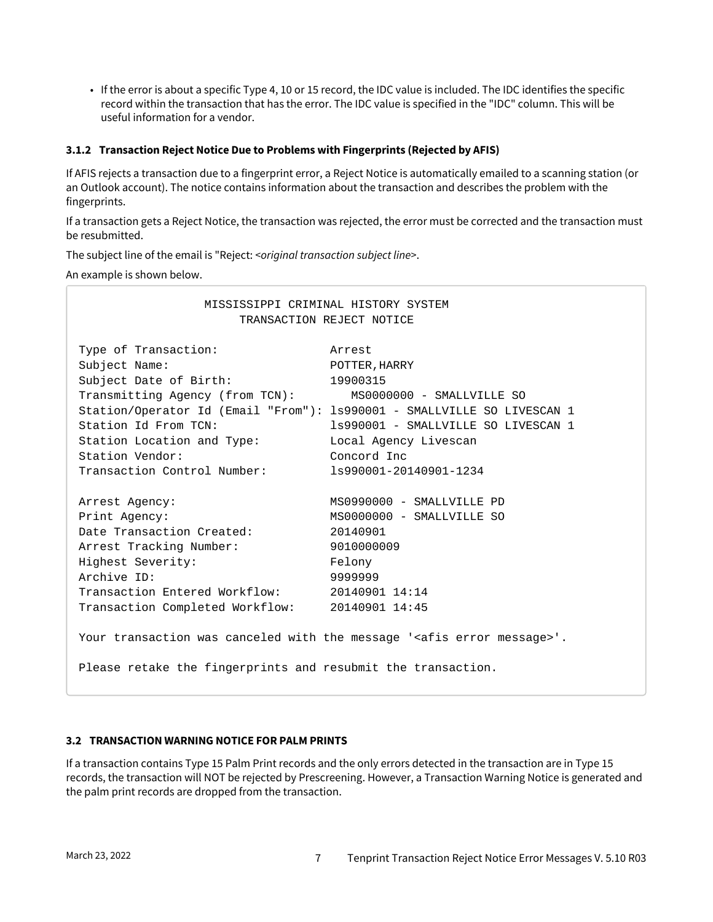- If the error is about a specific Type 4, 10 or 15 record, the IDC value is included. The IDC identifies the specific record within the transaction that has the error. The IDC value is specified in the "IDC" column. This will be useful information for a vendor.

### 3.1.2 Transaction Reject Notice Due to Problems with Fingerprints (Rejected by AFIS)

If AFIS rejects a transaction due to a fingerprint error, a Reject Notice is automatically emailed to a scanning station (or an Outlook account). The notice contains information about the transaction and describes the problem with the fingerprints.

If a transaction gets a Reject Notice, the transaction was rejected, the error must be corrected and the transaction must be resubmitted.

The subject line of the email is "Reject: *<original transaction subject line>*.

An example is shown below.

```
                  MISSISSIPPI CRIMINAL HISTORY SYSTEM
                       TRANSACTION REJECT NOTICE

Type of Transaction:                Arrest
Subject Name:                       POTTER,HARRY
Subject Date of Birth:              19900315
Transmitting Agency (from TCN):        MS0000000 - SMALLVILLE SO
Station/Operator Id (Email "From"): ls990001 - SMALLVILLE SO LIVESCAN 1
Station Id From TCN:                ls990001 - SMALLVILLE SO LIVESCAN 1
Station Location and Type:          Local Agency Livescan
Station Vendor:                     Concord Inc
Transaction Control Number:         ls990001-20140901-1234

Arrest Agency:                      MS0990000 - SMALLVILLE PD
Print Agency:                       MS0000000 - SMALLVILLE SO
Date Transaction Created:           20140901
Arrest Tracking Number:             9010000009
Highest Severity:                   Felony
Archive ID:                         9999999
Transaction Entered Workflow:       20140901 14:14
Transaction Completed Workflow:     20140901 14:45

Your transaction was canceled with the message '<afis error message>'.

Please retake the fingerprints and resubmit the transaction.
```

## 3.2 TRANSACTION WARNING NOTICE FOR PALM PRINTS

If a transaction contains Type 15 Palm Print records and the only errors detected in the transaction are in Type 15 records, the transaction will NOT be rejected by Prescreening. However, a Transaction Warning Notice is generated and the palm print records are dropped from the transaction.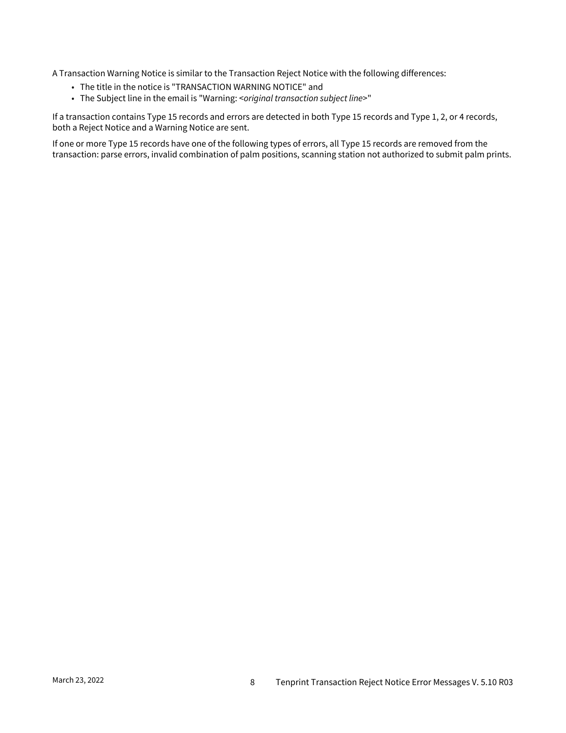A Transaction Warning Notice is similar to the Transaction Reject Notice with the following differences:

- The title in the notice is "TRANSACTION WARNING NOTICE" and
- The Subject line in the email is "Warning: <*original transaction subject line*>"

If a transaction contains Type 15 records and errors are detected in both Type 15 records and Type 1, 2, or 4 records, both a Reject Notice and a Warning Notice are sent.

If one or more Type 15 records have one of the following types of errors, all Type 15 records are removed from the transaction: parse errors, invalid combination of palm positions, scanning station not authorized to submit palm prints.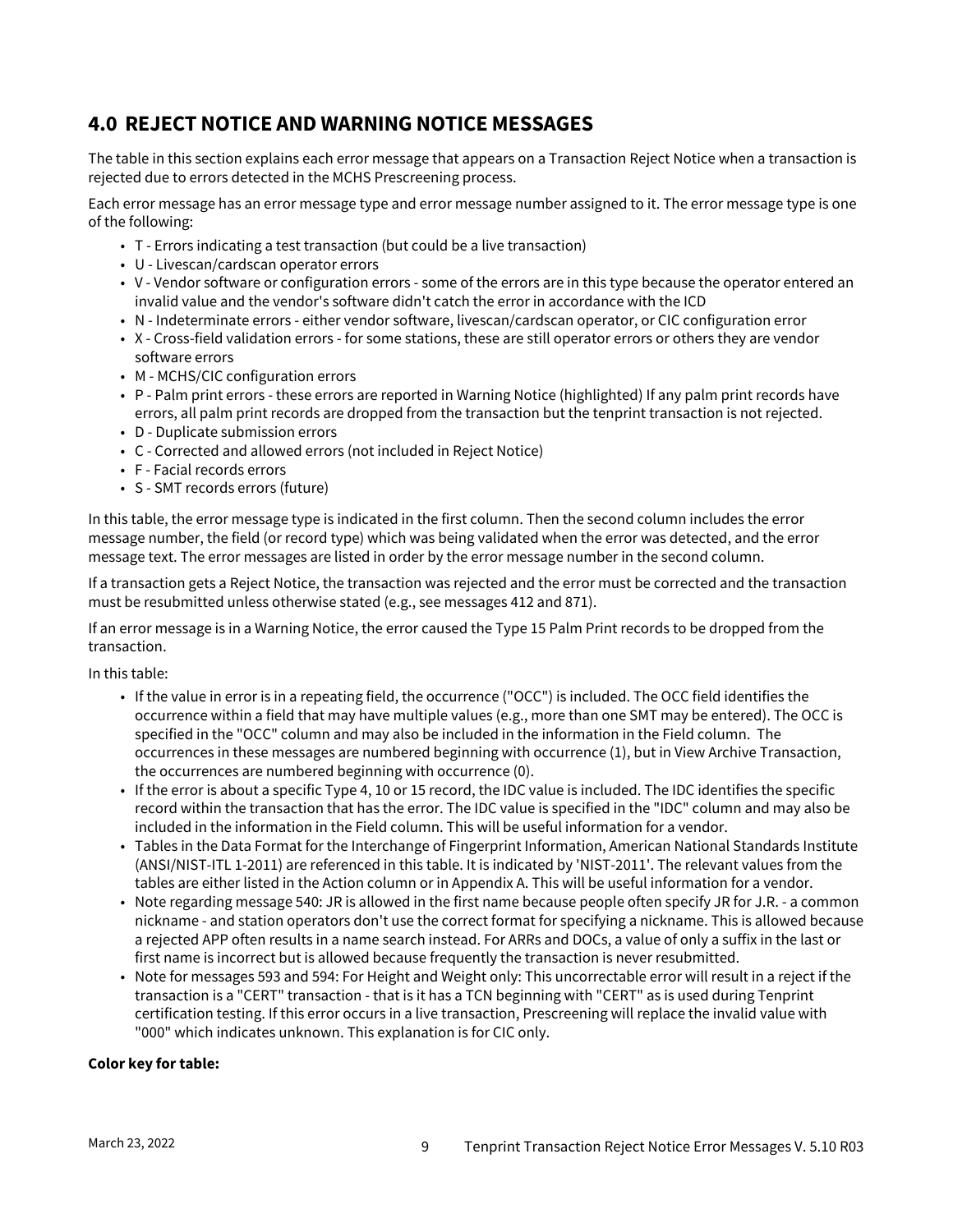## 4.0 REJECT NOTICE AND WARNING NOTICE MESSAGES

The table in this section explains each error message that appears on a Transaction Reject Notice when a transaction is rejected due to errors detected in the MCHS Prescreening process.

Each error message has an error message type and error message number assigned to it. The error message type is one of the following:

- T - Errors indicating a test transaction (but could be a live transaction)
- U - Livescan/cardscan operator errors
- V - Vendor software or configuration errors - some of the errors are in this type because the operator entered an invalid value and the vendor's software didn't catch the error in accordance with the ICD
- N - Indeterminate errors - either vendor software, livescan/cardscan operator, or CIC configuration error
- X - Cross-field validation errors - for some stations, these are still operator errors or others they are vendor software errors
- M - MCHS/CIC configuration errors
- P - Palm print errors - these errors are reported in Warning Notice (highlighted) If any palm print records have errors, all palm print records are dropped from the transaction but the tenprint transaction is not rejected.
- D - Duplicate submission errors
- C - Corrected and allowed errors (not included in Reject Notice)
- F - Facial records errors
- S - SMT records errors (future)

In this table, the error message type is indicated in the first column. Then the second column includes the error message number, the field (or record type) which was being validated when the error was detected, and the error message text. The error messages are listed in order by the error message number in the second column.

If a transaction gets a Reject Notice, the transaction was rejected and the error must be corrected and the transaction must be resubmitted unless otherwise stated (e.g., see messages 412 and 871).

If an error message is in a Warning Notice, the error caused the Type 15 Palm Print records to be dropped from the transaction.

In this table:

- If the value in error is in a repeating field, the occurrence ("OCC") is included. The OCC field identifies the occurrence within a field that may have multiple values (e.g., more than one SMT may be entered). The OCC is specified in the "OCC" column and may also be included in the information in the Field column. The occurrences in these messages are numbered beginning with occurrence (1), but in View Archive Transaction, the occurrences are numbered beginning with occurrence (0).
- If the error is about a specific Type 4, 10 or 15 record, the IDC value is included. The IDC identifies the specific record within the transaction that has the error. The IDC value is specified in the "IDC" column and may also be included in the information in the Field column. This will be useful information for a vendor.
- Tables in the Data Format for the Interchange of Fingerprint Information, American National Standards Institute (ANSI/NIST-ITL 1-2011) are referenced in this table. It is indicated by 'NIST-2011'. The relevant values from the tables are either listed in the Action column or in Appendix A. This will be useful information for a vendor.
- Note regarding message 540: JR is allowed in the first name because people often specify JR for J.R. - a common nickname - and station operators don't use the correct format for specifying a nickname. This is allowed because a rejected APP often results in a name search instead. For ARRs and DOCs, a value of only a suffix in the last or first name is incorrect but is allowed because frequently the transaction is never resubmitted.
- Note for messages 593 and 594: For Height and Weight only: This uncorrectable error will result in a reject if the transaction is a "CERT" transaction - that is it has a TCN beginning with "CERT" as is used during Tenprint certification testing. If this error occurs in a live transaction, Prescreening will replace the invalid value with "000" which indicates unknown. This explanation is for CIC only.

**Color key for table:**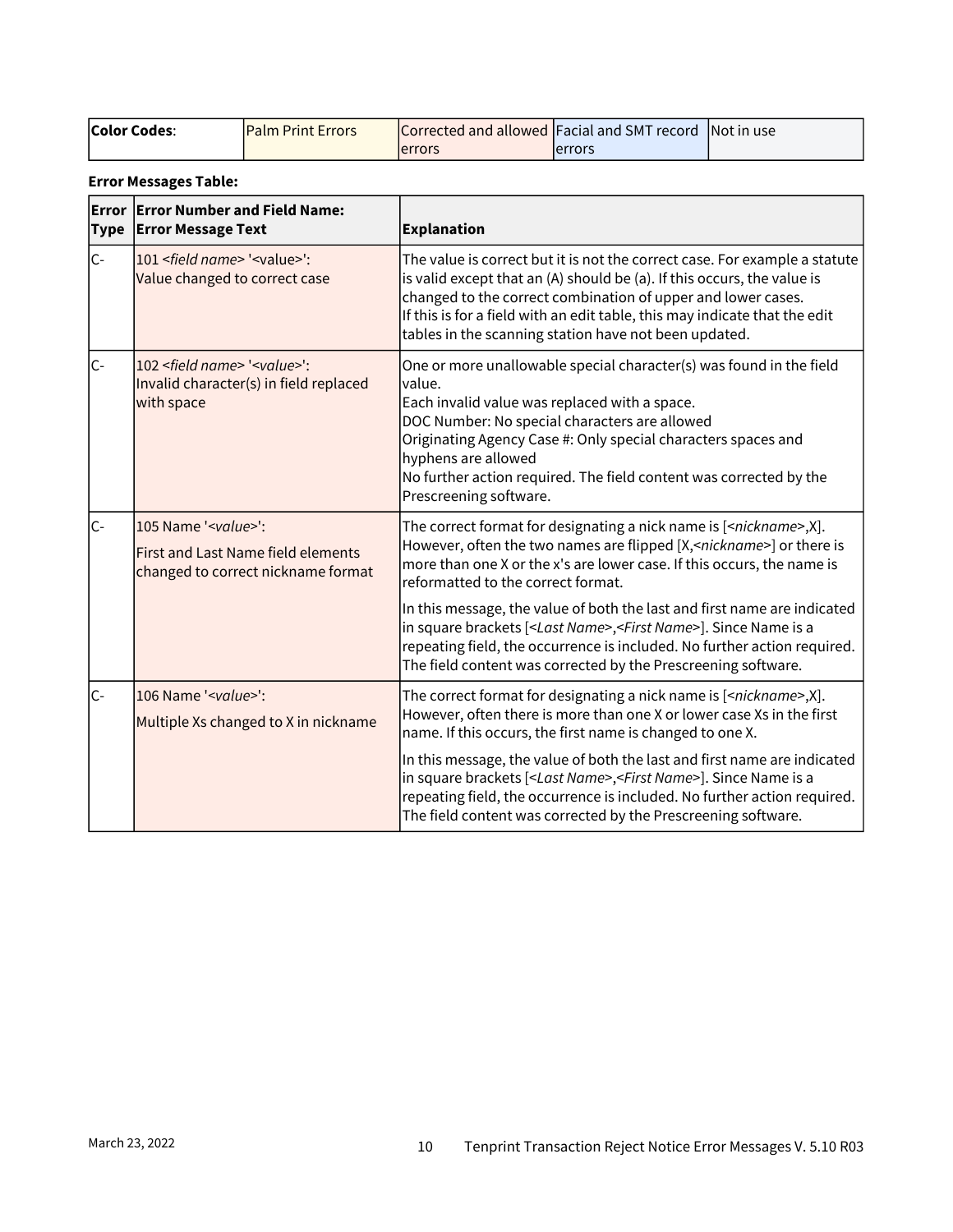| **Color Codes**: | Palm Print Errors | Corrected and allowed errors | Facial and SMT record errors | Not in use |
|---|---|---|---|---|

**Error Messages Table:**

| Error Type | Error Number and Field Name: Error Message Text | Explanation |
|---|---|---|
| C- | 101 <*field name*> '<value>': Value changed to correct case | The value is correct but it is not the correct case. For example a statute is valid except that an (A) should be (a). If this occurs, the value is changed to the correct combination of upper and lower cases.<br>If this is for a field with an edit table, this may indicate that the edit tables in the scanning station have not been updated. |
| C- | 102 <*field name*> '<*value*>': Invalid character(s) in field replaced with space | One or more unallowable special character(s) was found in the field value.<br>Each invalid value was replaced with a space.<br>DOC Number: No special characters are allowed<br>Originating Agency Case #: Only special characters spaces and hyphens are allowed<br>No further action required. The field content was corrected by the Prescreening software. |
| C- | 105 Name '<*value*>':<br>First and Last Name field elements changed to correct nickname format | The correct format for designating a nick name is [<*nickname*>,X]. However, often the two names are flipped [X,<*nickname*>] or there is more than one X or the x's are lower case. If this occurs, the name is reformatted to the correct format.<br>In this message, the value of both the last and first name are indicated in square brackets [<*Last Name*>,<*First Name*>]. Since Name is a repeating field, the occurrence is included. No further action required. The field content was corrected by the Prescreening software. |
| C- | 106 Name '<*value*>':<br>Multiple Xs changed to X in nickname | The correct format for designating a nick name is [<*nickname*>,X]. However, often there is more than one X or lower case Xs in the first name. If this occurs, the first name is changed to one X.<br>In this message, the value of both the last and first name are indicated in square brackets [<*Last Name*>,<*First Name*>]. Since Name is a repeating field, the occurrence is included. No further action required. The field content was corrected by the Prescreening software. |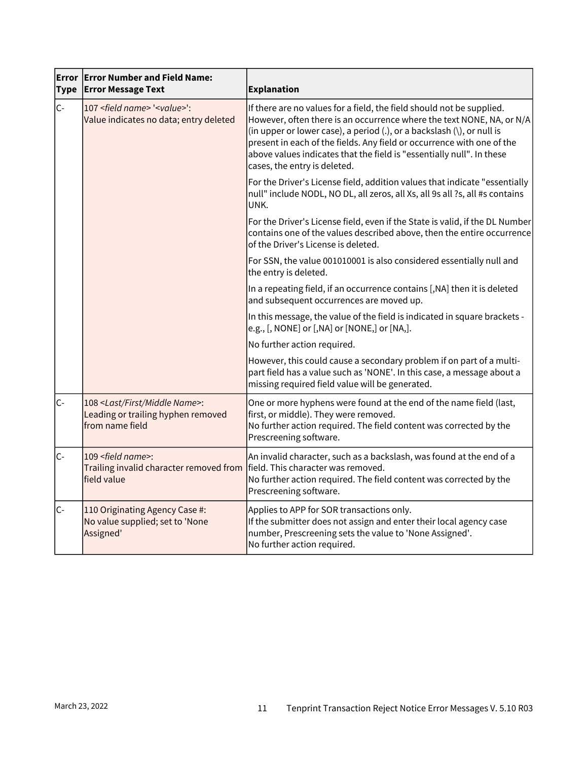| Error Type | Error Number and Field Name: Error Message Text | Explanation |
|---|---|---|
| C- | 107 *<field name>* '*<value>*': Value indicates no data; entry deleted | If there are no values for a field, the field should not be supplied. However, often there is an occurrence where the text NONE, NA, or N/A (in upper or lower case), a period (.), or a backslash (\), or null is present in each of the fields. Any field or occurrence with one of the above values indicates that the field is "essentially null". In these cases, the entry is deleted.<br><br>For the Driver's License field, addition values that indicate "essentially null" include NODL, NO DL, all zeros, all Xs, all 9s all ?s, all #s contains UNK.<br><br>For the Driver's License field, even if the State is valid, if the DL Number contains one of the values described above, then the entire occurrence of the Driver's License is deleted.<br><br>For SSN, the value 001010001 is also considered essentially null and the entry is deleted.<br><br>In a repeating field, if an occurrence contains [,NA] then it is deleted and subsequent occurrences are moved up.<br><br>In this message, the value of the field is indicated in square brackets - e.g., [, NONE] or [,NA] or [NONE,] or [NA,].<br><br>No further action required.<br><br>However, this could cause a secondary problem if on part of a multi-part field has a value such as 'NONE'. In this case, a message about a missing required field value will be generated. |
| C- | 108 *<Last/First/Middle Name>*: Leading or trailing hyphen removed from name field | One or more hyphens were found at the end of the name field (last, first, or middle). They were removed.<br>No further action required. The field content was corrected by the Prescreening software. |
| C- | 109 *<field name>*: Trailing invalid character removed from field value | An invalid character, such as a backslash, was found at the end of a field. This character was removed.<br>No further action required. The field content was corrected by the Prescreening software. |
| C- | 110 Originating Agency Case #: No value supplied; set to 'None Assigned' | Applies to APP for SOR transactions only.<br>If the submitter does not assign and enter their local agency case number, Prescreening sets the value to 'None Assigned'.<br>No further action required. |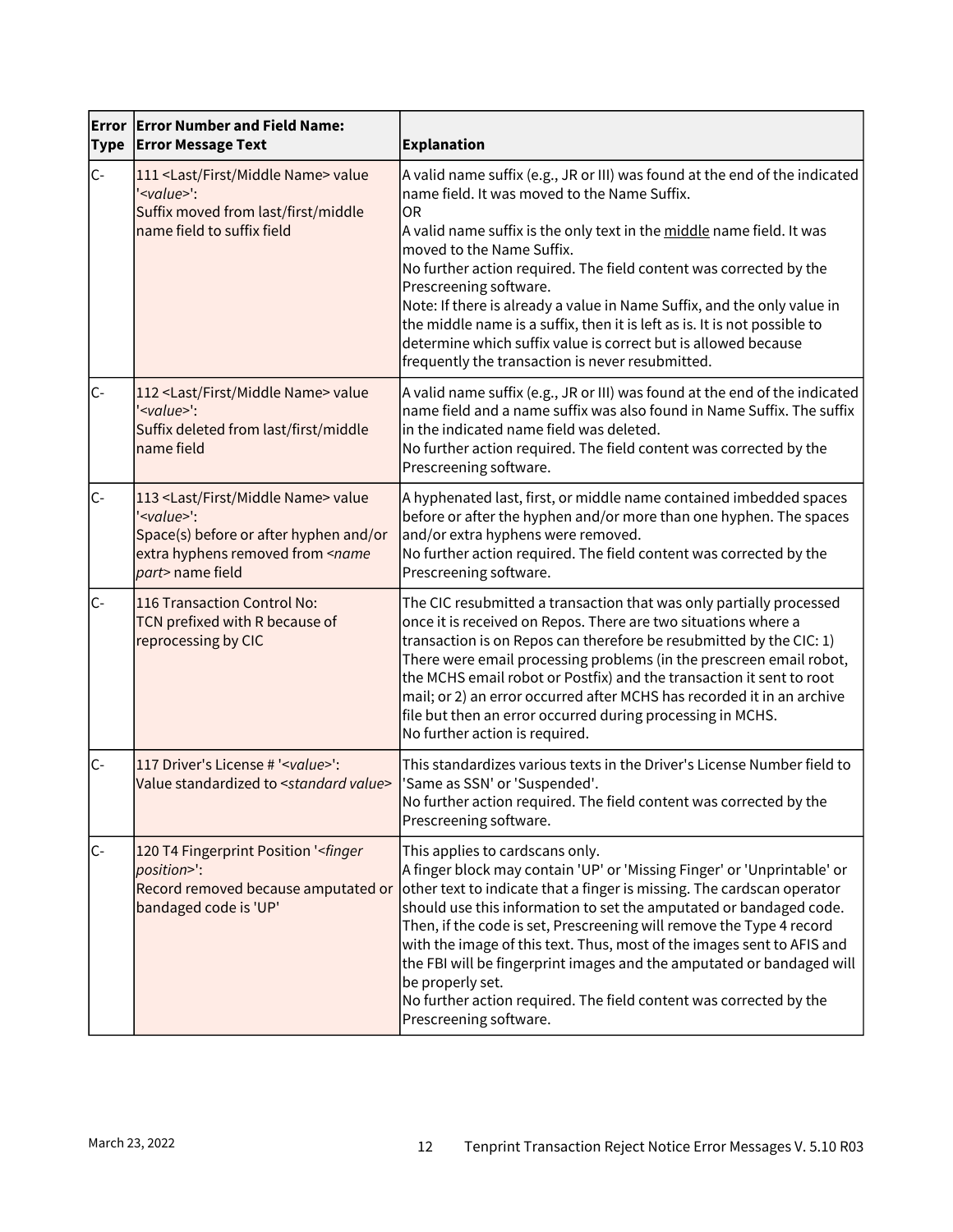| Error Type | Error Number and Field Name: Error Message Text | Explanation |
|---|---|---|
| C- | 111 <Last/First/Middle Name> value '*<value>*':<br>Suffix moved from last/first/middle name field to suffix field | A valid name suffix (e.g., JR or III) was found at the end of the indicated name field. It was moved to the Name Suffix.<br>OR<br>A valid name suffix is the only text in the middle name field. It was moved to the Name Suffix.<br>No further action required. The field content was corrected by the Prescreening software.<br>Note: If there is already a value in Name Suffix, and the only value in the middle name is a suffix, then it is left as is. It is not possible to determine which suffix value is correct but is allowed because frequently the transaction is never resubmitted. |
| C- | 112 <Last/First/Middle Name> value '*<value>*':<br>Suffix deleted from last/first/middle name field | A valid name suffix (e.g., JR or III) was found at the end of the indicated name field and a name suffix was also found in Name Suffix. The suffix in the indicated name field was deleted.<br>No further action required. The field content was corrected by the Prescreening software. |
| C- | 113 <Last/First/Middle Name> value '*<value>*':<br>Space(s) before or after hyphen and/or extra hyphens removed from *<name part>* name field | A hyphenated last, first, or middle name contained imbedded spaces before or after the hyphen and/or more than one hyphen. The spaces and/or extra hyphens were removed.<br>No further action required. The field content was corrected by the Prescreening software. |
| C- | 116 Transaction Control No:<br>TCN prefixed with R because of reprocessing by CIC | The CIC resubmitted a transaction that was only partially processed once it is received on Repos. There are two situations where a transaction is on Repos can therefore be resubmitted by the CIC: 1) There were email processing problems (in the prescreen email robot, the MCHS email robot or Postfix) and the transaction it sent to root mail; or 2) an error occurred after MCHS has recorded it in an archive file but then an error occurred during processing in MCHS.<br>No further action is required. |
| C- | 117 Driver's License # '*<value>*':<br>Value standardized to *<standard value>* | This standardizes various texts in the Driver's License Number field to 'Same as SSN' or 'Suspended'.<br>No further action required. The field content was corrected by the Prescreening software. |
| C- | 120 T4 Fingerprint Position '*<finger position>*':<br>Record removed because amputated or bandaged code is 'UP' | This applies to cardscans only.<br>A finger block may contain 'UP' or 'Missing Finger' or 'Unprintable' or other text to indicate that a finger is missing. The cardscan operator should use this information to set the amputated or bandaged code. Then, if the code is set, Prescreening will remove the Type 4 record with the image of this text. Thus, most of the images sent to AFIS and the FBI will be fingerprint images and the amputated or bandaged will be properly set.<br>No further action required. The field content was corrected by the Prescreening software. |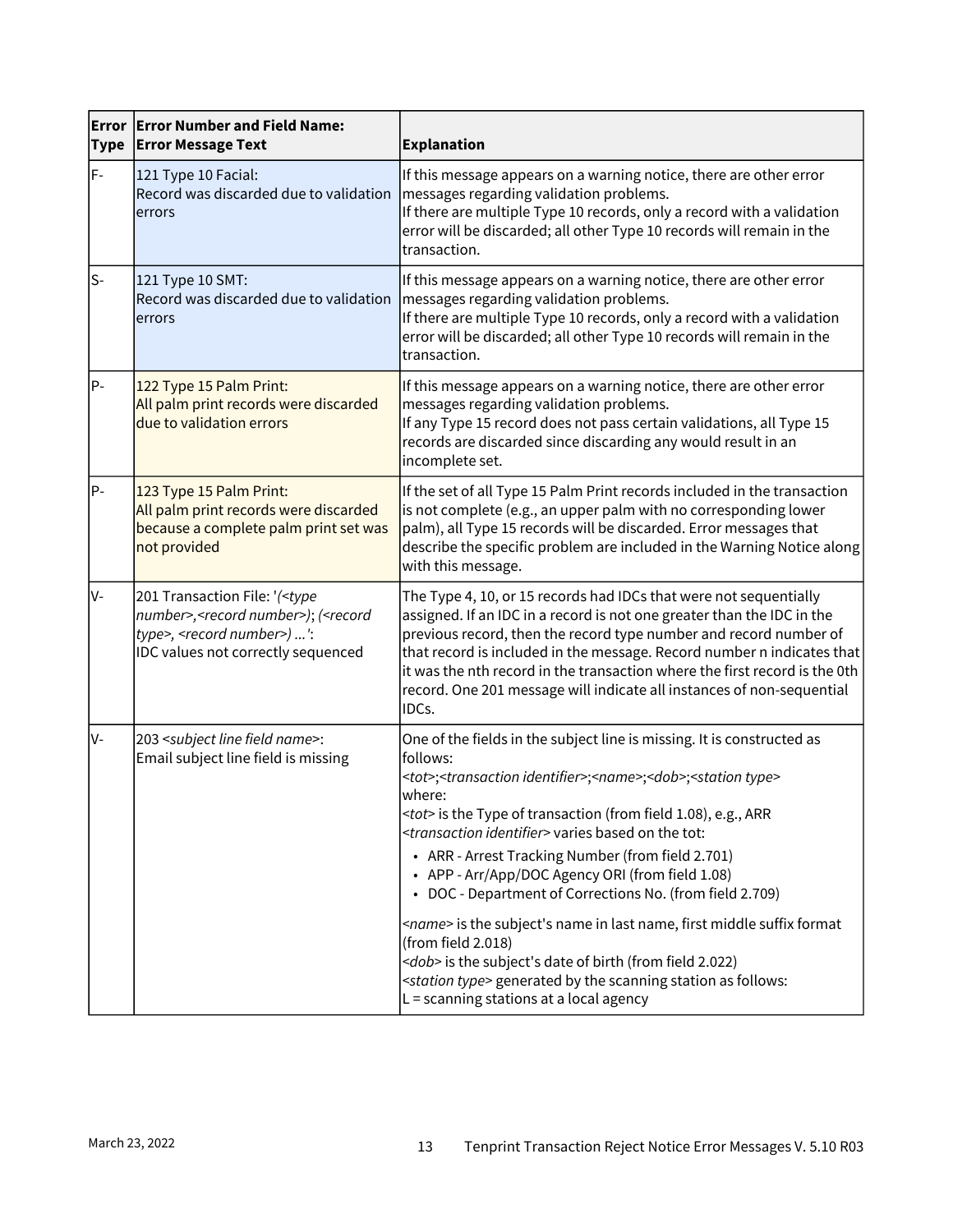| Error Type | Error Number and Field Name: Error Message Text | Explanation |
|---|---|---|
| F- | 121 Type 10 Facial:<br>Record was discarded due to validation errors | If this message appears on a warning notice, there are other error messages regarding validation problems.<br>If there are multiple Type 10 records, only a record with a validation error will be discarded; all other Type 10 records will remain in the transaction. |
| S- | 121 Type 10 SMT:<br>Record was discarded due to validation errors | If this message appears on a warning notice, there are other error messages regarding validation problems.<br>If there are multiple Type 10 records, only a record with a validation error will be discarded; all other Type 10 records will remain in the transaction. |
| P- | 122 Type 15 Palm Print:<br>All palm print records were discarded due to validation errors | If this message appears on a warning notice, there are other error messages regarding validation problems.<br>If any Type 15 record does not pass certain validations, all Type 15 records are discarded since discarding any would result in an incomplete set. |
| P- | 123 Type 15 Palm Print:<br>All palm print records were discarded because a complete palm print set was not provided | If the set of all Type 15 Palm Print records included in the transaction is not complete (e.g., an upper palm with no corresponding lower palm), all Type 15 records will be discarded. Error messages that describe the specific problem are included in the Warning Notice along with this message. |
| V- | 201 Transaction File: '*(<type number>,<record number>)*; *(<record type>, <record number>) ...*':<br>IDC values not correctly sequenced | The Type 4, 10, or 15 records had IDCs that were not sequentially assigned. If an IDC in a record is not one greater than the IDC in the previous record, then the record type number and record number of that record is included in the message. Record number n indicates that it was the nth record in the transaction where the first record is the 0th record. One 201 message will indicate all instances of non-sequential IDCs. |
| V- | 203 <*subject line field name*>:<br>Email subject line field is missing | One of the fields in the subject line is missing. It is constructed as follows:<br>*<tot>*;*<transaction identifier>*;*<name>*;*<dob>*;*<station type>*<br>where:<br>*<tot>* is the Type of transaction (from field 1.08), e.g., ARR<br>*<transaction identifier>* varies based on the tot:<br>• ARR - Arrest Tracking Number (from field 2.701)<br>• APP - Arr/App/DOC Agency ORI (from field 1.08)<br>• DOC - Department of Corrections No. (from field 2.709)<br>*<name>* is the subject's name in last name, first middle suffix format (from field 2.018)<br>*<dob>* is the subject's date of birth (from field 2.022)<br>*<station type>* generated by the scanning station as follows:<br>L = scanning stations at a local agency |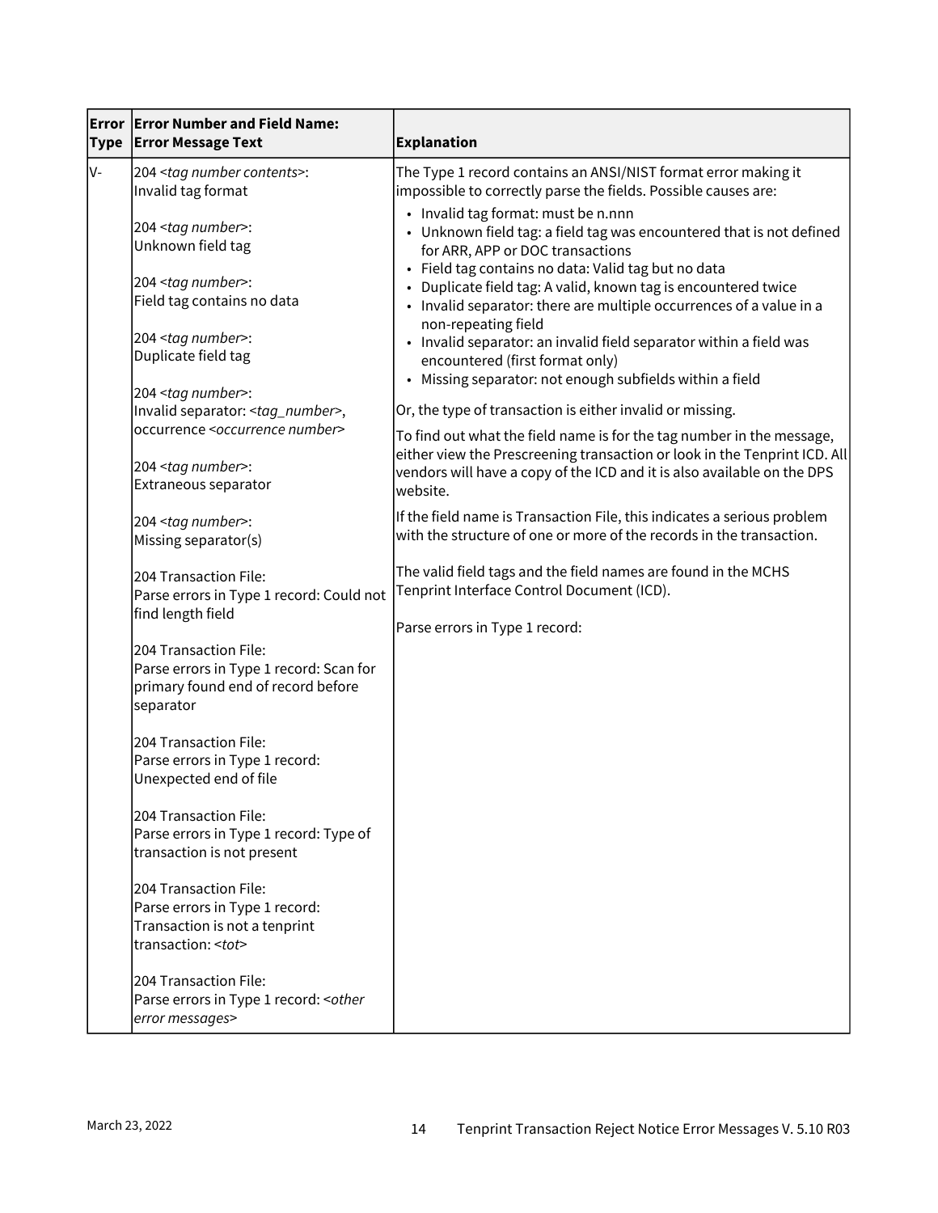| Error Type | Error Number and Field Name: Error Message Text | Explanation |
|---|---|---|
| V- | 204 *<tag number contents>*: Invalid tag format<br><br>204 *<tag number>*: Unknown field tag<br><br>204 *<tag number>*: Field tag contains no data<br><br>204 *<tag number>*: Duplicate field tag<br><br>204 *<tag number>*: Invalid separator: *<tag_number>*, occurrence *<occurrence number>*<br><br>204 *<tag number>*: Extraneous separator<br><br>204 *<tag number>*: Missing separator(s)<br><br>204 Transaction File: Parse errors in Type 1 record: Could not find length field<br><br>204 Transaction File: Parse errors in Type 1 record: Scan for primary found end of record before separator<br><br>204 Transaction File: Parse errors in Type 1 record: Unexpected end of file<br><br>204 Transaction File: Parse errors in Type 1 record: Type of transaction is not present<br><br>204 Transaction File: Parse errors in Type 1 record: Transaction is not a tenprint transaction: *<tot>*<br><br>204 Transaction File: Parse errors in Type 1 record: *<other error messages>* | The Type 1 record contains an ANSI/NIST format error making it impossible to correctly parse the fields. Possible causes are:<br>• Invalid tag format: must be n.nnn<br>• Unknown field tag: a field tag was encountered that is not defined for ARR, APP or DOC transactions<br>• Field tag contains no data: Valid tag but no data<br>• Duplicate field tag: A valid, known tag is encountered twice<br>• Invalid separator: there are multiple occurrences of a value in a non-repeating field<br>• Invalid separator: an invalid field separator within a field was encountered (first format only)<br>• Missing separator: not enough subfields within a field<br><br>Or, the type of transaction is either invalid or missing.<br><br>To find out what the field name is for the tag number in the message, either view the Prescreening transaction or look in the Tenprint ICD. All vendors will have a copy of the ICD and it is also available on the DPS website.<br><br>If the field name is Transaction File, this indicates a serious problem with the structure of one or more of the records in the transaction.<br><br>The valid field tags and the field names are found in the MCHS Tenprint Interface Control Document (ICD).<br><br>Parse errors in Type 1 record: |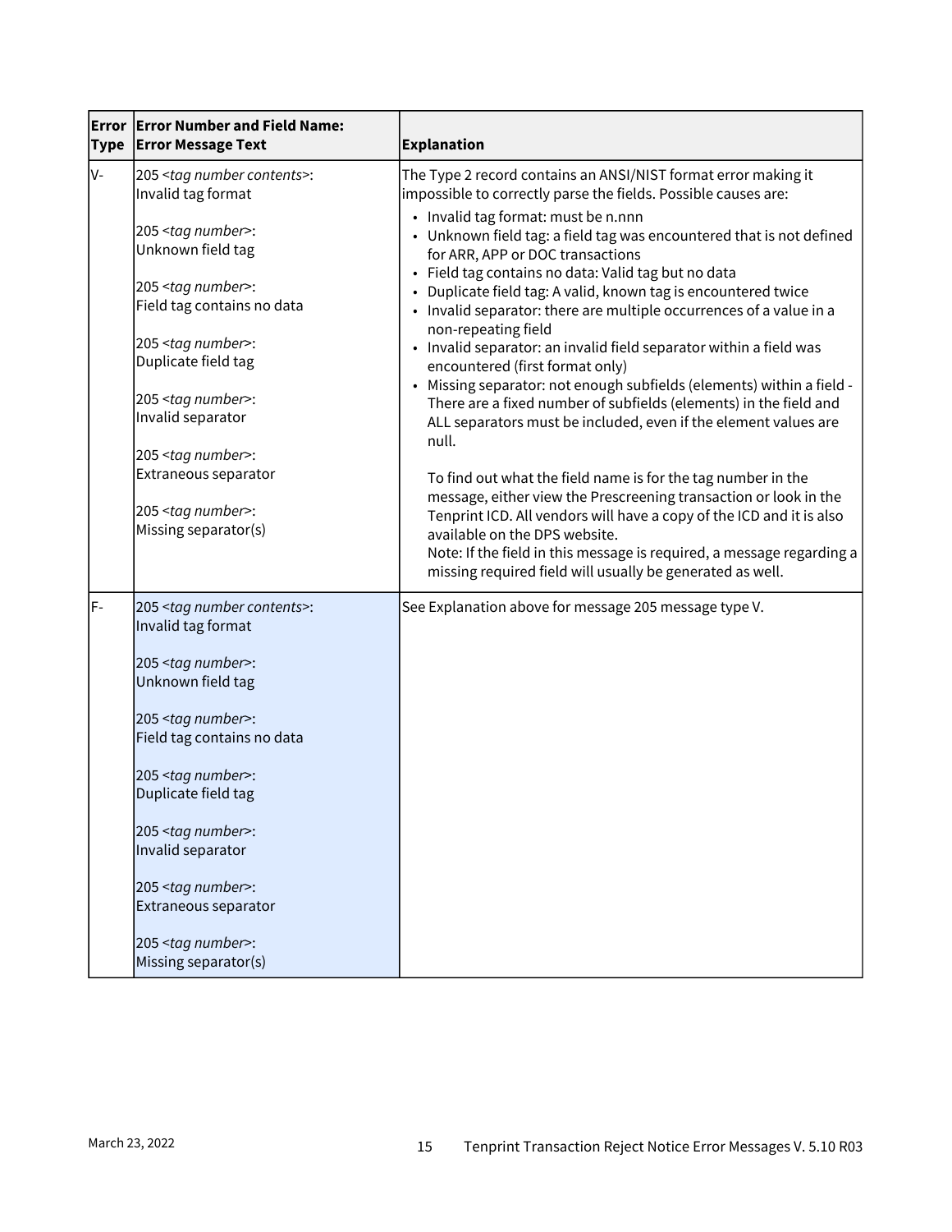| Error Type | Error Number and Field Name: Error Message Text | Explanation |
| --- | --- | --- |
| V- | 205 <*tag number contents*>: Invalid tag format<br><br>205 <*tag number*>: Unknown field tag<br><br>205 <*tag number*>: Field tag contains no data<br><br>205 <*tag number*>: Duplicate field tag<br><br>205 <*tag number*>: Invalid separator<br><br>205 <*tag number*>: Extraneous separator<br><br>205 <*tag number*>: Missing separator(s) | The Type 2 record contains an ANSI/NIST format error making it impossible to correctly parse the fields. Possible causes are:<br>• Invalid tag format: must be n.nnn<br>• Unknown field tag: a field tag was encountered that is not defined for ARR, APP or DOC transactions<br>• Field tag contains no data: Valid tag but no data<br>• Duplicate field tag: A valid, known tag is encountered twice<br>• Invalid separator: there are multiple occurrences of a value in a non-repeating field<br>• Invalid separator: an invalid field separator within a field was encountered (first format only)<br>• Missing separator: not enough subfields (elements) within a field - There are a fixed number of subfields (elements) in the field and ALL separators must be included, even if the element values are null.<br><br>To find out what the field name is for the tag number in the message, either view the Prescreening transaction or look in the Tenprint ICD. All vendors will have a copy of the ICD and it is also available on the DPS website.<br>Note: If the field in this message is required, a message regarding a missing required field will usually be generated as well. |
| F- | 205 <*tag number contents*>: Invalid tag format<br><br>205 <*tag number*>: Unknown field tag<br><br>205 <*tag number*>: Field tag contains no data<br><br>205 <*tag number*>: Duplicate field tag<br><br>205 <*tag number*>: Invalid separator<br><br>205 <*tag number*>: Extraneous separator<br><br>205 <*tag number*>: Missing separator(s) | See Explanation above for message 205 message type V. |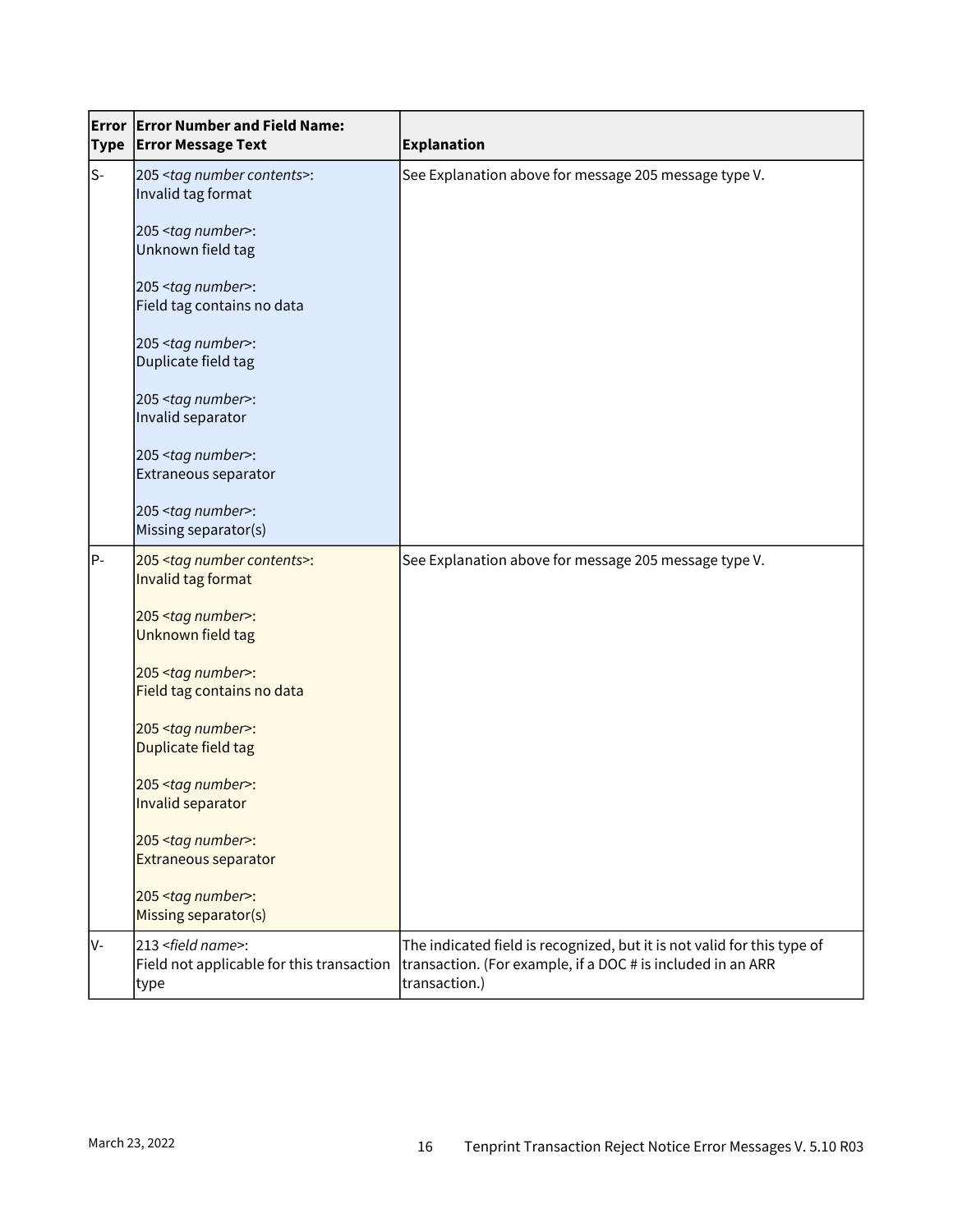| Error Type | Error Number and Field Name: Error Message Text | Explanation |
|---|---|---|
| S- | 205 *<tag number contents>*: Invalid tag format<br><br>205 *<tag number>*: Unknown field tag<br><br>205 *<tag number>*: Field tag contains no data<br><br>205 *<tag number>*: Duplicate field tag<br><br>205 *<tag number>*: Invalid separator<br><br>205 *<tag number>*: Extraneous separator<br><br>205 *<tag number>*: Missing separator(s) | See Explanation above for message 205 message type V. |
| P- | 205 *<tag number contents>*: Invalid tag format<br><br>205 *<tag number>*: Unknown field tag<br><br>205 *<tag number>*: Field tag contains no data<br><br>205 *<tag number>*: Duplicate field tag<br><br>205 *<tag number>*: Invalid separator<br><br>205 *<tag number>*: Extraneous separator<br><br>205 *<tag number>*: Missing separator(s) | See Explanation above for message 205 message type V. |
| V- | 213 *<field name>*: Field not applicable for this transaction type | The indicated field is recognized, but it is not valid for this type of transaction. (For example, if a DOC # is included in an ARR transaction.) |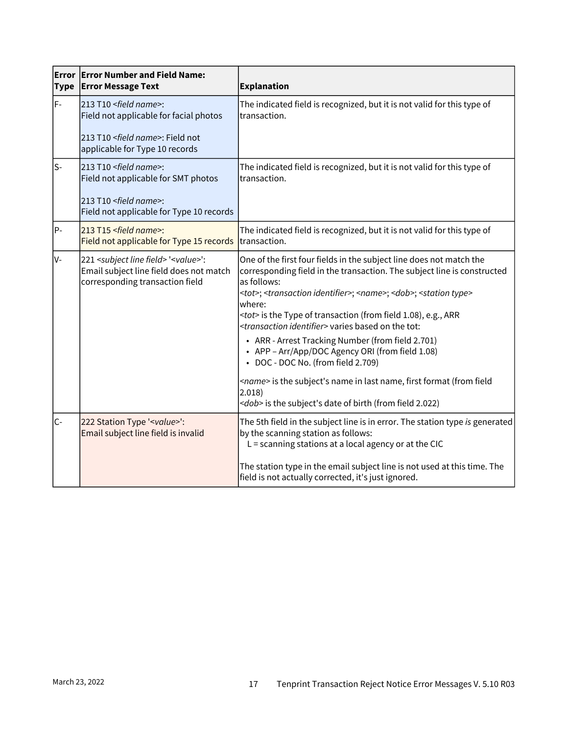| Error Type | Error Number and Field Name: Error Message Text | Explanation |
|---|---|---|
| F- | 213 T10 <*field name*>: Field not applicable for facial photos<br><br>213 T10 <*field name*>: Field not applicable for Type 10 records | The indicated field is recognized, but it is not valid for this type of transaction. |
| S- | 213 T10 <*field name*>: Field not applicable for SMT photos<br><br>213 T10 <*field name*>: Field not applicable for Type 10 records | The indicated field is recognized, but it is not valid for this type of transaction. |
| P- | 213 T15 <*field name*>: Field not applicable for Type 15 records | The indicated field is recognized, but it is not valid for this type of transaction. |
| V- | 221 <*subject line field*> '<*value*>': Email subject line field does not match corresponding transaction field | One of the first four fields in the subject line does not match the corresponding field in the transaction. The subject line is constructed as follows:<br><*tot*>; <*transaction identifier*>; <*name*>; <*dob*>; <*station type*><br>where:<br><*tot*> is the Type of transaction (from field 1.08), e.g., ARR<br><*transaction identifier*> varies based on the tot:<br>• ARR - Arrest Tracking Number (from field 2.701)<br>• APP – Arr/App/DOC Agency ORI (from field 1.08)<br>• DOC - DOC No. (from field 2.709)<br><br><*name*> is the subject's name in last name, first format (from field 2.018)<br><*dob*> is the subject's date of birth (from field 2.022) |
| C- | 222 Station Type '<*value*>': Email subject line field is invalid | The 5th field in the subject line is in error. The station type *is* generated by the scanning station as follows:<br>L = scanning stations at a local agency or at the CIC<br><br>The station type in the email subject line is not used at this time. The field is not actually corrected, it's just ignored. |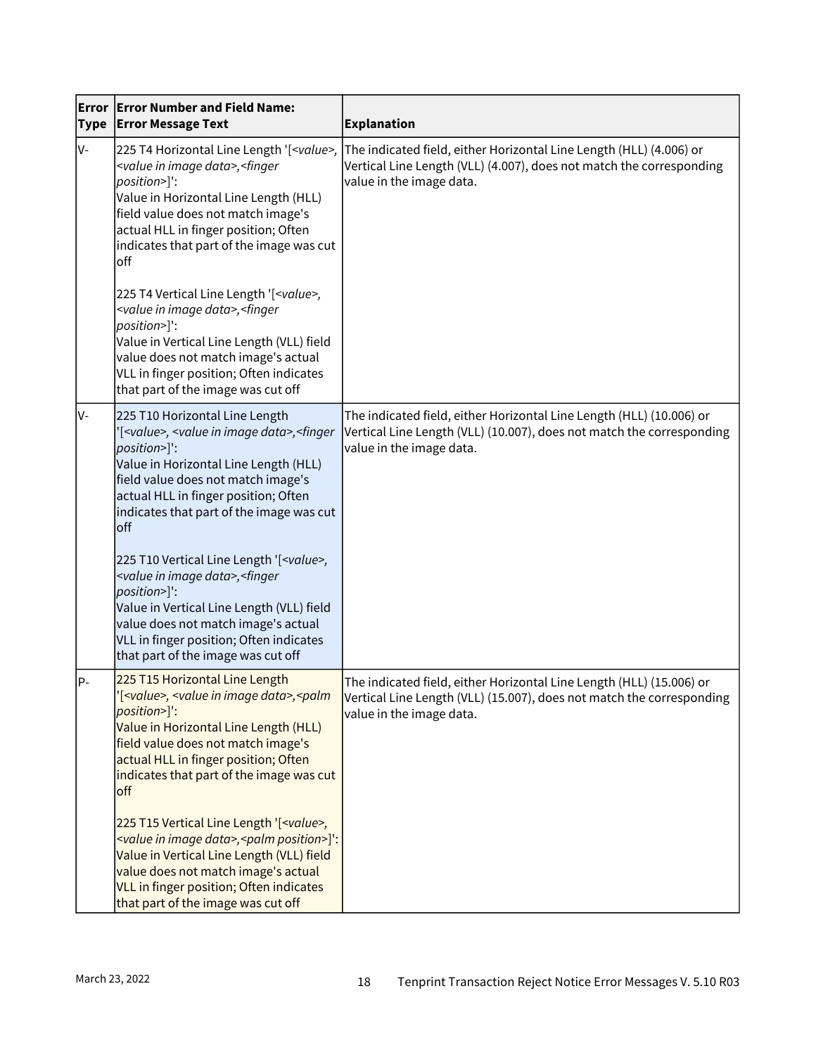| Error Type | Error Number and Field Name: Error Message Text | Explanation |
| --- | --- | --- |
| V- | 225 T4 Horizontal Line Length '[*<value>*, *<value in image data>*,*<finger position>*]': Value in Horizontal Line Length (HLL) field value does not match image's actual HLL in finger position; Often indicates that part of the image was cut off<br><br>225 T4 Vertical Line Length '[*<value>*, *<value in image data>*,*<finger position>*]': Value in Vertical Line Length (VLL) field value does not match image's actual VLL in finger position; Often indicates that part of the image was cut off | The indicated field, either Horizontal Line Length (HLL) (4.006) or Vertical Line Length (VLL) (4.007), does not match the corresponding value in the image data. |
| V- | 225 T10 Horizontal Line Length '[*<value>*, *<value in image data>*,*<finger position>*]': Value in Horizontal Line Length (HLL) field value does not match image's actual HLL in finger position; Often indicates that part of the image was cut off<br><br>225 T10 Vertical Line Length '[*<value>*, *<value in image data>*,*<finger position>*]': Value in Vertical Line Length (VLL) field value does not match image's actual VLL in finger position; Often indicates that part of the image was cut off | The indicated field, either Horizontal Line Length (HLL) (10.006) or Vertical Line Length (VLL) (10.007), does not match the corresponding value in the image data. |
| P- | 225 T15 Horizontal Line Length '[*<value>*, *<value in image data>*,*<palm position>*]': Value in Horizontal Line Length (HLL) field value does not match image's actual HLL in finger position; Often indicates that part of the image was cut off<br><br>225 T15 Vertical Line Length '[*<value>*, *<value in image data>*,*<palm position>*]': Value in Vertical Line Length (VLL) field value does not match image's actual VLL in finger position; Often indicates that part of the image was cut off | The indicated field, either Horizontal Line Length (HLL) (15.006) or Vertical Line Length (VLL) (15.007), does not match the corresponding value in the image data. |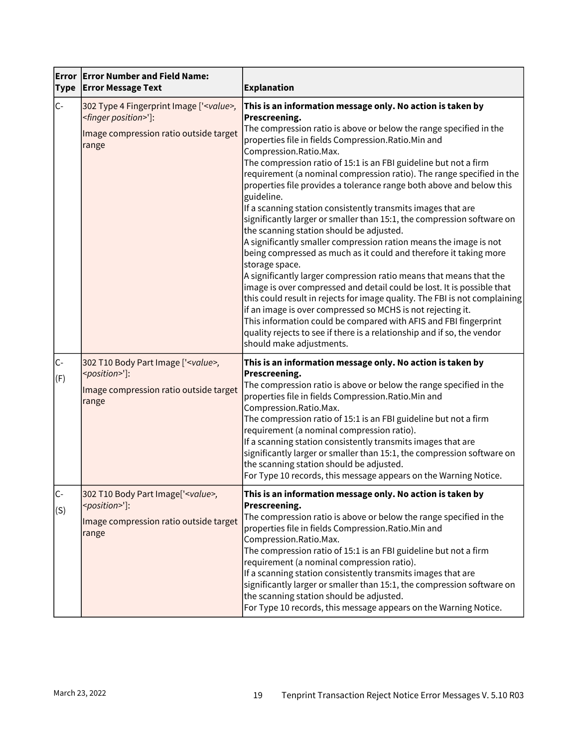| Error Type | Error Number and Field Name: Error Message Text | Explanation |
|---|---|---|
| C- | 302 Type 4 Fingerprint Image ['*<value>, <finger position>*']:<br>Image compression ratio outside target range | **This is an information message only. No action is taken by Prescreening.**<br>The compression ratio is above or below the range specified in the properties file in fields Compression.Ratio.Min and Compression.Ratio.Max.<br>The compression ratio of 15:1 is an FBI guideline but not a firm requirement (a nominal compression ratio). The range specified in the properties file provides a tolerance range both above and below this guideline.<br>If a scanning station consistently transmits images that are significantly larger or smaller than 15:1, the compression software on the scanning station should be adjusted.<br>A significantly smaller compression ration means the image is not being compressed as much as it could and therefore it taking more storage space.<br>A significantly larger compression ratio means that means that the image is over compressed and detail could be lost. It is possible that this could result in rejects for image quality. The FBI is not complaining if an image is over compressed so MCHS is not rejecting it.<br>This information could be compared with AFIS and FBI fingerprint quality rejects to see if there is a relationship and if so, the vendor should make adjustments. |
| C-<br>(F) | 302 T10 Body Part Image ['*<value>, <position>*']:<br>Image compression ratio outside target range | **This is an information message only. No action is taken by Prescreening.**<br>The compression ratio is above or below the range specified in the properties file in fields Compression.Ratio.Min and Compression.Ratio.Max.<br>The compression ratio of 15:1 is an FBI guideline but not a firm requirement (a nominal compression ratio).<br>If a scanning station consistently transmits images that are significantly larger or smaller than 15:1, the compression software on the scanning station should be adjusted.<br>For Type 10 records, this message appears on the Warning Notice. |
| C-<br>(S) | 302 T10 Body Part Image['*<value>, <position>*']:<br>Image compression ratio outside target range | **This is an information message only. No action is taken by Prescreening.**<br>The compression ratio is above or below the range specified in the properties file in fields Compression.Ratio.Min and Compression.Ratio.Max.<br>The compression ratio of 15:1 is an FBI guideline but not a firm requirement (a nominal compression ratio).<br>If a scanning station consistently transmits images that are significantly larger or smaller than 15:1, the compression software on the scanning station should be adjusted.<br>For Type 10 records, this message appears on the Warning Notice. |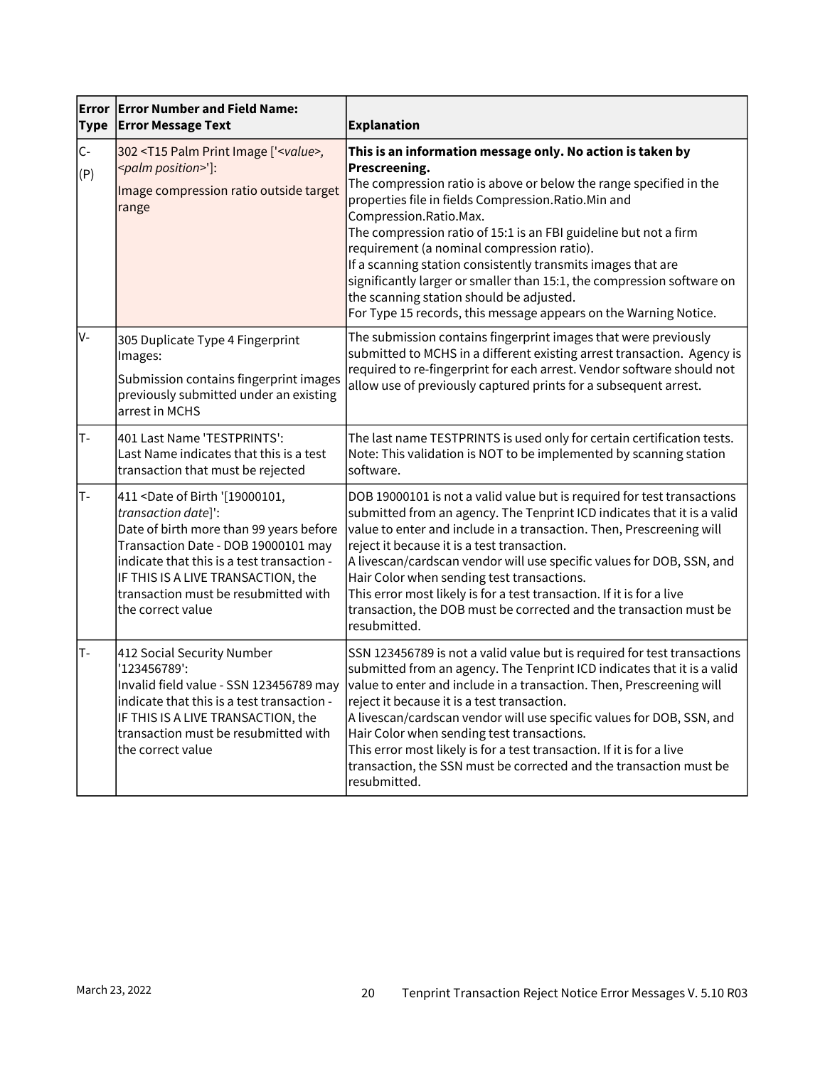| Error Type | Error Number and Field Name: Error Message Text | Explanation |
|---|---|---|
| C- (P) | 302 <T15 Palm Print Image ['*<value>*, *<palm position>*']:<br>Image compression ratio outside target range | **This is an information message only. No action is taken by Prescreening.**<br>The compression ratio is above or below the range specified in the properties file in fields Compression.Ratio.Min and Compression.Ratio.Max.<br>The compression ratio of 15:1 is an FBI guideline but not a firm requirement (a nominal compression ratio).<br>If a scanning station consistently transmits images that are significantly larger or smaller than 15:1, the compression software on the scanning station should be adjusted.<br>For Type 15 records, this message appears on the Warning Notice. |
| V- | 305 Duplicate Type 4 Fingerprint Images:<br>Submission contains fingerprint images previously submitted under an existing arrest in MCHS | The submission contains fingerprint images that were previously submitted to MCHS in a different existing arrest transaction. Agency is required to re-fingerprint for each arrest. Vendor software should not allow use of previously captured prints for a subsequent arrest. |
| T- | 401 Last Name 'TESTPRINTS':<br>Last Name indicates that this is a test transaction that must be rejected | The last name TESTPRINTS is used only for certain certification tests.<br>Note: This validation is NOT to be implemented by scanning station software. |
| T- | 411 <Date of Birth '[19000101, *transaction date*]':<br>Date of birth more than 99 years before Transaction Date - DOB 19000101 may indicate that this is a test transaction - IF THIS IS A LIVE TRANSACTION, the transaction must be resubmitted with the correct value | DOB 19000101 is not a valid value but is required for test transactions submitted from an agency. The Tenprint ICD indicates that it is a valid value to enter and include in a transaction. Then, Prescreening will reject it because it is a test transaction.<br>A livescan/cardscan vendor will use specific values for DOB, SSN, and Hair Color when sending test transactions.<br>This error most likely is for a test transaction. If it is for a live transaction, the DOB must be corrected and the transaction must be resubmitted. |
| T- | 412 Social Security Number '123456789':<br>Invalid field value - SSN 123456789 may indicate that this is a test transaction - IF THIS IS A LIVE TRANSACTION, the transaction must be resubmitted with the correct value | SSN 123456789 is not a valid value but is required for test transactions submitted from an agency. The Tenprint ICD indicates that it is a valid value to enter and include in a transaction. Then, Prescreening will reject it because it is a test transaction.<br>A livescan/cardscan vendor will use specific values for DOB, SSN, and Hair Color when sending test transactions.<br>This error most likely is for a test transaction. If it is for a live transaction, the SSN must be corrected and the transaction must be resubmitted. |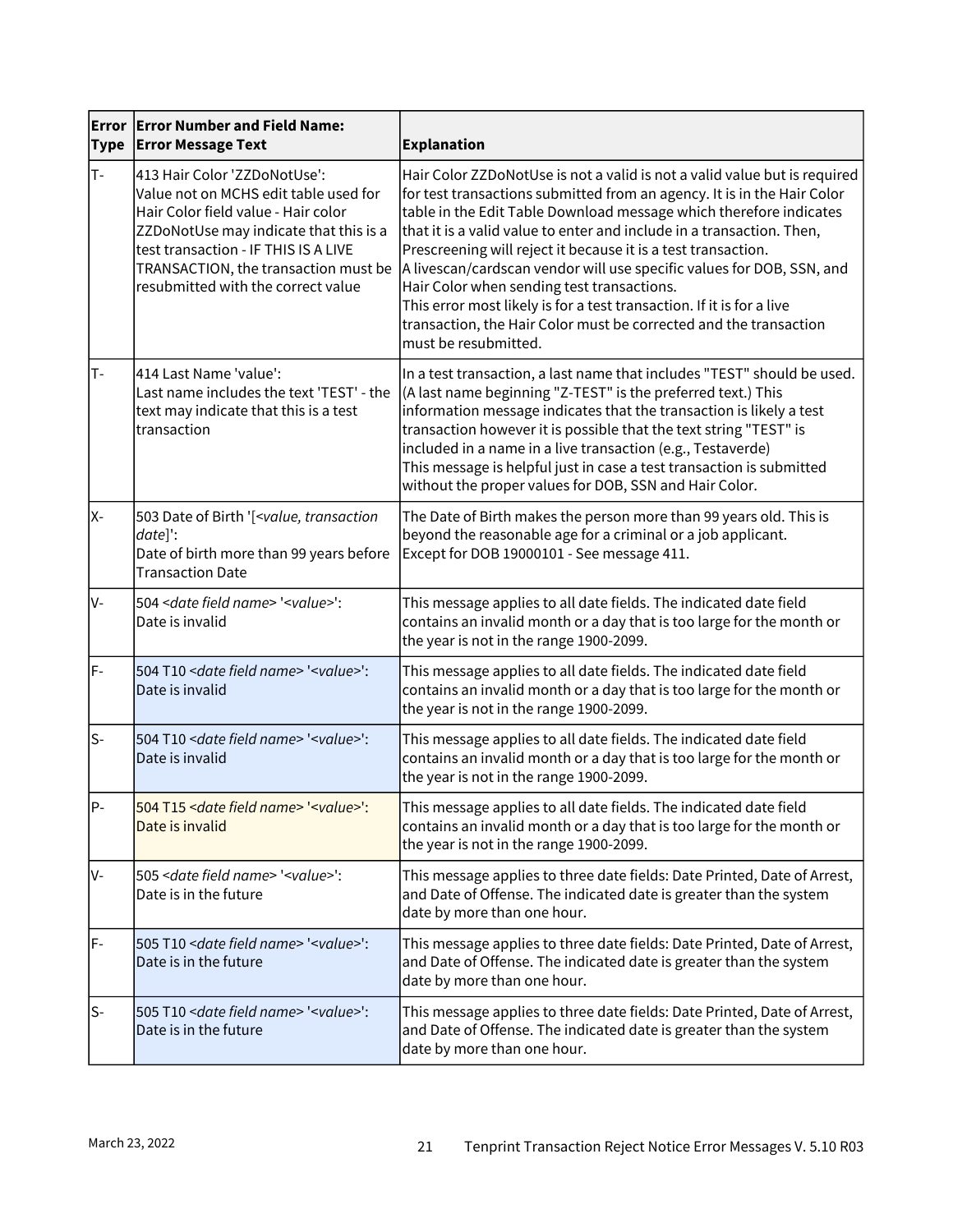| Error Type | Error Number and Field Name: Error Message Text | Explanation |
|---|---|---|
| T- | 413 Hair Color 'ZZDoNotUse': Value not on MCHS edit table used for Hair Color field value - Hair color ZZDoNotUse may indicate that this is a test transaction - IF THIS IS A LIVE TRANSACTION, the transaction must be resubmitted with the correct value | Hair Color ZZDoNotUse is not a valid is not a valid value but is required for test transactions submitted from an agency. It is in the Hair Color table in the Edit Table Download message which therefore indicates that it is a valid value to enter and include in a transaction. Then, Prescreening will reject it because it is a test transaction.<br>A livescan/cardscan vendor will use specific values for DOB, SSN, and Hair Color when sending test transactions.<br>This error most likely is for a test transaction. If it is for a live transaction, the Hair Color must be corrected and the transaction must be resubmitted. |
| T- | 414 Last Name 'value': Last name includes the text 'TEST' - the text may indicate that this is a test transaction | In a test transaction, a last name that includes "TEST" should be used. (A last name beginning "Z-TEST" is the preferred text.) This information message indicates that the transaction is likely a test transaction however it is possible that the text string "TEST" is included in a name in a live transaction (e.g., Testaverde)<br>This message is helpful just in case a test transaction is submitted without the proper values for DOB, SSN and Hair Color. |
| X- | 503 Date of Birth '[*<value, transaction date>*]': Date of birth more than 99 years before Transaction Date | The Date of Birth makes the person more than 99 years old. This is beyond the reasonable age for a criminal or a job applicant.<br>Except for DOB 19000101 - See message 411. |
| V- | 504 *<date field name>* '*<value>*': Date is invalid | This message applies to all date fields. The indicated date field contains an invalid month or a day that is too large for the month or the year is not in the range 1900-2099. |
| F- | 504 T10 *<date field name>* '*<value>*': Date is invalid | This message applies to all date fields. The indicated date field contains an invalid month or a day that is too large for the month or the year is not in the range 1900-2099. |
| S- | 504 T10 *<date field name>* '*<value>*': Date is invalid | This message applies to all date fields. The indicated date field contains an invalid month or a day that is too large for the month or the year is not in the range 1900-2099. |
| P- | 504 T15 *<date field name>* '*<value>*': Date is invalid | This message applies to all date fields. The indicated date field contains an invalid month or a day that is too large for the month or the year is not in the range 1900-2099. |
| V- | 505 *<date field name>* '*<value>*': Date is in the future | This message applies to three date fields: Date Printed, Date of Arrest, and Date of Offense. The indicated date is greater than the system date by more than one hour. |
| F- | 505 T10 *<date field name>* '*<value>*': Date is in the future | This message applies to three date fields: Date Printed, Date of Arrest, and Date of Offense. The indicated date is greater than the system date by more than one hour. |
| S- | 505 T10 *<date field name>* '*<value>*': Date is in the future | This message applies to three date fields: Date Printed, Date of Arrest, and Date of Offense. The indicated date is greater than the system date by more than one hour. |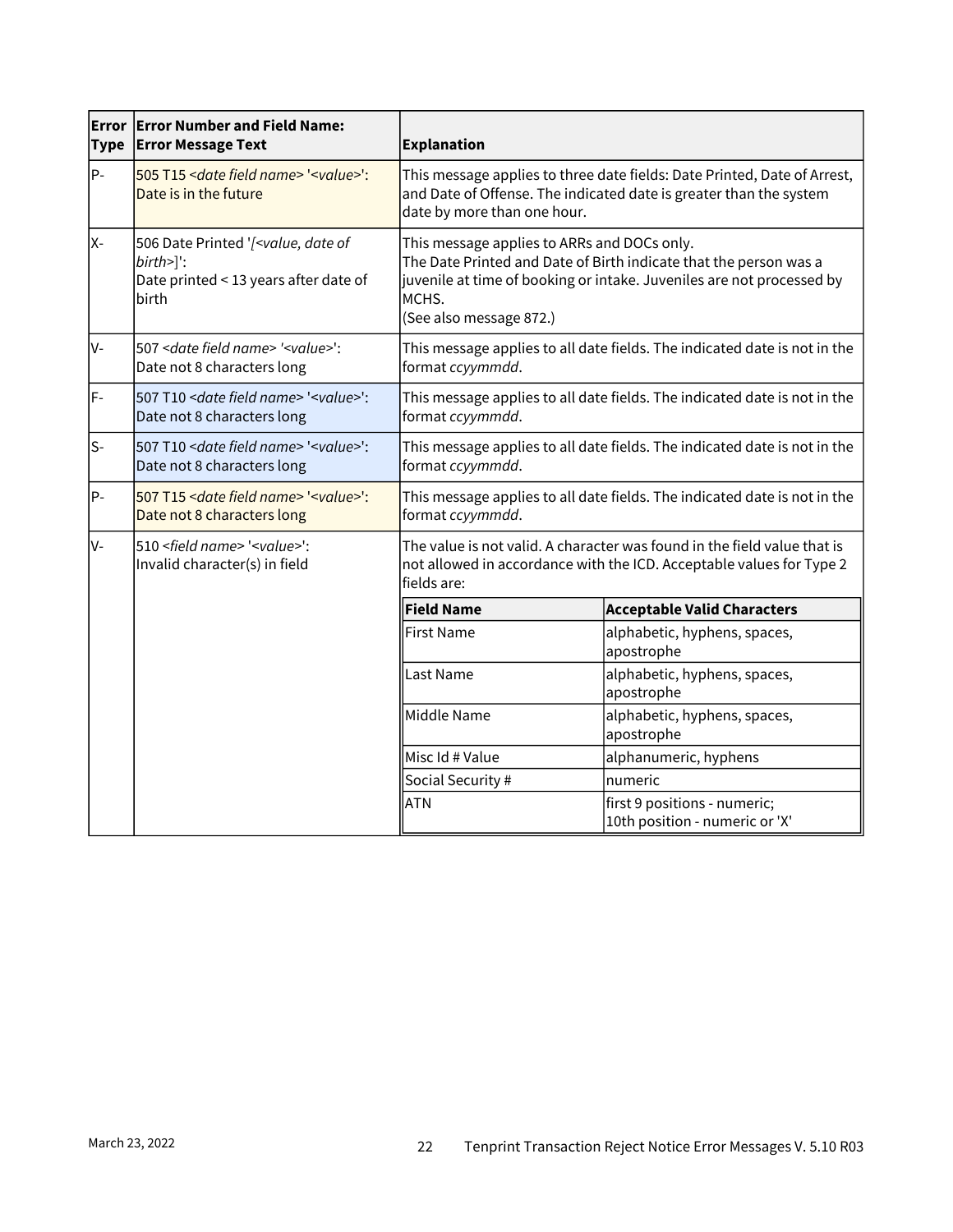| Error Type | Error Number and Field Name: Error Message Text | Explanation |
|---|---|---|
| P- | 505 T15 <*date field name*> '<*value*>': Date is in the future | This message applies to three date fields: Date Printed, Date of Arrest, and Date of Offense. The indicated date is greater than the system date by more than one hour. |
| X- | 506 Date Printed '[<*value, date of birth*>]': Date printed < 13 years after date of birth | This message applies to ARRs and DOCs only. The Date Printed and Date of Birth indicate that the person was a juvenile at time of booking or intake. Juveniles are not processed by MCHS. (See also message 872.) |
| V- | 507 <*date field name*> '<*value*>': Date not 8 characters long | This message applies to all date fields. The indicated date is not in the format *ccyymmdd*. |
| F- | 507 T10 <*date field name*> '<*value*>': Date not 8 characters long | This message applies to all date fields. The indicated date is not in the format *ccyymmdd*. |
| S- | 507 T10 <*date field name*> '<*value*>': Date not 8 characters long | This message applies to all date fields. The indicated date is not in the format *ccyymmdd*. |
| P- | 507 T15 <*date field name*> '<*value*>': Date not 8 characters long | This message applies to all date fields. The indicated date is not in the format *ccyymmdd*. |
| V- | 510 <*field name*> '<*value*>': Invalid character(s) in field | The value is not valid. A character was found in the field value that is not allowed in accordance with the ICD. Acceptable values for Type 2 fields are: (see table below) |

| Field Name | Acceptable Valid Characters |
|---|---|
| First Name | alphabetic, hyphens, spaces, apostrophe |
| Last Name | alphabetic, hyphens, spaces, apostrophe |
| Middle Name | alphabetic, hyphens, spaces, apostrophe |
| Misc Id # Value | alphanumeric, hyphens |
| Social Security # | numeric |
| ATN | first 9 positions - numeric; 10th position - numeric or 'X' |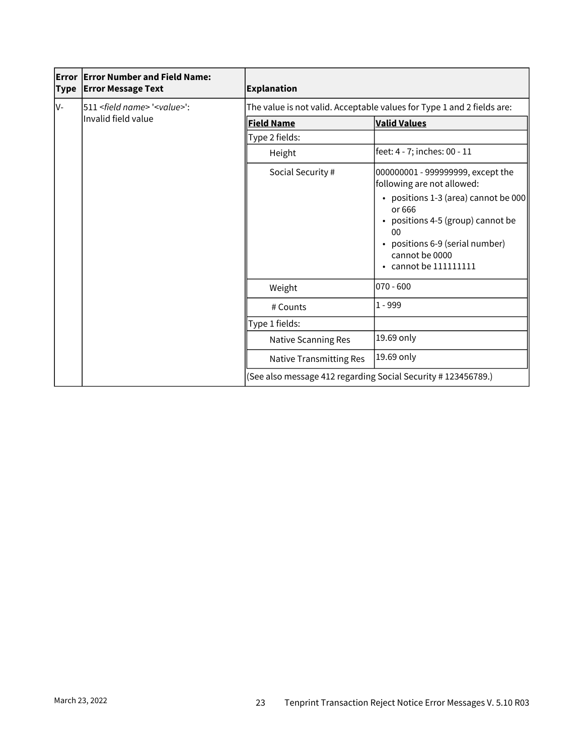| Error Type | Error Number and Field Name: Error Message Text | Explanation | |
|---|---|---|---|
| V- | 511 *<field name>* '*<value>*': Invalid field value | The value is not valid. Acceptable values for Type 1 and 2 fields are: | |
| | | **Field Name** | **Valid Values** |
| | | Type 2 fields: | |
| | | Height | feet: 4 - 7; inches: 00 - 11 |
| | | Social Security # | 000000001 - 999999999, except the following are not allowed:<br>• positions 1-3 (area) cannot be 000 or 666<br>• positions 4-5 (group) cannot be 00<br>• positions 6-9 (serial number) cannot be 0000<br>• cannot be 111111111 |
| | | Weight | 070 - 600 |
| | | # Counts | 1 - 999 |
| | | Type 1 fields: | |
| | | Native Scanning Res | 19.69 only |
| | | Native Transmitting Res | 19.69 only |
| | | (See also message 412 regarding Social Security # 123456789.) | |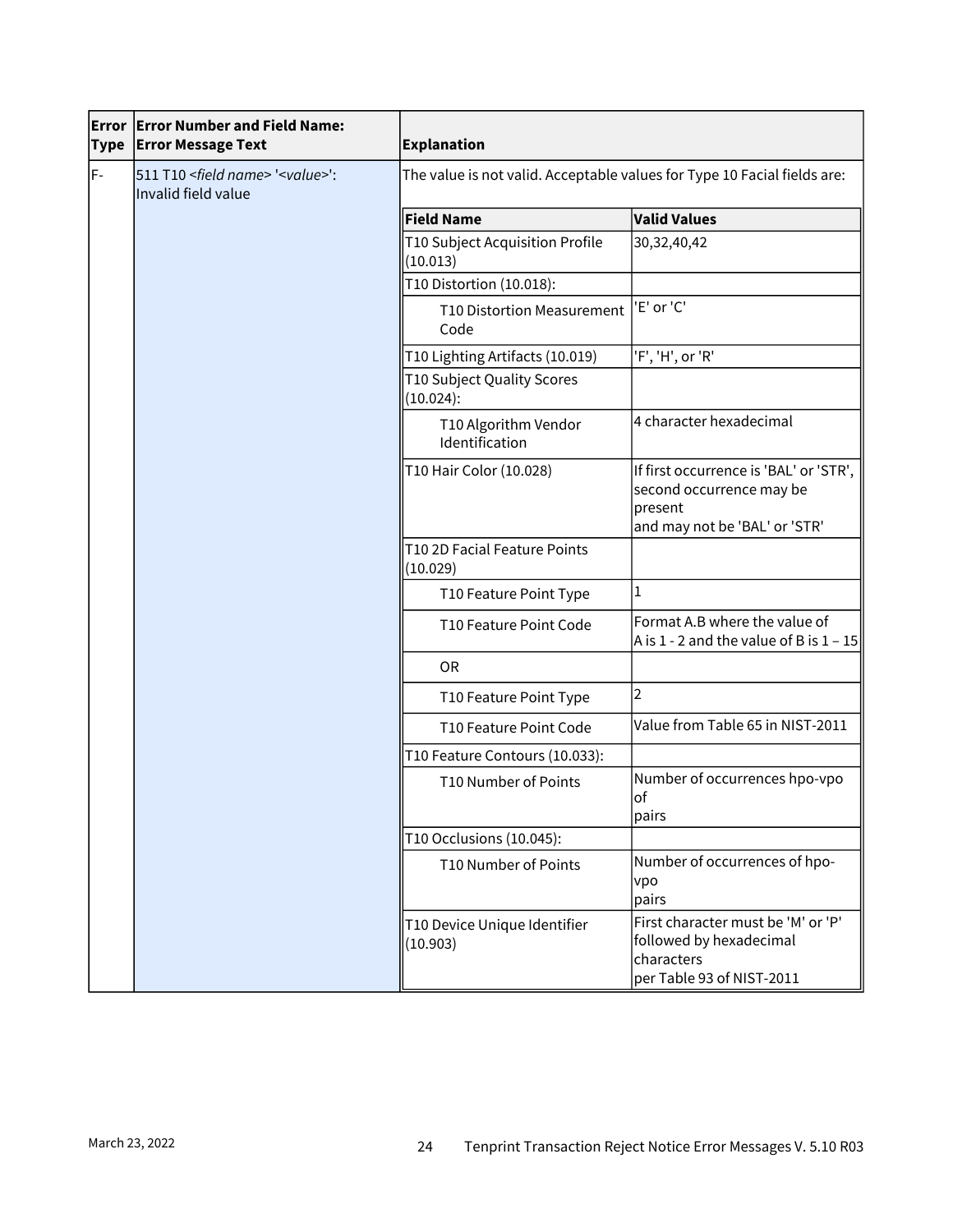| Error Type | Error Number and Field Name: Error Message Text | Explanation | |
|---|---|---|---|
| F- | 511 T10 *<field name>* '*<value>*': Invalid field value | The value is not valid. Acceptable values for Type 10 Facial fields are: | |
| | | **Field Name** | **Valid Values** |
| | | T10 Subject Acquisition Profile (10.013) | 30,32,40,42 |
| | | T10 Distortion (10.018): | |
| | | T10 Distortion Measurement Code | 'E' or 'C' |
| | | T10 Lighting Artifacts (10.019) | 'F', 'H', or 'R' |
| | | T10 Subject Quality Scores (10.024): | |
| | | T10 Algorithm Vendor Identification | 4 character hexadecimal |
| | | T10 Hair Color (10.028) | If first occurrence is 'BAL' or 'STR', second occurrence may be present and may not be 'BAL' or 'STR' |
| | | T10 2D Facial Feature Points (10.029) | |
| | | T10 Feature Point Type | 1 |
| | | T10 Feature Point Code | Format A.B where the value of A is 1 - 2 and the value of B is 1 – 15 |
| | | OR | |
| | | T10 Feature Point Type | 2 |
| | | T10 Feature Point Code | Value from Table 65 in NIST-2011 |
| | | T10 Feature Contours (10.033): | |
| | | T10 Number of Points | Number of occurrences hpo-vpo of pairs |
| | | T10 Occlusions (10.045): | |
| | | T10 Number of Points | Number of occurrences of hpo-vpo pairs |
| | | T10 Device Unique Identifier (10.903) | First character must be 'M' or 'P' followed by hexadecimal characters per Table 93 of NIST-2011 |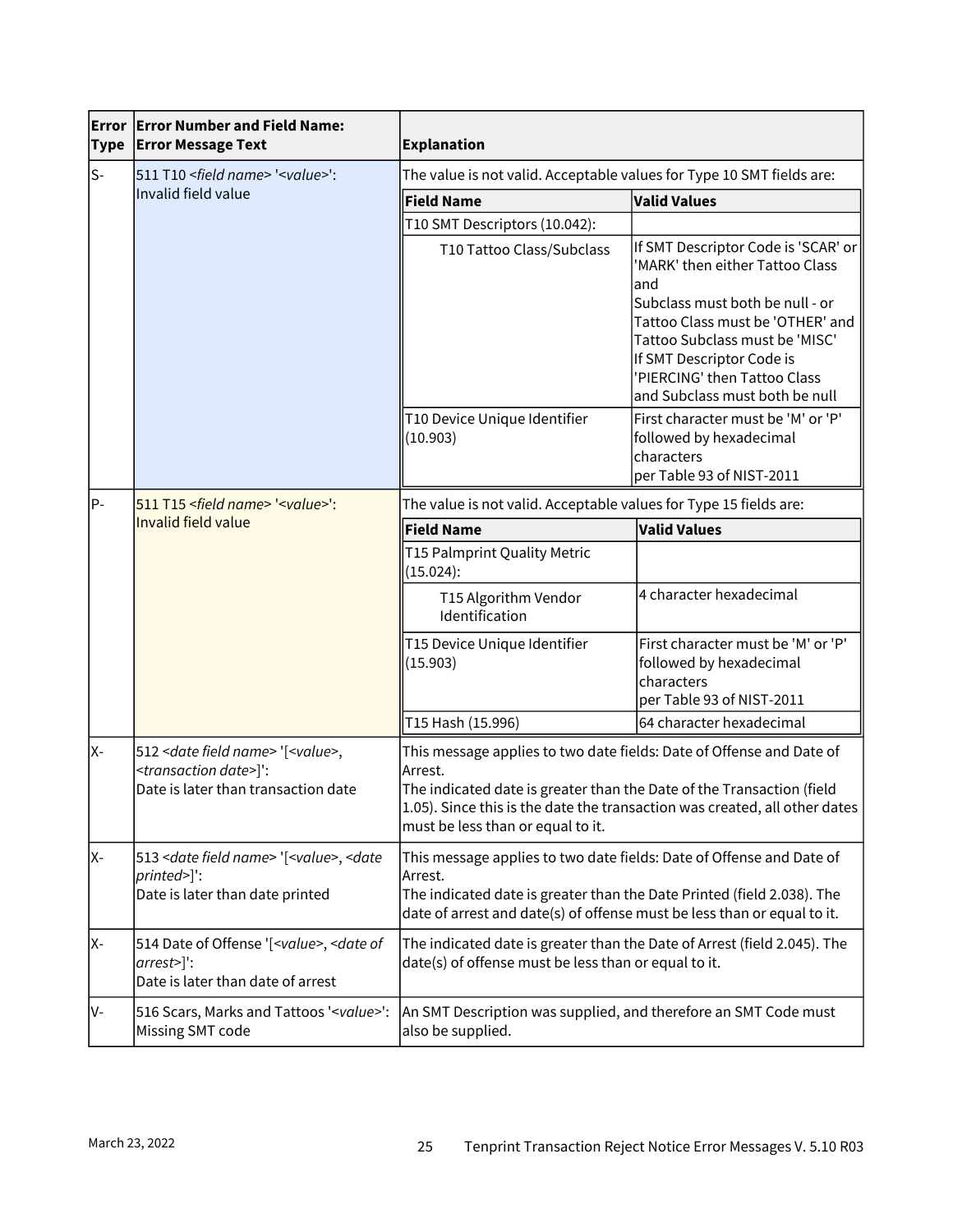| Error Type | Error Number and Field Name: Error Message Text | Explanation |
|---|---|---|
| S- | 511 T10 *<field name>* '<*value*>': Invalid field value | The value is not valid. Acceptable values for Type 10 SMT fields are:<br><br>**Field Name** / **Valid Values**<br>T10 SMT Descriptors (10.042):<br>T10 Tattoo Class/Subclass — If SMT Descriptor Code is 'SCAR' or 'MARK' then either Tattoo Class and Subclass must both be null - or Tattoo Class must be 'OTHER' and Tattoo Subclass must be 'MISC' If SMT Descriptor Code is 'PIERCING' then Tattoo Class and Subclass must both be null<br>T10 Device Unique Identifier (10.903) — First character must be 'M' or 'P' followed by hexadecimal characters per Table 93 of NIST-2011 |
| P- | 511 T15 *<field name>* '<*value*>': Invalid field value | The value is not valid. Acceptable values for Type 15 fields are:<br><br>**Field Name** / **Valid Values**<br>T15 Palmprint Quality Metric (15.024):<br>T15 Algorithm Vendor Identification — 4 character hexadecimal<br>T15 Device Unique Identifier (15.903) — First character must be 'M' or 'P' followed by hexadecimal characters per Table 93 of NIST-2011<br>T15 Hash (15.996) — 64 character hexadecimal |
| X- | 512 *<date field name>* '[<*value*>, <*transaction date*>]': Date is later than transaction date | This message applies to two date fields: Date of Offense and Date of Arrest. The indicated date is greater than the Date of the Transaction (field 1.05). Since this is the date the transaction was created, all other dates must be less than or equal to it. |
| X- | 513 *<date field name>* '[<*value*>, <*date printed*>]': Date is later than date printed | This message applies to two date fields: Date of Offense and Date of Arrest. The indicated date is greater than the Date Printed (field 2.038). The date of arrest and date(s) of offense must be less than or equal to it. |
| X- | 514 Date of Offense '[<*value*>, <*date of arrest*>]': Date is later than date of arrest | The indicated date is greater than the Date of Arrest (field 2.045). The date(s) of offense must be less than or equal to it. |
| V- | 516 Scars, Marks and Tattoos '<*value*>': Missing SMT code | An SMT Description was supplied, and therefore an SMT Code must also be supplied. |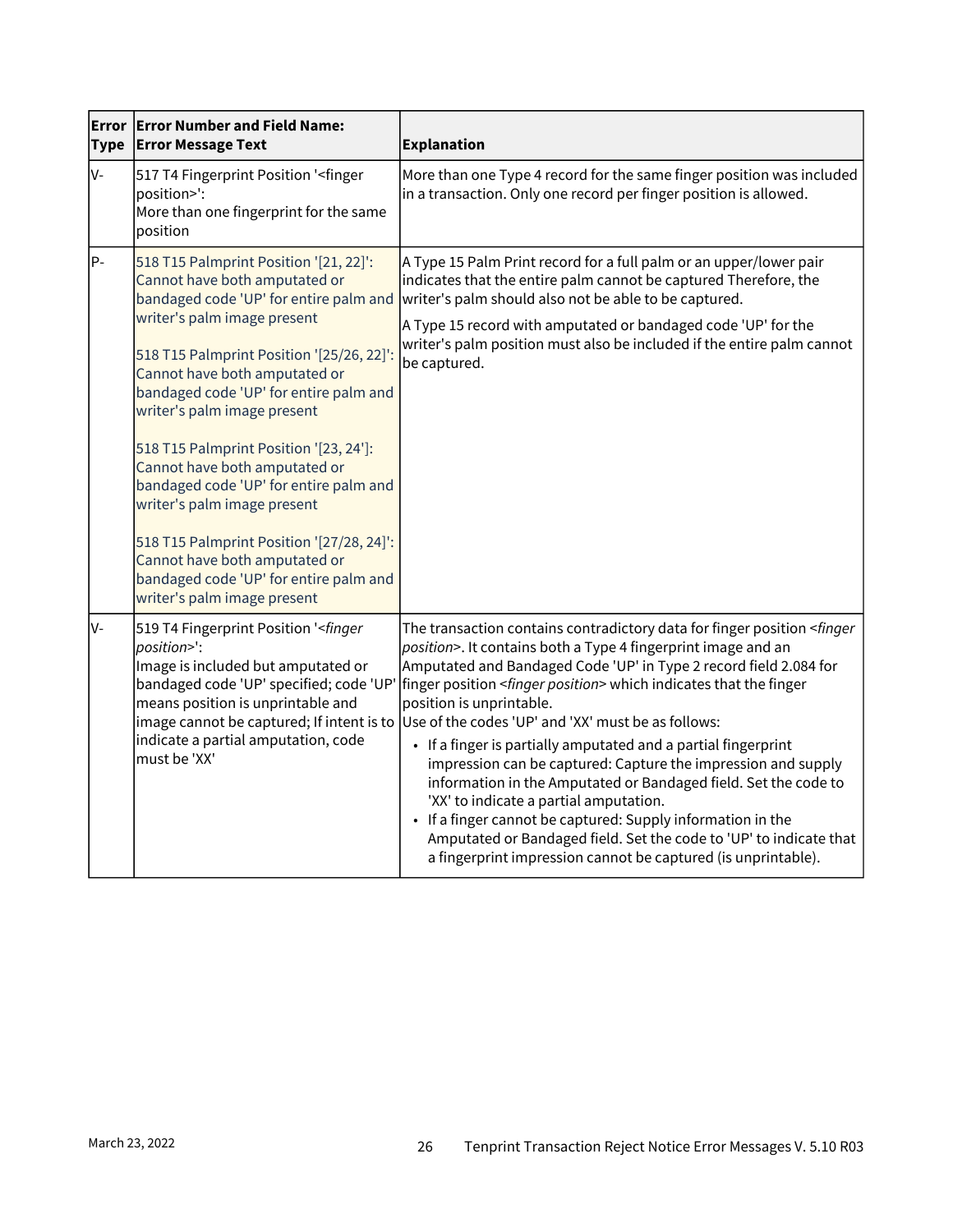| Error Type | Error Number and Field Name: Error Message Text | Explanation |
|---|---|---|
| V- | 517 T4 Fingerprint Position '<finger position>': More than one fingerprint for the same position | More than one Type 4 record for the same finger position was included in a transaction. Only one record per finger position is allowed. |
| P- | 518 T15 Palmprint Position '[21, 22]': Cannot have both amputated or bandaged code 'UP' for entire palm and writer's palm image present<br><br>518 T15 Palmprint Position '[25/26, 22]': Cannot have both amputated or bandaged code 'UP' for entire palm and writer's palm image present<br><br>518 T15 Palmprint Position '[23, 24]': Cannot have both amputated or bandaged code 'UP' for entire palm and writer's palm image present<br><br>518 T15 Palmprint Position '[27/28, 24]': Cannot have both amputated or bandaged code 'UP' for entire palm and writer's palm image present | A Type 15 Palm Print record for a full palm or an upper/lower pair indicates that the entire palm cannot be captured Therefore, the writer's palm should also not be able to be captured.<br><br>A Type 15 record with amputated or bandaged code 'UP' for the writer's palm position must also be included if the entire palm cannot be captured. |
| V- | 519 T4 Fingerprint Position '<*finger position*>': Image is included but amputated or bandaged code 'UP' specified; code 'UP' means position is unprintable and image cannot be captured; If intent is to indicate a partial amputation, code must be 'XX' | The transaction contains contradictory data for finger position <*finger position*>. It contains both a Type 4 fingerprint image and an Amputated and Bandaged Code 'UP' in Type 2 record field 2.084 for finger position <*finger position*> which indicates that the finger position is unprintable.<br>Use of the codes 'UP' and 'XX' must be as follows:<br>• If a finger is partially amputated and a partial fingerprint impression can be captured: Capture the impression and supply information in the Amputated or Bandaged field. Set the code to 'XX' to indicate a partial amputation.<br>• If a finger cannot be captured: Supply information in the Amputated or Bandaged field. Set the code to 'UP' to indicate that a fingerprint impression cannot be captured (is unprintable). |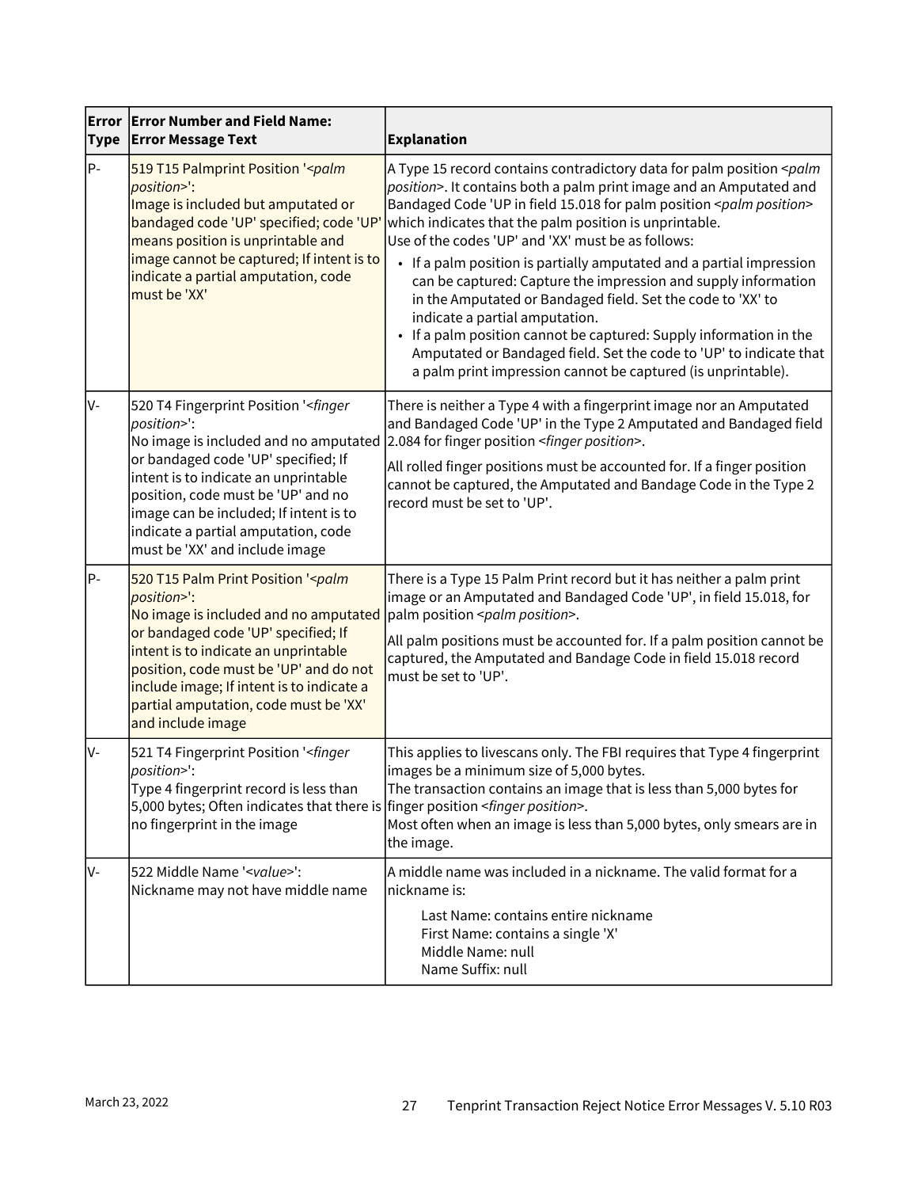| Error Type | Error Number and Field Name: Error Message Text | Explanation |
|---|---|---|
| P- | 519 T15 Palmprint Position '<*palm position*>':<br>Image is included but amputated or bandaged code 'UP' specified; code 'UP' means position is unprintable and image cannot be captured; If intent is to indicate a partial amputation, code must be 'XX' | A Type 15 record contains contradictory data for palm position <*palm position*>. It contains both a palm print image and an Amputated and Bandaged Code 'UP in field 15.018 for palm position <*palm position*> which indicates that the palm position is unprintable.<br>Use of the codes 'UP' and 'XX' must be as follows:<br>• If a palm position is partially amputated and a partial impression can be captured: Capture the impression and supply information in the Amputated or Bandaged field. Set the code to 'XX' to indicate a partial amputation.<br>• If a palm position cannot be captured: Supply information in the Amputated or Bandaged field. Set the code to 'UP' to indicate that a palm print impression cannot be captured (is unprintable). |
| V- | 520 T4 Fingerprint Position '<*finger position*>':<br>No image is included and no amputated or bandaged code 'UP' specified; If intent is to indicate an unprintable position, code must be 'UP' and no image can be included; If intent is to indicate a partial amputation, code must be 'XX' and include image | There is neither a Type 4 with a fingerprint image nor an Amputated and Bandaged Code 'UP' in the Type 2 Amputated and Bandaged field 2.084 for finger position <*finger position*>.<br><br>All rolled finger positions must be accounted for. If a finger position cannot be captured, the Amputated and Bandage Code in the Type 2 record must be set to 'UP'. |
| P- | 520 T15 Palm Print Position '<*palm position*>':<br>No image is included and no amputated or bandaged code 'UP' specified; If intent is to indicate an unprintable position, code must be 'UP' and do not include image; If intent is to indicate a partial amputation, code must be 'XX' and include image | There is a Type 15 Palm Print record but it has neither a palm print image or an Amputated and Bandaged Code 'UP', in field 15.018, for palm position <*palm position*>.<br><br>All palm positions must be accounted for. If a palm position cannot be captured, the Amputated and Bandage Code in field 15.018 record must be set to 'UP'. |
| V- | 521 T4 Fingerprint Position '<*finger position*>':<br>Type 4 fingerprint record is less than 5,000 bytes; Often indicates that there is no fingerprint in the image | This applies to livescans only. The FBI requires that Type 4 fingerprint images be a minimum size of 5,000 bytes.<br>The transaction contains an image that is less than 5,000 bytes for finger position <*finger position*>.<br>Most often when an image is less than 5,000 bytes, only smears are in the image. |
| V- | 522 Middle Name '<*value*>':<br>Nickname may not have middle name | A middle name was included in a nickname. The valid format for a nickname is:<br><br>Last Name: contains entire nickname<br>First Name: contains a single 'X'<br>Middle Name: null<br>Name Suffix: null |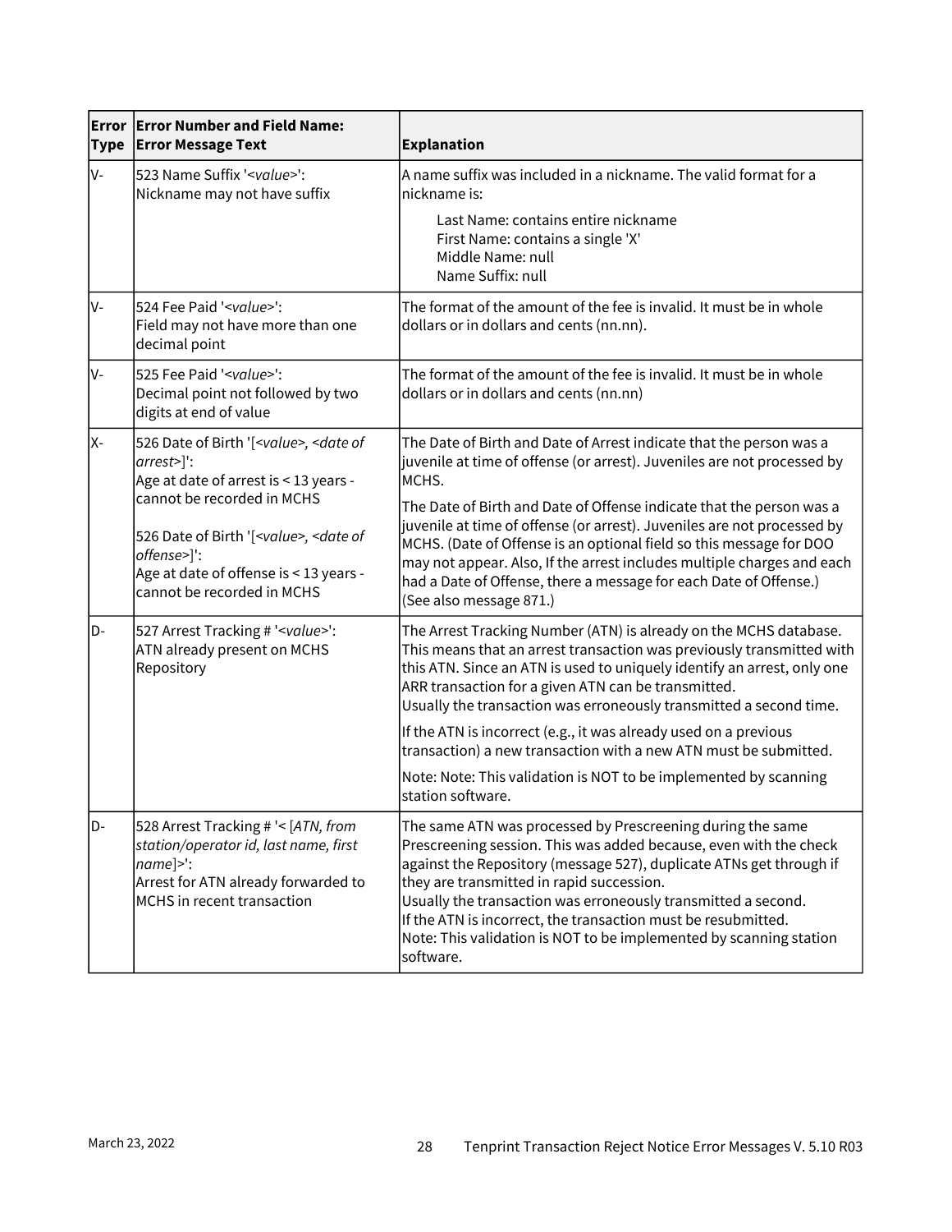| Error Type | Error Number and Field Name: Error Message Text | Explanation |
|---|---|---|
| V- | 523 Name Suffix '<*value*>': Nickname may not have suffix | A name suffix was included in a nickname. The valid format for a nickname is:<br>Last Name: contains entire nickname<br>First Name: contains a single 'X'<br>Middle Name: null<br>Name Suffix: null |
| V- | 524 Fee Paid '<*value*>': Field may not have more than one decimal point | The format of the amount of the fee is invalid. It must be in whole dollars or in dollars and cents (nn.nn). |
| V- | 525 Fee Paid '<*value*>': Decimal point not followed by two digits at end of value | The format of the amount of the fee is invalid. It must be in whole dollars or in dollars and cents (nn.nn) |
| X- | 526 Date of Birth '[<*value*>, <*date of arrest*>]': Age at date of arrest is < 13 years - cannot be recorded in MCHS<br><br>526 Date of Birth '[<*value*>, <*date of offense*>]': Age at date of offense is < 13 years - cannot be recorded in MCHS | The Date of Birth and Date of Arrest indicate that the person was a juvenile at time of offense (or arrest). Juveniles are not processed by MCHS.<br><br>The Date of Birth and Date of Offense indicate that the person was a juvenile at time of offense (or arrest). Juveniles are not processed by MCHS. (Date of Offense is an optional field so this message for DOO may not appear. Also, If the arrest includes multiple charges and each had a Date of Offense, there a message for each Date of Offense.) (See also message 871.) |
| D- | 527 Arrest Tracking # '<*value*>': ATN already present on MCHS Repository | The Arrest Tracking Number (ATN) is already on the MCHS database. This means that an arrest transaction was previously transmitted with this ATN. Since an ATN is used to uniquely identify an arrest, only one ARR transaction for a given ATN can be transmitted.<br>Usually the transaction was erroneously transmitted a second time.<br><br>If the ATN is incorrect (e.g., it was already used on a previous transaction) a new transaction with a new ATN must be submitted.<br><br>Note: Note: This validation is NOT to be implemented by scanning station software. |
| D- | 528 Arrest Tracking # '< [*ATN, from station/operator id, last name, first name*]>': Arrest for ATN already forwarded to MCHS in recent transaction | The same ATN was processed by Prescreening during the same Prescreening session. This was added because, even with the check against the Repository (message 527), duplicate ATNs get through if they are transmitted in rapid succession.<br>Usually the transaction was erroneously transmitted a second.<br>If the ATN is incorrect, the transaction must be resubmitted.<br>Note: This validation is NOT to be implemented by scanning station software. |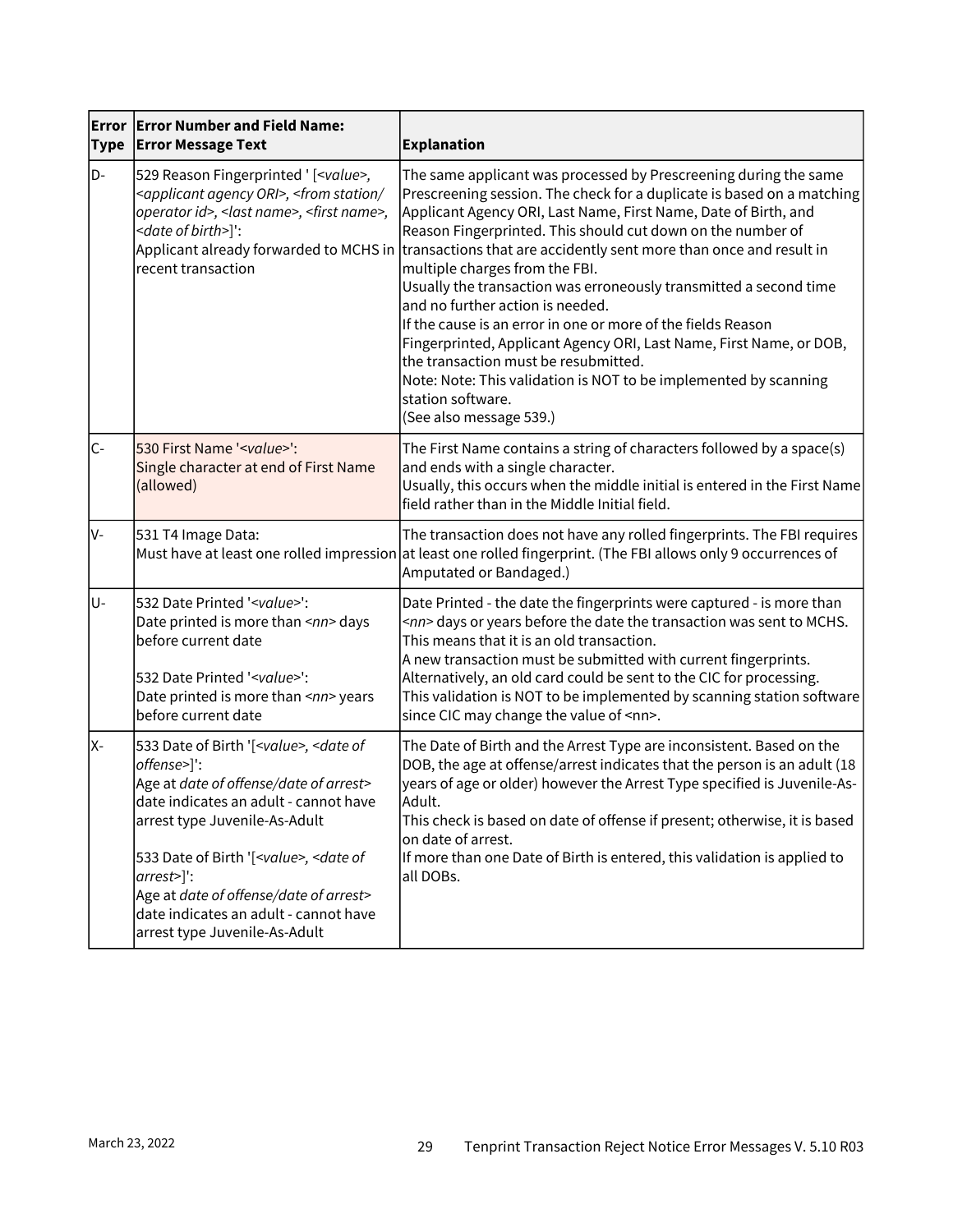| Error Type | Error Number and Field Name: Error Message Text | Explanation |
|---|---|---|
| D- | 529 Reason Fingerprinted ' [*<value>, <applicant agency ORI>, <from station/ operator id>, <last name>, <first name>, <date of birth>*]':<br>Applicant already forwarded to MCHS in recent transaction | The same applicant was processed by Prescreening during the same Prescreening session. The check for a duplicate is based on a matching Applicant Agency ORI, Last Name, First Name, Date of Birth, and Reason Fingerprinted. This should cut down on the number of transactions that are accidently sent more than once and result in multiple charges from the FBI.<br>Usually the transaction was erroneously transmitted a second time and no further action is needed.<br>If the cause is an error in one or more of the fields Reason Fingerprinted, Applicant Agency ORI, Last Name, First Name, or DOB, the transaction must be resubmitted.<br>Note: Note: This validation is NOT to be implemented by scanning station software.<br>(See also message 539.) |
| C- | 530 First Name '*<value>*':<br>Single character at end of First Name (allowed) | The First Name contains a string of characters followed by a space(s) and ends with a single character.<br>Usually, this occurs when the middle initial is entered in the First Name field rather than in the Middle Initial field. |
| V- | 531 T4 Image Data:<br>Must have at least one rolled impression | The transaction does not have any rolled fingerprints. The FBI requires at least one rolled fingerprint. (The FBI allows only 9 occurrences of Amputated or Bandaged.) |
| U- | 532 Date Printed '*<value>*':<br>Date printed is more than *<nn>* days before current date<br><br>532 Date Printed '*<value>*':<br>Date printed is more than *<nn>* years before current date | Date Printed - the date the fingerprints were captured - is more than *<nn>* days or years before the date the transaction was sent to MCHS. This means that it is an old transaction.<br>A new transaction must be submitted with current fingerprints. Alternatively, an old card could be sent to the CIC for processing.<br>This validation is NOT to be implemented by scanning station software since CIC may change the value of <nn>. |
| X- | 533 Date of Birth '[*<value>, <date of offense>*]':<br>Age at *date of offense/date of arrest>* date indicates an adult - cannot have arrest type Juvenile-As-Adult<br><br>533 Date of Birth '[*<value>, <date of arrest>*]':<br>Age at *date of offense/date of arrest>* date indicates an adult - cannot have arrest type Juvenile-As-Adult | The Date of Birth and the Arrest Type are inconsistent. Based on the DOB, the age at offense/arrest indicates that the person is an adult (18 years of age or older) however the Arrest Type specified is Juvenile-As-Adult.<br>This check is based on date of offense if present; otherwise, it is based on date of arrest.<br>If more than one Date of Birth is entered, this validation is applied to all DOBs. |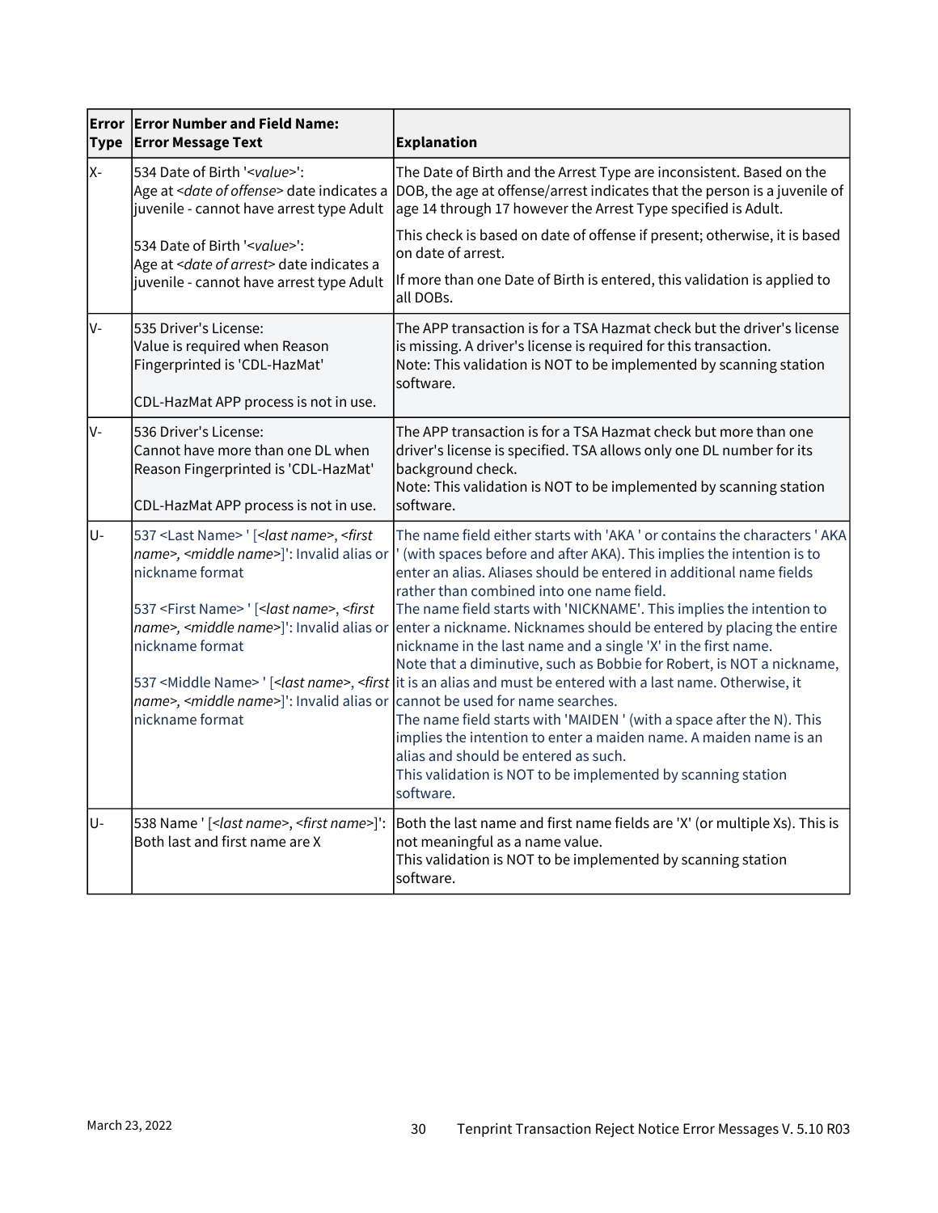| Error Type | Error Number and Field Name: Error Message Text | Explanation |
|---|---|---|
| X- | 534 Date of Birth '<*value*>': Age at <*date of offense*> date indicates a juvenile - cannot have arrest type Adult<br><br>534 Date of Birth '<*value*>': Age at <*date of arrest*> date indicates a juvenile - cannot have arrest type Adult | The Date of Birth and the Arrest Type are inconsistent. Based on the DOB, the age at offense/arrest indicates that the person is a juvenile of age 14 through 17 however the Arrest Type specified is Adult.<br><br>This check is based on date of offense if present; otherwise, it is based on date of arrest.<br><br>If more than one Date of Birth is entered, this validation is applied to all DOBs. |
| V- | 535 Driver's License: Value is required when Reason Fingerprinted is 'CDL-HazMat'<br><br>CDL-HazMat APP process is not in use. | The APP transaction is for a TSA Hazmat check but the driver's license is missing. A driver's license is required for this transaction.<br>Note: This validation is NOT to be implemented by scanning station software. |
| V- | 536 Driver's License: Cannot have more than one DL when Reason Fingerprinted is 'CDL-HazMat'<br><br>CDL-HazMat APP process is not in use. | The APP transaction is for a TSA Hazmat check but more than one driver's license is specified. TSA allows only one DL number for its background check.<br>Note: This validation is NOT to be implemented by scanning station software. |
| U- | 537 <Last Name> ' [<*last name*>, <*first name*>, <*middle name*>]': Invalid alias or nickname format<br><br>537 <First Name> ' [<*last name*>, <*first name*>, <*middle name*>]': Invalid alias or nickname format<br><br>537 <Middle Name> ' [<*last name*>, <*first name*>, <*middle name*>]': Invalid alias or nickname format | The name field either starts with 'AKA ' or contains the characters ' AKA ' (with spaces before and after AKA). This implies the intention is to enter an alias. Aliases should be entered in additional name fields rather than combined into one name field.<br>The name field starts with 'NICKNAME'. This implies the intention to enter a nickname. Nicknames should be entered by placing the entire nickname in the last name and a single 'X' in the first name.<br>Note that a diminutive, such as Bobbie for Robert, is NOT a nickname, it is an alias and must be entered with a last name. Otherwise, it cannot be used for name searches.<br>The name field starts with 'MAIDEN ' (with a space after the N). This implies the intention to enter a maiden name. A maiden name is an alias and should be entered as such.<br>This validation is NOT to be implemented by scanning station software. |
| U- | 538 Name ' [<*last name*>, <*first name*>]': Both last and first name are X | Both the last name and first name fields are 'X' (or multiple Xs). This is not meaningful as a name value.<br>This validation is NOT to be implemented by scanning station software. |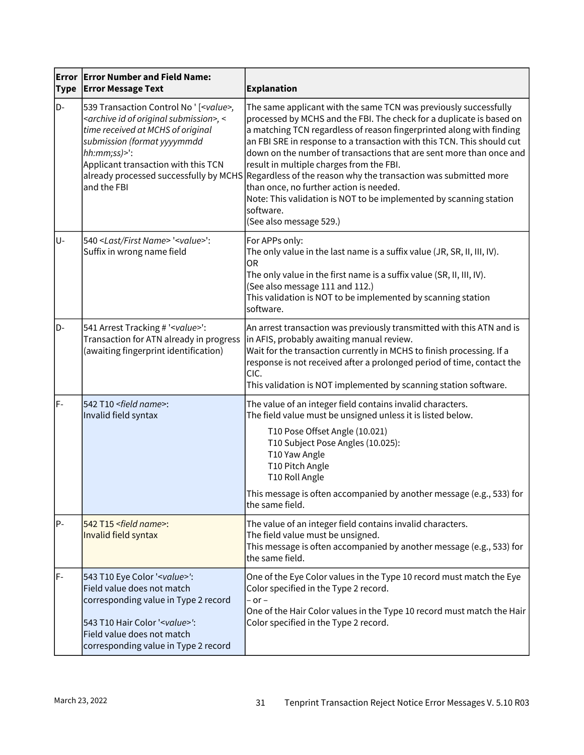| Error Type | Error Number and Field Name: Error Message Text | Explanation |
|---|---|---|
| D- | 539 Transaction Control No ' [*<value>*, *<archive id of original submission>*, *< time received at MCHS of original submission (format yyyymmdd hh:mm;ss)>*':<br>Applicant transaction with this TCN already processed successfully by MCHS and the FBI | The same applicant with the same TCN was previously successfully processed by MCHS and the FBI. The check for a duplicate is based on a matching TCN regardless of reason fingerprinted along with finding an FBI SRE in response to a transaction with this TCN. This should cut down on the number of transactions that are sent more than once and result in multiple charges from the FBI.<br>Regardless of the reason why the transaction was submitted more than once, no further action is needed.<br>Note: This validation is NOT to be implemented by scanning station software.<br>(See also message 529.) |
| U- | 540 *<Last/First Name>* '*<value>*':<br>Suffix in wrong name field | For APPs only:<br>The only value in the last name is a suffix value (JR, SR, II, III, IV).<br>OR<br>The only value in the first name is a suffix value (SR, II, III, IV).<br>(See also message 111 and 112.)<br>This validation is NOT to be implemented by scanning station software. |
| D- | 541 Arrest Tracking # '*<value>*':<br>Transaction for ATN already in progress (awaiting fingerprint identification) | An arrest transaction was previously transmitted with this ATN and is in AFIS, probably awaiting manual review.<br>Wait for the transaction currently in MCHS to finish processing. If a response is not received after a prolonged period of time, contact the CIC.<br>This validation is NOT implemented by scanning station software. |
| F- | 542 T10 *<field name>*:<br>Invalid field syntax | The value of an integer field contains invalid characters.<br>The field value must be unsigned unless it is listed below.<br>T10 Pose Offset Angle (10.021)<br>T10 Subject Pose Angles (10.025):<br>T10 Yaw Angle<br>T10 Pitch Angle<br>T10 Roll Angle<br>This message is often accompanied by another message (e.g., 533) for the same field. |
| P- | 542 T15 *<field name>*:<br>Invalid field syntax | The value of an integer field contains invalid characters.<br>The field value must be unsigned.<br>This message is often accompanied by another message (e.g., 533) for the same field. |
| F- | 543 T10 Eye Color '*<value>*':<br>Field value does not match corresponding value in Type 2 record<br><br>543 T10 Hair Color '*<value>*':<br>Field value does not match corresponding value in Type 2 record | One of the Eye Color values in the Type 10 record must match the Eye Color specified in the Type 2 record.<br>– or –<br>One of the Hair Color values in the Type 10 record must match the Hair Color specified in the Type 2 record. |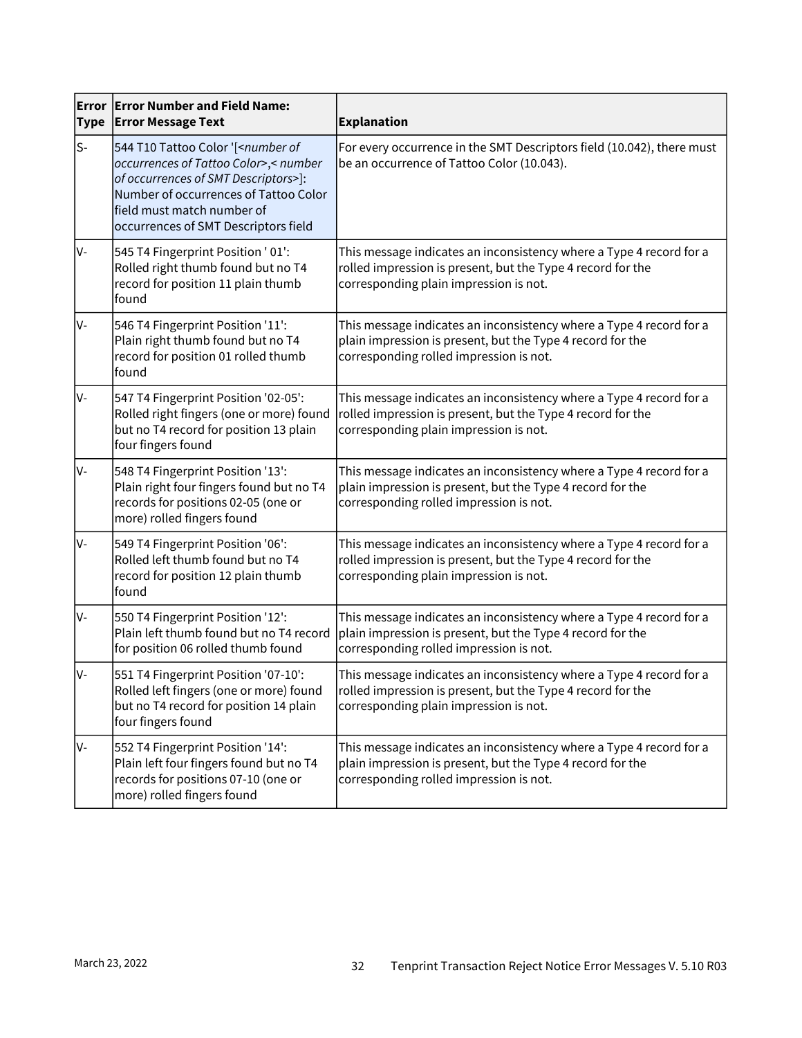| Error Type | Error Number and Field Name: Error Message Text | Explanation |
|---|---|---|
| S- | 544 T10 Tattoo Color '[<*number of occurrences of Tattoo Color*>,< *number of occurrences of SMT Descriptors*>]: Number of occurrences of Tattoo Color field must match number of occurrences of SMT Descriptors field | For every occurrence in the SMT Descriptors field (10.042), there must be an occurrence of Tattoo Color (10.043). |
| V- | 545 T4 Fingerprint Position ' 01': Rolled right thumb found but no T4 record for position 11 plain thumb found | This message indicates an inconsistency where a Type 4 record for a rolled impression is present, but the Type 4 record for the corresponding plain impression is not. |
| V- | 546 T4 Fingerprint Position '11': Plain right thumb found but no T4 record for position 01 rolled thumb found | This message indicates an inconsistency where a Type 4 record for a plain impression is present, but the Type 4 record for the corresponding rolled impression is not. |
| V- | 547 T4 Fingerprint Position '02-05': Rolled right fingers (one or more) found but no T4 record for position 13 plain four fingers found | This message indicates an inconsistency where a Type 4 record for a rolled impression is present, but the Type 4 record for the corresponding plain impression is not. |
| V- | 548 T4 Fingerprint Position '13': Plain right four fingers found but no T4 records for positions 02-05 (one or more) rolled fingers found | This message indicates an inconsistency where a Type 4 record for a plain impression is present, but the Type 4 record for the corresponding rolled impression is not. |
| V- | 549 T4 Fingerprint Position '06': Rolled left thumb found but no T4 record for position 12 plain thumb found | This message indicates an inconsistency where a Type 4 record for a rolled impression is present, but the Type 4 record for the corresponding plain impression is not. |
| V- | 550 T4 Fingerprint Position '12': Plain left thumb found but no T4 record for position 06 rolled thumb found | This message indicates an inconsistency where a Type 4 record for a plain impression is present, but the Type 4 record for the corresponding rolled impression is not. |
| V- | 551 T4 Fingerprint Position '07-10': Rolled left fingers (one or more) found but no T4 record for position 14 plain four fingers found | This message indicates an inconsistency where a Type 4 record for a rolled impression is present, but the Type 4 record for the corresponding plain impression is not. |
| V- | 552 T4 Fingerprint Position '14': Plain left four fingers found but no T4 records for positions 07-10 (one or more) rolled fingers found | This message indicates an inconsistency where a Type 4 record for a plain impression is present, but the Type 4 record for the corresponding rolled impression is not. |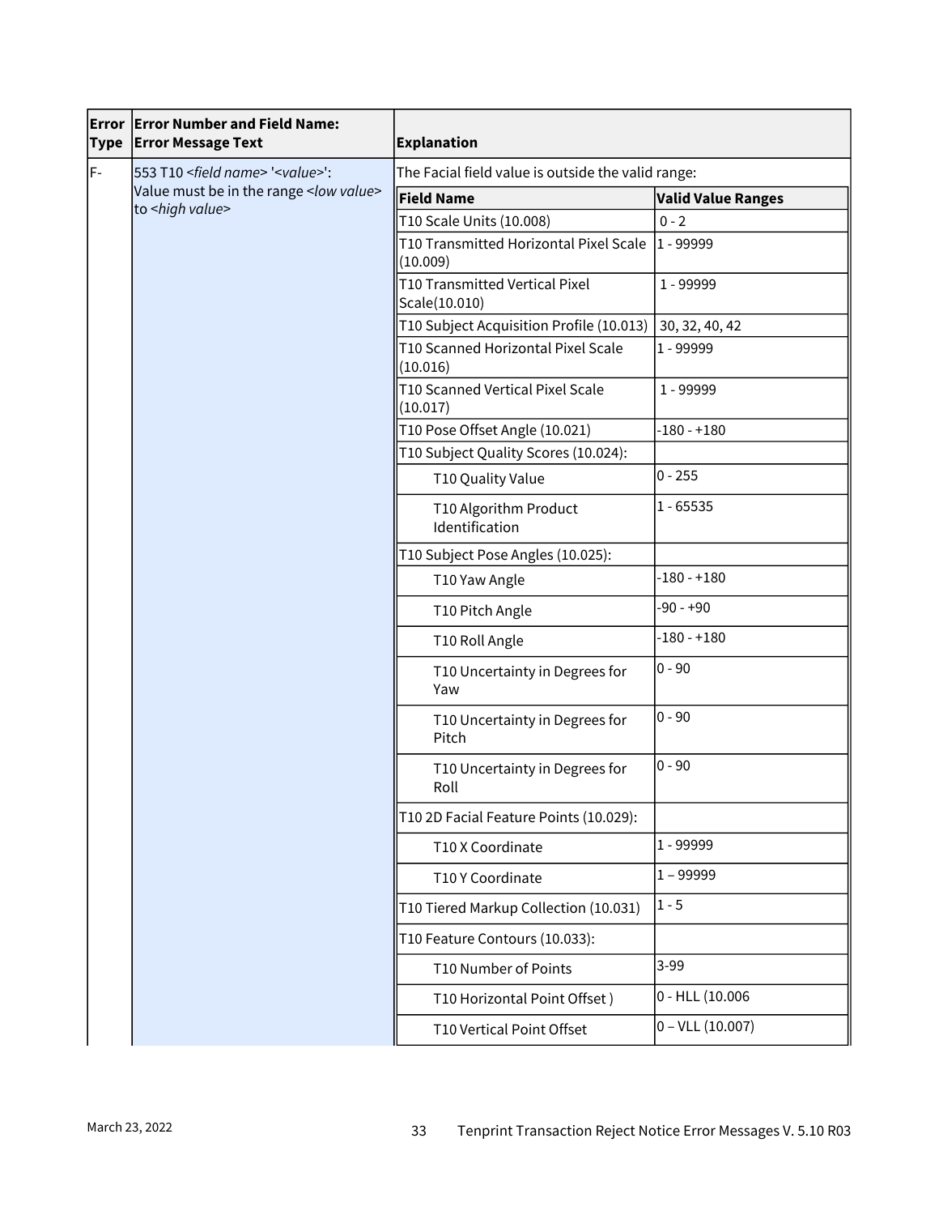| Error Type | Error Number and Field Name: Error Message Text | Explanation | |
|---|---|---|---|
| F- | 553 T10 *<field name>* '*<value>*': Value must be in the range *<low value>* to *<high value>* | The Facial field value is outside the valid range: | |
| | | **Field Name** | **Valid Value Ranges** |
| | | T10 Scale Units (10.008) | 0 - 2 |
| | | T10 Transmitted Horizontal Pixel Scale (10.009) | 1 - 99999 |
| | | T10 Transmitted Vertical Pixel Scale(10.010) | 1 - 99999 |
| | | T10 Subject Acquisition Profile (10.013) | 30, 32, 40, 42 |
| | | T10 Scanned Horizontal Pixel Scale (10.016) | 1 - 99999 |
| | | T10 Scanned Vertical Pixel Scale (10.017) | 1 - 99999 |
| | | T10 Pose Offset Angle (10.021) | -180 - +180 |
| | | T10 Subject Quality Scores (10.024): | |
| | | T10 Quality Value | 0 - 255 |
| | | T10 Algorithm Product Identification | 1 - 65535 |
| | | T10 Subject Pose Angles (10.025): | |
| | | T10 Yaw Angle | -180 - +180 |
| | | T10 Pitch Angle | -90 - +90 |
| | | T10 Roll Angle | -180 - +180 |
| | | T10 Uncertainty in Degrees for Yaw | 0 - 90 |
| | | T10 Uncertainty in Degrees for Pitch | 0 - 90 |
| | | T10 Uncertainty in Degrees for Roll | 0 - 90 |
| | | T10 2D Facial Feature Points (10.029): | |
| | | T10 X Coordinate | 1 - 99999 |
| | | T10 Y Coordinate | 1 – 99999 |
| | | T10 Tiered Markup Collection (10.031) | 1 - 5 |
| | | T10 Feature Contours (10.033): | |
| | | T10 Number of Points | 3-99 |
| | | T10 Horizontal Point Offset ) | 0 - HLL (10.006 |
| | | T10 Vertical Point Offset | 0 – VLL (10.007) |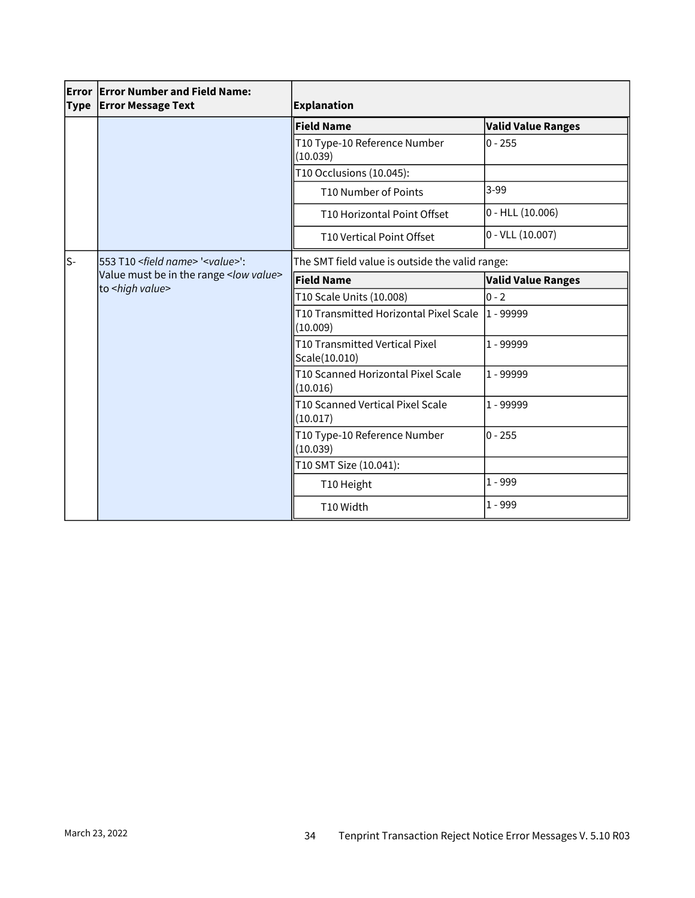| Error Type | Error Number and Field Name: Error Message Text | Explanation | |
|---|---|---|---|
| | | **Field Name** | **Valid Value Ranges** |
| | | T10 Type-10 Reference Number (10.039) | 0 - 255 |
| | | T10 Occlusions (10.045): | |
| | | T10 Number of Points | 3-99 |
| | | T10 Horizontal Point Offset | 0 - HLL (10.006) |
| | | T10 Vertical Point Offset | 0 - VLL (10.007) |
| S- | 553 T10 <*field name*> '<*value*>': Value must be in the range <*low value*> to <*high value*> | The SMT field value is outside the valid range: | |
| | | **Field Name** | **Valid Value Ranges** |
| | | T10 Scale Units (10.008) | 0 - 2 |
| | | T10 Transmitted Horizontal Pixel Scale (10.009) | 1 - 99999 |
| | | T10 Transmitted Vertical Pixel Scale(10.010) | 1 - 99999 |
| | | T10 Scanned Horizontal Pixel Scale (10.016) | 1 - 99999 |
| | | T10 Scanned Vertical Pixel Scale (10.017) | 1 - 99999 |
| | | T10 Type-10 Reference Number (10.039) | 0 - 255 |
| | | T10 SMT Size (10.041): | |
| | | T10 Height | 1 - 999 |
| | | T10 Width | 1 - 999 |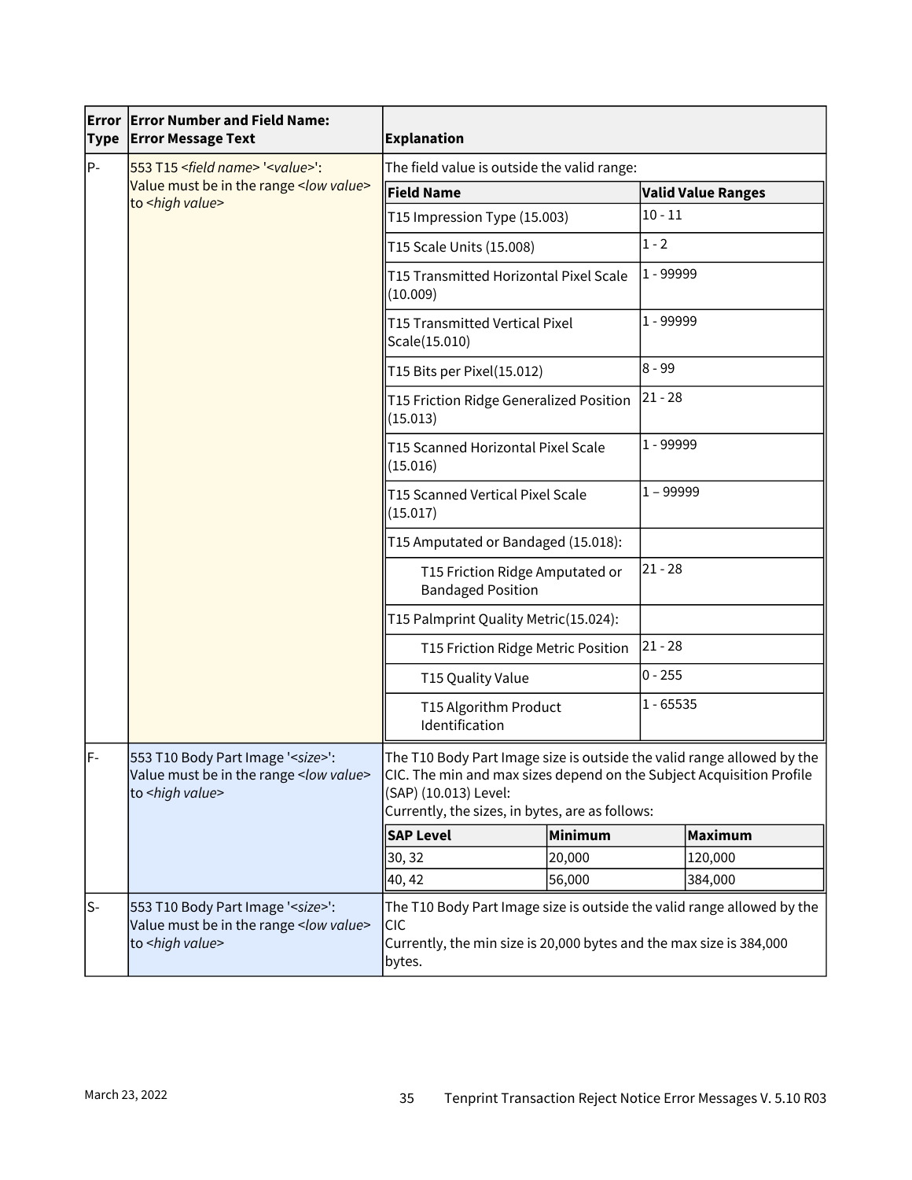| Error Type | Error Number and Field Name: Error Message Text | Explanation |
|---|---|---|
| P- | 553 T15 *<field name>* '*<value>*': Value must be in the range *<low value>* to *<high value>* | The field value is outside the valid range:<br><br>**Field Name** — **Valid Value Ranges**<br>T15 Impression Type (15.003) — 10 - 11<br>T15 Scale Units (15.008) — 1 - 2<br>T15 Transmitted Horizontal Pixel Scale (10.009) — 1 - 99999<br>T15 Transmitted Vertical Pixel Scale(15.010) — 1 - 99999<br>T15 Bits per Pixel(15.012) — 8 - 99<br>T15 Friction Ridge Generalized Position (15.013) — 21 - 28<br>T15 Scanned Horizontal Pixel Scale (15.016) — 1 - 99999<br>T15 Scanned Vertical Pixel Scale (15.017) — 1 – 99999<br>T15 Amputated or Bandaged (15.018):<br>&nbsp;&nbsp;&nbsp;&nbsp;T15 Friction Ridge Amputated or Bandaged Position — 21 - 28<br>T15 Palmprint Quality Metric(15.024):<br>&nbsp;&nbsp;&nbsp;&nbsp;T15 Friction Ridge Metric Position — 21 - 28<br>&nbsp;&nbsp;&nbsp;&nbsp;T15 Quality Value — 0 - 255<br>&nbsp;&nbsp;&nbsp;&nbsp;T15 Algorithm Product Identification — 1 - 65535 |
| F- | 553 T10 Body Part Image '*<size>*': Value must be in the range *<low value>* to *<high value>* | The T10 Body Part Image size is outside the valid range allowed by the CIC. The min and max sizes depend on the Subject Acquisition Profile (SAP) (10.013) Level:<br>Currently, the sizes, in bytes, are as follows:<br><br>**SAP Level** — **Minimum** — **Maximum**<br>30, 32 — 20,000 — 120,000<br>40, 42 — 56,000 — 384,000 |
| S- | 553 T10 Body Part Image '*<size>*': Value must be in the range *<low value>* to *<high value>* | The T10 Body Part Image size is outside the valid range allowed by the CIC<br>Currently, the min size is 20,000 bytes and the max size is 384,000 bytes. |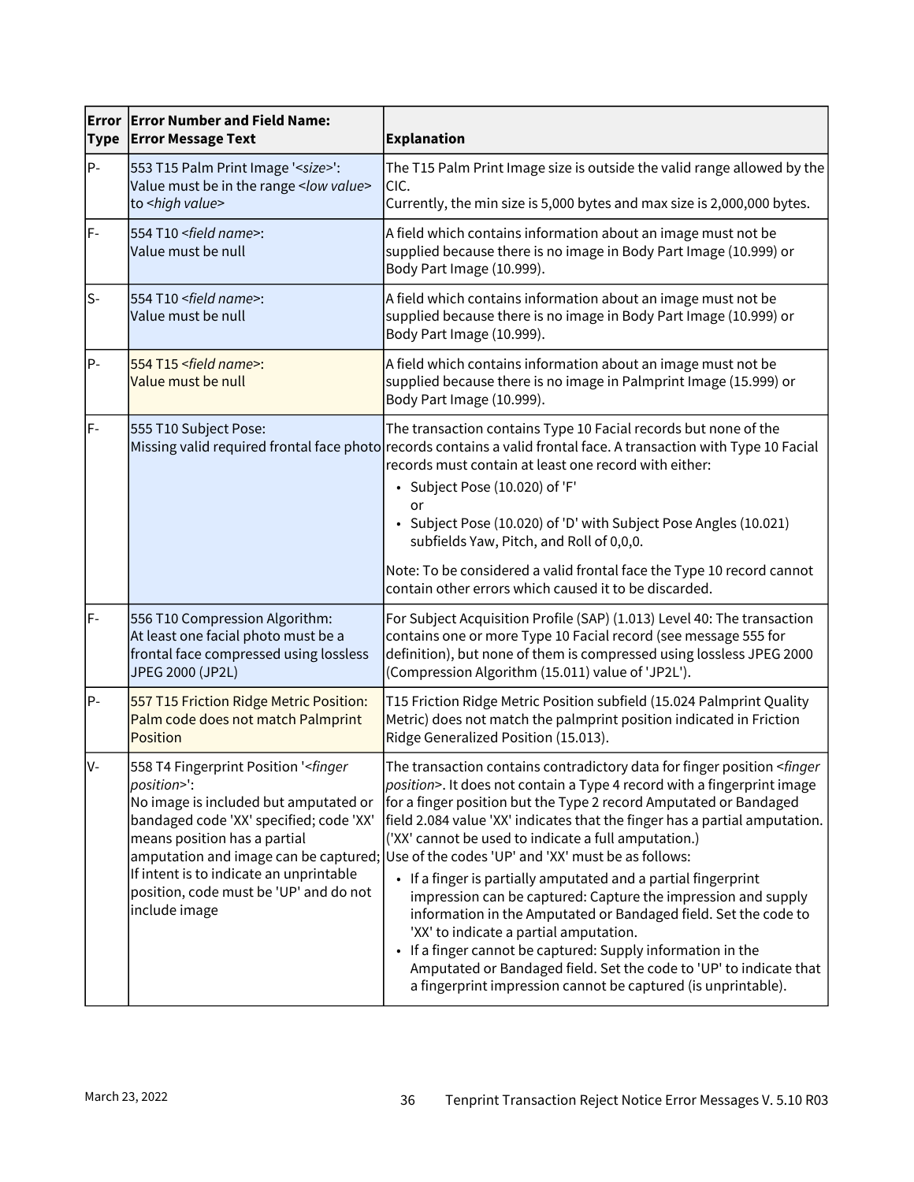| Error Type | Error Number and Field Name: Error Message Text | Explanation |
|---|---|---|
| P- | 553 T15 Palm Print Image '*<size>*': Value must be in the range *<low value>* to *<high value>* | The T15 Palm Print Image size is outside the valid range allowed by the CIC.<br>Currently, the min size is 5,000 bytes and max size is 2,000,000 bytes. |
| F- | 554 T10 *<field name>*: Value must be null | A field which contains information about an image must not be supplied because there is no image in Body Part Image (10.999) or Body Part Image (10.999). |
| S- | 554 T10 *<field name>*: Value must be null | A field which contains information about an image must not be supplied because there is no image in Body Part Image (10.999) or Body Part Image (10.999). |
| P- | 554 T15 *<field name>*: Value must be null | A field which contains information about an image must not be supplied because there is no image in Palmprint Image (15.999) or Body Part Image (10.999). |
| F- | 555 T10 Subject Pose: Missing valid required frontal face photo | The transaction contains Type 10 Facial records but none of the records contains a valid frontal face. A transaction with Type 10 Facial records must contain at least one record with either:<br>• Subject Pose (10.020) of 'F'<br>or<br>• Subject Pose (10.020) of 'D' with Subject Pose Angles (10.021) subfields Yaw, Pitch, and Roll of 0,0,0.<br><br>Note: To be considered a valid frontal face the Type 10 record cannot contain other errors which caused it to be discarded. |
| F- | 556 T10 Compression Algorithm: At least one facial photo must be a frontal face compressed using lossless JPEG 2000 (JP2L) | For Subject Acquisition Profile (SAP) (1.013) Level 40: The transaction contains one or more Type 10 Facial record (see message 555 for definition), but none of them is compressed using lossless JPEG 2000 (Compression Algorithm (15.011) value of 'JP2L'). |
| P- | 557 T15 Friction Ridge Metric Position: Palm code does not match Palmprint Position | T15 Friction Ridge Metric Position subfield (15.024 Palmprint Quality Metric) does not match the palmprint position indicated in Friction Ridge Generalized Position (15.013). |
| V- | 558 T4 Fingerprint Position '*<finger position>*': No image is included but amputated or bandaged code 'XX' specified; code 'XX' means position has a partial amputation and image can be captured; If intent is to indicate an unprintable position, code must be 'UP' and do not include image | The transaction contains contradictory data for finger position *<finger position>*. It does not contain a Type 4 record with a fingerprint image for a finger position but the Type 2 record Amputated or Bandaged field 2.084 value 'XX' indicates that the finger has a partial amputation. ('XX' cannot be used to indicate a full amputation.)<br>Use of the codes 'UP' and 'XX' must be as follows:<br>• If a finger is partially amputated and a partial fingerprint impression can be captured: Capture the impression and supply information in the Amputated or Bandaged field. Set the code to 'XX' to indicate a partial amputation.<br>• If a finger cannot be captured: Supply information in the Amputated or Bandaged field. Set the code to 'UP' to indicate that a fingerprint impression cannot be captured (is unprintable). |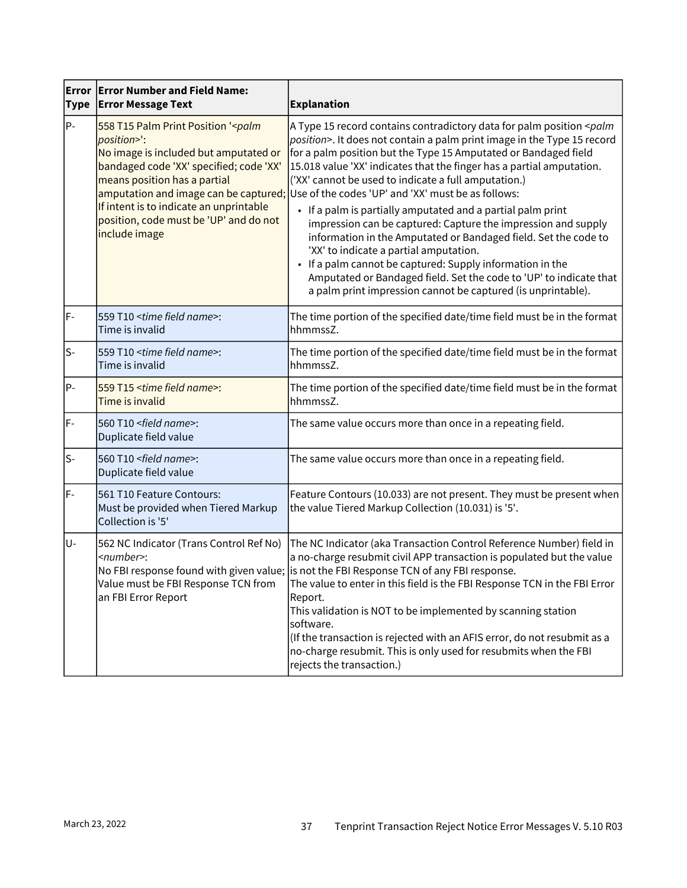| Error Type | Error Number and Field Name: Error Message Text | Explanation |
|---|---|---|
| P- | 558 T15 Palm Print Position '<*palm position*>':<br>No image is included but amputated or bandaged code 'XX' specified; code 'XX' means position has a partial amputation and image can be captured; If intent is to indicate an unprintable position, code must be 'UP' and do not include image | A Type 15 record contains contradictory data for palm position <*palm position*>. It does not contain a palm print image in the Type 15 record for a palm position but the Type 15 Amputated or Bandaged field 15.018 value 'XX' indicates that the finger has a partial amputation. ('XX' cannot be used to indicate a full amputation.)<br>Use of the codes 'UP' and 'XX' must be as follows:<br>• If a palm is partially amputated and a partial palm print impression can be captured: Capture the impression and supply information in the Amputated or Bandaged field. Set the code to 'XX' to indicate a partial amputation.<br>• If a palm cannot be captured: Supply information in the Amputated or Bandaged field. Set the code to 'UP' to indicate that a palm print impression cannot be captured (is unprintable). |
| F- | 559 T10 <*time field name*>:<br>Time is invalid | The time portion of the specified date/time field must be in the format hhmmssZ. |
| S- | 559 T10 <*time field name*>:<br>Time is invalid | The time portion of the specified date/time field must be in the format hhmmssZ. |
| P- | 559 T15 <*time field name*>:<br>Time is invalid | The time portion of the specified date/time field must be in the format hhmmssZ. |
| F- | 560 T10 <*field name*>:<br>Duplicate field value | The same value occurs more than once in a repeating field. |
| S- | 560 T10 <*field name*>:<br>Duplicate field value | The same value occurs more than once in a repeating field. |
| F- | 561 T10 Feature Contours:<br>Must be provided when Tiered Markup Collection is '5' | Feature Contours (10.033) are not present. They must be present when the value Tiered Markup Collection (10.031) is '5'. |
| U- | 562 NC Indicator (Trans Control Ref No) <*number*>:<br>No FBI response found with given value; Value must be FBI Response TCN from an FBI Error Report | The NC Indicator (aka Transaction Control Reference Number) field in a no-charge resubmit civil APP transaction is populated but the value is not the FBI Response TCN of any FBI response.<br>The value to enter in this field is the FBI Response TCN in the FBI Error Report.<br>This validation is NOT to be implemented by scanning station software.<br>(If the transaction is rejected with an AFIS error, do not resubmit as a no-charge resubmit. This is only used for resubmits when the FBI rejects the transaction.) |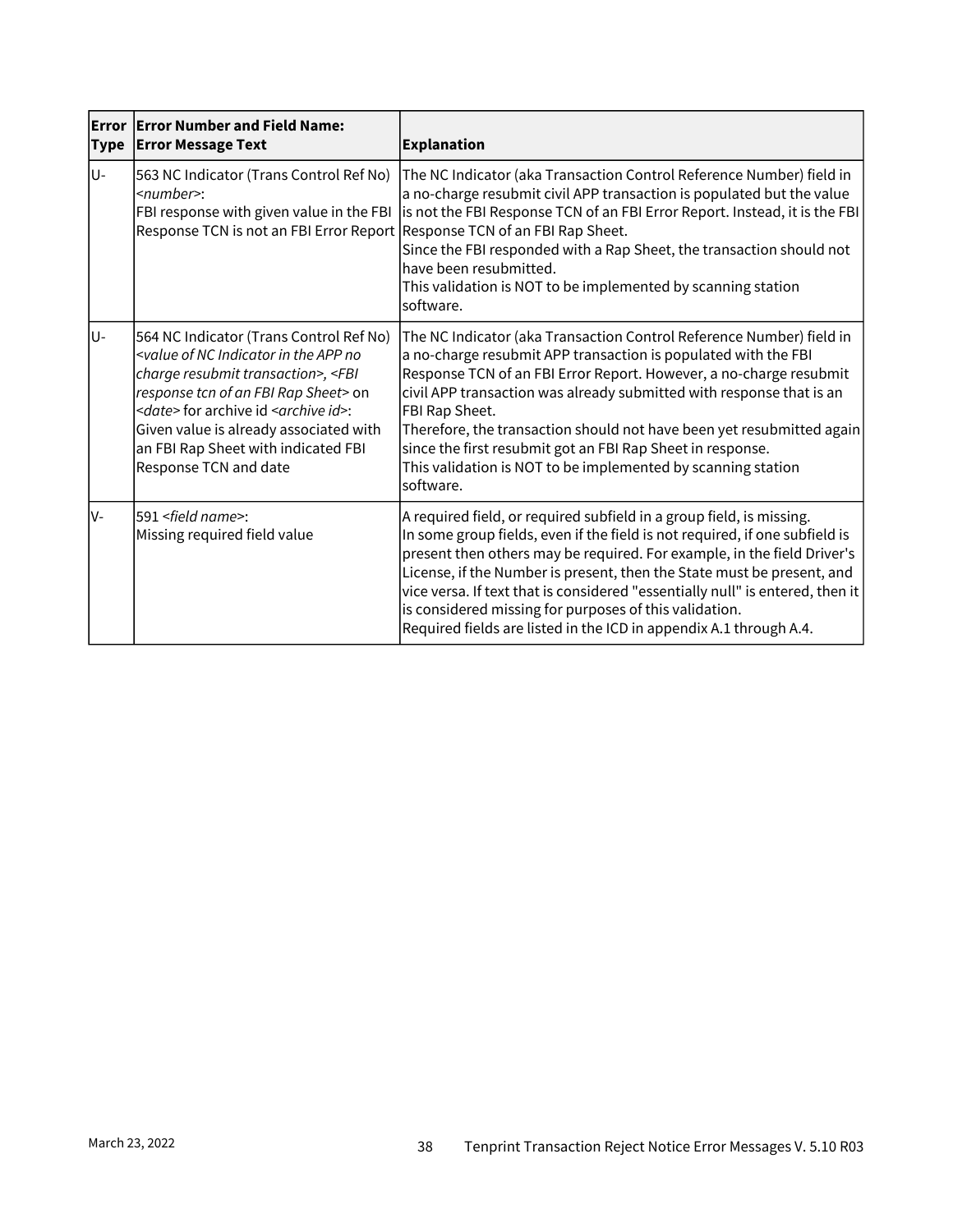| Error Type | Error Number and Field Name: Error Message Text | Explanation |
|---|---|---|
| U- | 563 NC Indicator (Trans Control Ref No) *<number>*:<br>FBI response with given value in the FBI Response TCN is not an FBI Error Report | The NC Indicator (aka Transaction Control Reference Number) field in a no-charge resubmit civil APP transaction is populated but the value is not the FBI Response TCN of an FBI Error Report. Instead, it is the FBI Response TCN of an FBI Rap Sheet.<br>Since the FBI responded with a Rap Sheet, the transaction should not have been resubmitted.<br>This validation is NOT to be implemented by scanning station software. |
| U- | 564 NC Indicator (Trans Control Ref No) *<value of NC Indicator in the APP no charge resubmit transaction>, <FBI response tcn of an FBI Rap Sheet>* on *<date>* for archive id *<archive id>*:<br>Given value is already associated with an FBI Rap Sheet with indicated FBI Response TCN and date | The NC Indicator (aka Transaction Control Reference Number) field in a no-charge resubmit APP transaction is populated with the FBI Response TCN of an FBI Error Report. However, a no-charge resubmit civil APP transaction was already submitted with response that is an FBI Rap Sheet.<br>Therefore, the transaction should not have been yet resubmitted again since the first resubmit got an FBI Rap Sheet in response.<br>This validation is NOT to be implemented by scanning station software. |
| V- | 591 *<field name>*:<br>Missing required field value | A required field, or required subfield in a group field, is missing.<br>In some group fields, even if the field is not required, if one subfield is present then others may be required. For example, in the field Driver's License, if the Number is present, then the State must be present, and vice versa. If text that is considered "essentially null" is entered, then it is considered missing for purposes of this validation.<br>Required fields are listed in the ICD in appendix A.1 through A.4. |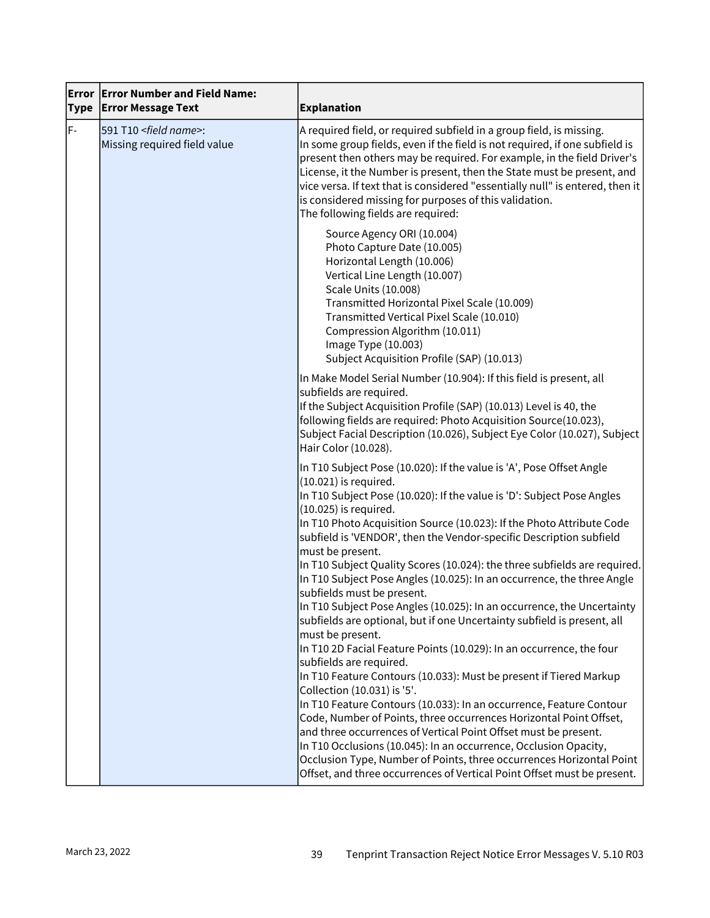| Error Type | Error Number and Field Name: Error Message Text | Explanation |
|---|---|---|
| F- | 591 T10 <*field name*>: Missing required field value | A required field, or required subfield in a group field, is missing. In some group fields, even if the field is not required, if one subfield is present then others may be required. For example, in the field Driver's License, it the Number is present, then the State must be present, and vice versa. If text that is considered "essentially null" is entered, then it is considered missing for purposes of this validation. The following fields are required:<br><br>Source Agency ORI (10.004)<br>Photo Capture Date (10.005)<br>Horizontal Length (10.006)<br>Vertical Line Length (10.007)<br>Scale Units (10.008)<br>Transmitted Horizontal Pixel Scale (10.009)<br>Transmitted Vertical Pixel Scale (10.010)<br>Compression Algorithm (10.011)<br>Image Type (10.003)<br>Subject Acquisition Profile (SAP) (10.013)<br><br>In Make Model Serial Number (10.904): If this field is present, all subfields are required.<br>If the Subject Acquisition Profile (SAP) (10.013) Level is 40, the following fields are required: Photo Acquisition Source(10.023), Subject Facial Description (10.026), Subject Eye Color (10.027), Subject Hair Color (10.028).<br><br>In T10 Subject Pose (10.020): If the value is 'A', Pose Offset Angle (10.021) is required.<br>In T10 Subject Pose (10.020): If the value is 'D': Subject Pose Angles (10.025) is required.<br>In T10 Photo Acquisition Source (10.023): If the Photo Attribute Code subfield is 'VENDOR', then the Vendor-specific Description subfield must be present.<br>In T10 Subject Quality Scores (10.024): the three subfields are required.<br>In T10 Subject Pose Angles (10.025): In an occurrence, the three Angle subfields must be present.<br>In T10 Subject Pose Angles (10.025): In an occurrence, the Uncertainty subfields are optional, but if one Uncertainty subfield is present, all must be present.<br>In T10 2D Facial Feature Points (10.029): In an occurrence, the four subfields are required.<br>In T10 Feature Contours (10.033): Must be present if Tiered Markup Collection (10.031) is '5'.<br>In T10 Feature Contours (10.033): In an occurrence, Feature Contour Code, Number of Points, three occurrences Horizontal Point Offset, and three occurrences of Vertical Point Offset must be present.<br>In T10 Occlusions (10.045): In an occurrence, Occlusion Opacity, Occlusion Type, Number of Points, three occurrences Horizontal Point Offset, and three occurrences of Vertical Point Offset must be present. |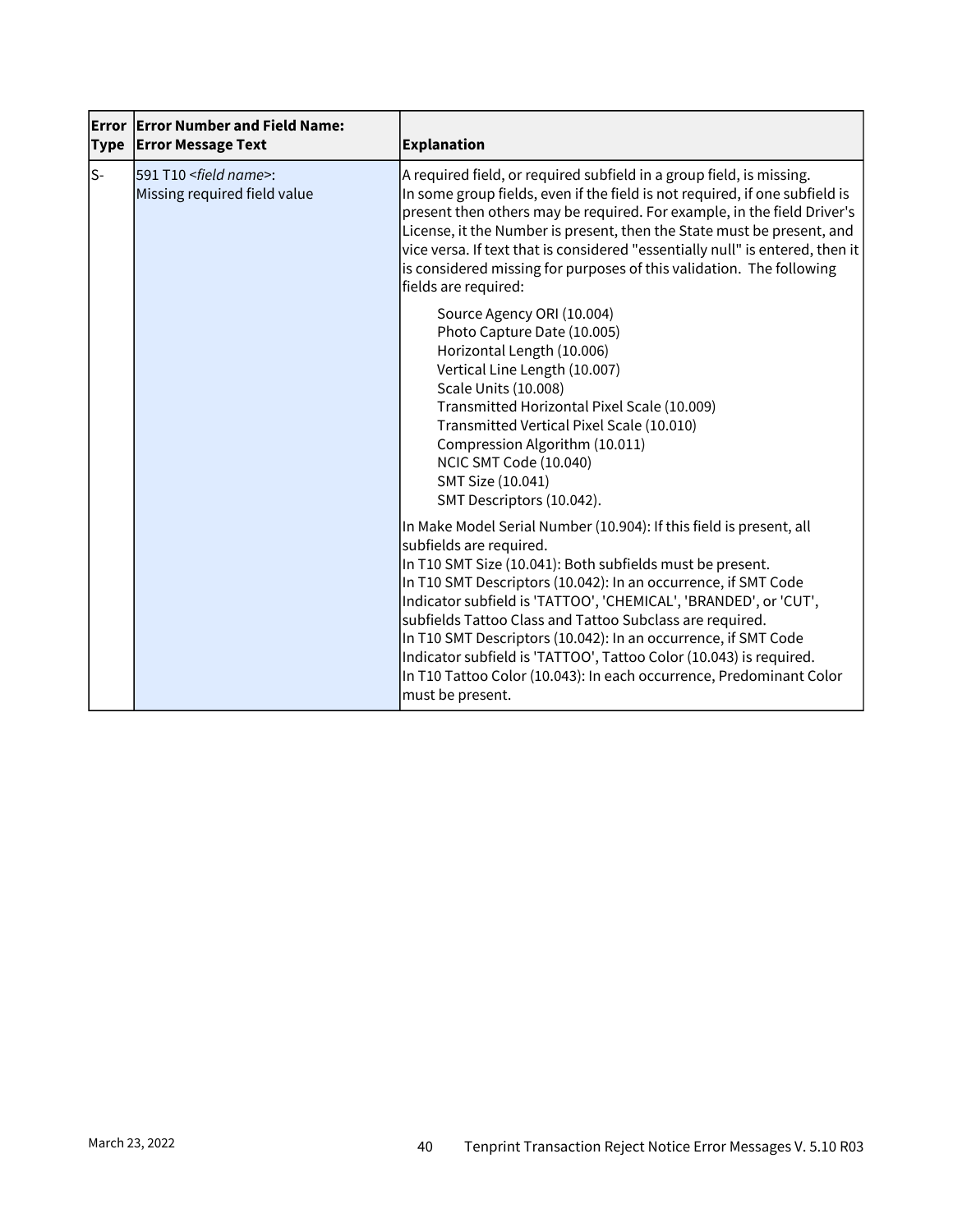| Error Type | Error Number and Field Name: Error Message Text | Explanation |
| --- | --- | --- |
| S- | 591 T10 <*field name*>: Missing required field value | A required field, or required subfield in a group field, is missing. In some group fields, even if the field is not required, if one subfield is present then others may be required. For example, in the field Driver's License, it the Number is present, then the State must be present, and vice versa. If text that is considered "essentially null" is entered, then it is considered missing for purposes of this validation. The following fields are required:<br><br>Source Agency ORI (10.004)<br>Photo Capture Date (10.005)<br>Horizontal Length (10.006)<br>Vertical Line Length (10.007)<br>Scale Units (10.008)<br>Transmitted Horizontal Pixel Scale (10.009)<br>Transmitted Vertical Pixel Scale (10.010)<br>Compression Algorithm (10.011)<br>NCIC SMT Code (10.040)<br>SMT Size (10.041)<br>SMT Descriptors (10.042).<br><br>In Make Model Serial Number (10.904): If this field is present, all subfields are required.<br>In T10 SMT Size (10.041): Both subfields must be present.<br>In T10 SMT Descriptors (10.042): In an occurrence, if SMT Code Indicator subfield is 'TATTOO', 'CHEMICAL', 'BRANDED', or 'CUT', subfields Tattoo Class and Tattoo Subclass are required.<br>In T10 SMT Descriptors (10.042): In an occurrence, if SMT Code Indicator subfield is 'TATTOO', Tattoo Color (10.043) is required.<br>In T10 Tattoo Color (10.043): In each occurrence, Predominant Color must be present. |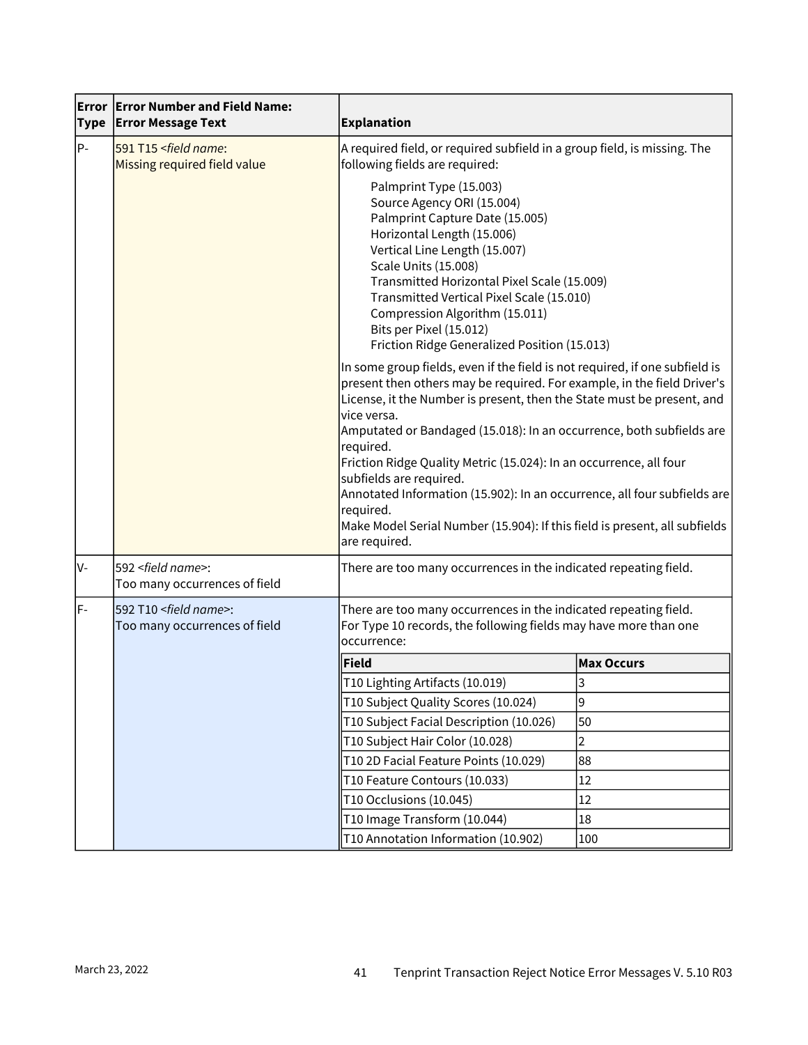| Error Type | Error Number and Field Name: Error Message Text | Explanation |
|---|---|---|
| P- | 591 T15 <*field name*: Missing required field value | A required field, or required subfield in a group field, is missing. The following fields are required:<br><br>Palmprint Type (15.003)<br>Source Agency ORI (15.004)<br>Palmprint Capture Date (15.005)<br>Horizontal Length (15.006)<br>Vertical Line Length (15.007)<br>Scale Units (15.008)<br>Transmitted Horizontal Pixel Scale (15.009)<br>Transmitted Vertical Pixel Scale (15.010)<br>Compression Algorithm (15.011)<br>Bits per Pixel (15.012)<br>Friction Ridge Generalized Position (15.013)<br><br>In some group fields, even if the field is not required, if one subfield is present then others may be required. For example, in the field Driver's License, it the Number is present, then the State must be present, and vice versa.<br>Amputated or Bandaged (15.018): In an occurrence, both subfields are required.<br>Friction Ridge Quality Metric (15.024): In an occurrence, all four subfields are required.<br>Annotated Information (15.902): In an occurrence, all four subfields are required.<br>Make Model Serial Number (15.904): If this field is present, all subfields are required. |
| V- | 592 <*field name*>: Too many occurrences of field | There are too many occurrences in the indicated repeating field. |
| F- | 592 T10 <*field name*>: Too many occurrences of field | There are too many occurrences in the indicated repeating field.<br>For Type 10 records, the following fields may have more than one occurrence:<br><br>**Field** — **Max Occurs**<br>T10 Lighting Artifacts (10.019) — 3<br>T10 Subject Quality Scores (10.024) — 9<br>T10 Subject Facial Description (10.026) — 50<br>T10 Subject Hair Color (10.028) — 2<br>T10 2D Facial Feature Points (10.029) — 88<br>T10 Feature Contours (10.033) — 12<br>T10 Occlusions (10.045) — 12<br>T10 Image Transform (10.044) — 18<br>T10 Annotation Information (10.902) — 100 |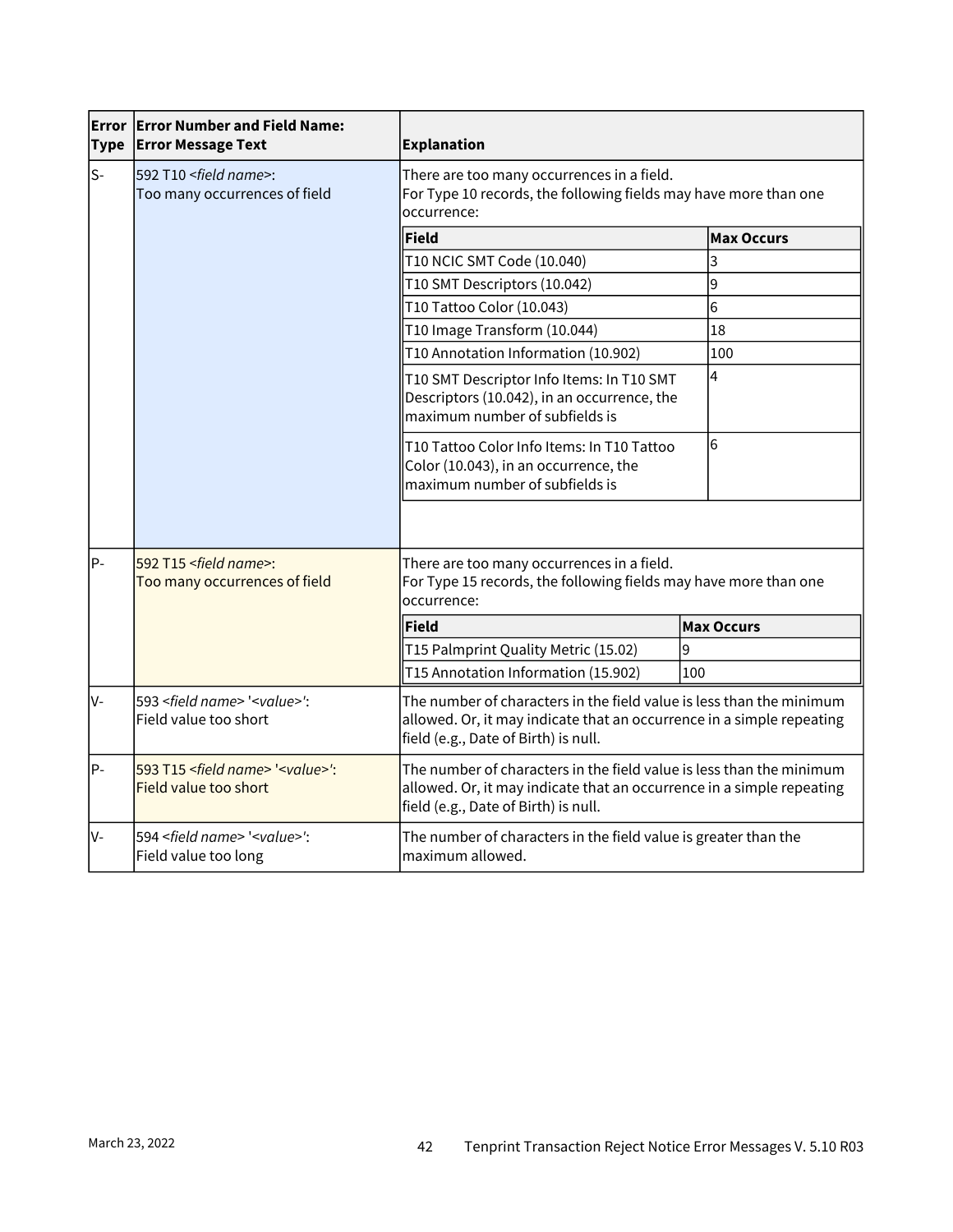| Error Type | Error Number and Field Name: Error Message Text | Explanation |
|---|---|---|
| S- | 592 T10 <*field name*>: Too many occurrences of field | There are too many occurrences in a field. For Type 10 records, the following fields may have more than one occurrence:<br><br>**Field** — **Max Occurs**<br>T10 NCIC SMT Code (10.040) — 3<br>T10 SMT Descriptors (10.042) — 9<br>T10 Tattoo Color (10.043) — 6<br>T10 Image Transform (10.044) — 18<br>T10 Annotation Information (10.902) — 100<br>T10 SMT Descriptor Info Items: In T10 SMT Descriptors (10.042), in an occurrence, the maximum number of subfields is — 4<br>T10 Tattoo Color Info Items: In T10 Tattoo Color (10.043), in an occurrence, the maximum number of subfields is — 6 |
| P- | 592 T15 <*field name*>: Too many occurrences of field | There are too many occurrences in a field. For Type 15 records, the following fields may have more than one occurrence:<br><br>**Field** — **Max Occurs**<br>T15 Palmprint Quality Metric (15.02) — 9<br>T15 Annotation Information (15.902) — 100 |
| V- | 593 <*field name*> '<*value*>': Field value too short | The number of characters in the field value is less than the minimum allowed. Or, it may indicate that an occurrence in a simple repeating field (e.g., Date of Birth) is null. |
| P- | 593 T15 <*field name*> '<*value*>': Field value too short | The number of characters in the field value is less than the minimum allowed. Or, it may indicate that an occurrence in a simple repeating field (e.g., Date of Birth) is null. |
| V- | 594 <*field name*> '<*value*>': Field value too long | The number of characters in the field value is greater than the maximum allowed. |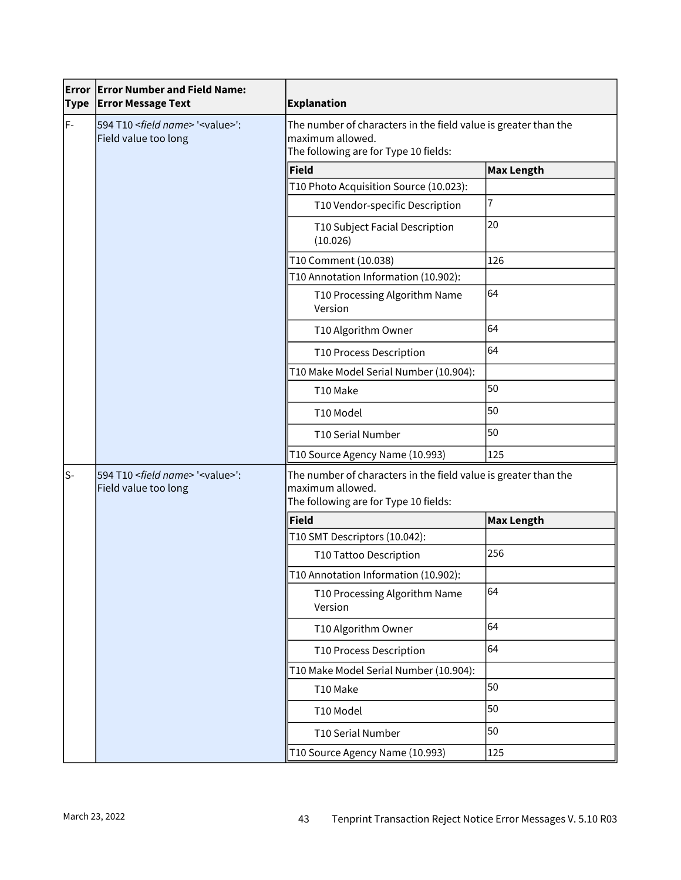| Error Type | Error Number and Field Name: Error Message Text | Explanation | |
|---|---|---|---|
| F- | 594 T10 <*field name*> '<value>': Field value too long | The number of characters in the field value is greater than the maximum allowed. The following are for Type 10 fields: | |
| | | **Field** | **Max Length** |
| | | T10 Photo Acquisition Source (10.023): | |
| | | T10 Vendor-specific Description | 7 |
| | | T10 Subject Facial Description (10.026) | 20 |
| | | T10 Comment (10.038) | 126 |
| | | T10 Annotation Information (10.902): | |
| | | T10 Processing Algorithm Name Version | 64 |
| | | T10 Algorithm Owner | 64 |
| | | T10 Process Description | 64 |
| | | T10 Make Model Serial Number (10.904): | |
| | | T10 Make | 50 |
| | | T10 Model | 50 |
| | | T10 Serial Number | 50 |
| | | T10 Source Agency Name (10.993) | 125 |
| S- | 594 T10 <*field name*> '<value>': Field value too long | The number of characters in the field value is greater than the maximum allowed. The following are for Type 10 fields: | |
| | | **Field** | **Max Length** |
| | | T10 SMT Descriptors (10.042): | |
| | | T10 Tattoo Description | 256 |
| | | T10 Annotation Information (10.902): | |
| | | T10 Processing Algorithm Name Version | 64 |
| | | T10 Algorithm Owner | 64 |
| | | T10 Process Description | 64 |
| | | T10 Make Model Serial Number (10.904): | |
| | | T10 Make | 50 |
| | | T10 Model | 50 |
| | | T10 Serial Number | 50 |
| | | T10 Source Agency Name (10.993) | 125 |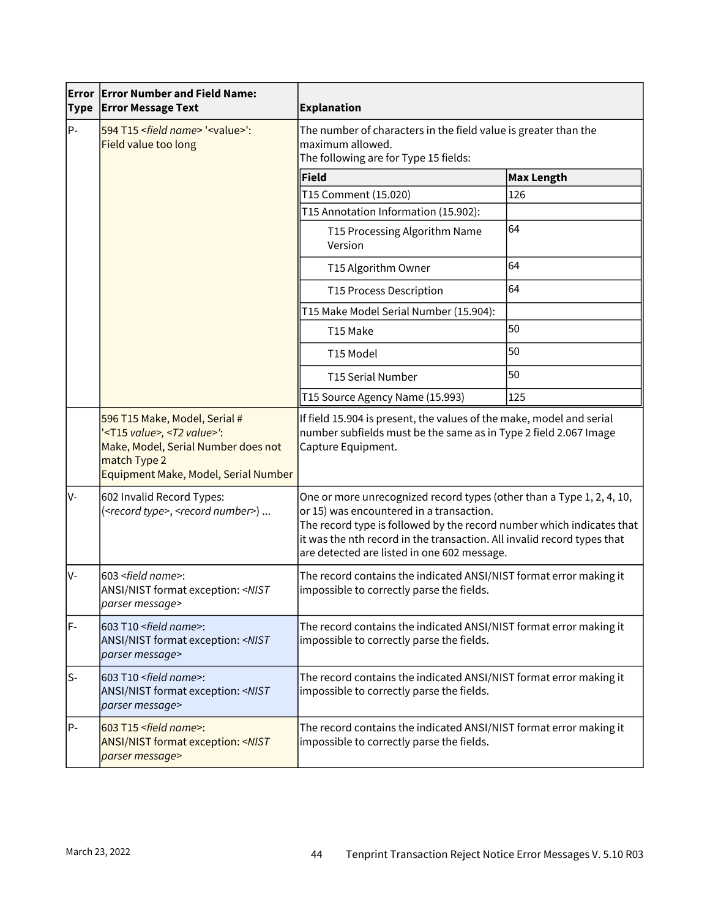| Error Type | Error Number and Field Name: Error Message Text | Explanation |
|---|---|---|
| P- | 594 T15 *<field name>* '<value>': Field value too long | The number of characters in the field value is greater than the maximum allowed.<br>The following are for Type 15 fields:<br><br>**Field** — **Max Length**<br>T15 Comment (15.020) — 126<br>T15 Annotation Information (15.902):<br>&nbsp;&nbsp;&nbsp;&nbsp;T15 Processing Algorithm Name Version — 64<br>&nbsp;&nbsp;&nbsp;&nbsp;T15 Algorithm Owner — 64<br>&nbsp;&nbsp;&nbsp;&nbsp;T15 Process Description — 64<br>T15 Make Model Serial Number (15.904):<br>&nbsp;&nbsp;&nbsp;&nbsp;T15 Make — 50<br>&nbsp;&nbsp;&nbsp;&nbsp;T15 Model — 50<br>&nbsp;&nbsp;&nbsp;&nbsp;T15 Serial Number — 50<br>T15 Source Agency Name (15.993) — 125 |
| | 596 T15 Make, Model, Serial # '<T15 *value*>, <*T2 value*>': Make, Model, Serial Number does not match Type 2 Equipment Make, Model, Serial Number | If field 15.904 is present, the values of the make, model and serial number subfields must be the same as in Type 2 field 2.067 Image Capture Equipment. |
| V- | 602 Invalid Record Types: (<*record type*>, <*record number*>) ... | One or more unrecognized record types (other than a Type 1, 2, 4, 10, or 15) was encountered in a transaction.<br>The record type is followed by the record number which indicates that it was the nth record in the transaction. All invalid record types that are detected are listed in one 602 message. |
| V- | 603 <*field name*>: ANSI/NIST format exception: <*NIST parser message*> | The record contains the indicated ANSI/NIST format error making it impossible to correctly parse the fields. |
| F- | 603 T10 <*field name*>: ANSI/NIST format exception: <*NIST parser message*> | The record contains the indicated ANSI/NIST format error making it impossible to correctly parse the fields. |
| S- | 603 T10 <*field name*>: ANSI/NIST format exception: <*NIST parser message*> | The record contains the indicated ANSI/NIST format error making it impossible to correctly parse the fields. |
| P- | 603 T15 <*field name*>: ANSI/NIST format exception: <*NIST parser message*> | The record contains the indicated ANSI/NIST format error making it impossible to correctly parse the fields. |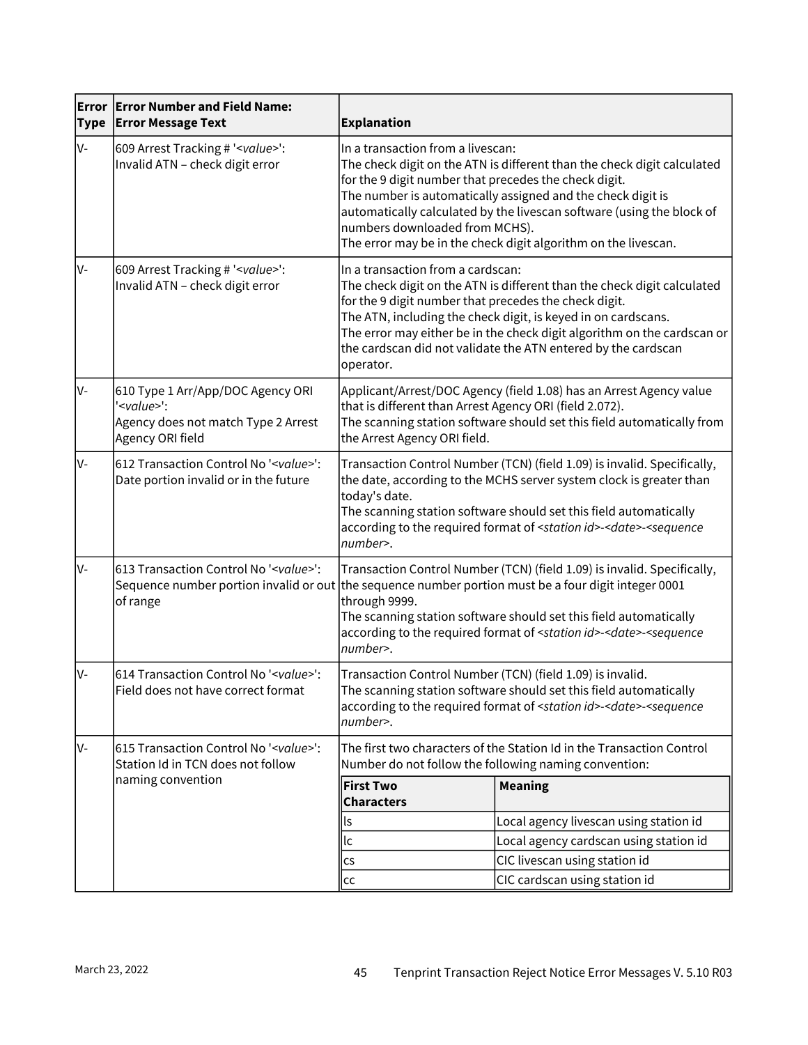| Error Type | Error Number and Field Name: Error Message Text | Explanation |
|---|---|---|
| V- | 609 Arrest Tracking # '*<value>*': Invalid ATN – check digit error | In a transaction from a livescan:<br>The check digit on the ATN is different than the check digit calculated for the 9 digit number that precedes the check digit.<br>The number is automatically assigned and the check digit is automatically calculated by the livescan software (using the block of numbers downloaded from MCHS).<br>The error may be in the check digit algorithm on the livescan. |
| V- | 609 Arrest Tracking # '*<value>*': Invalid ATN – check digit error | In a transaction from a cardscan:<br>The check digit on the ATN is different than the check digit calculated for the 9 digit number that precedes the check digit.<br>The ATN, including the check digit, is keyed in on cardscans.<br>The error may either be in the check digit algorithm on the cardscan or the cardscan did not validate the ATN entered by the cardscan operator. |
| V- | 610 Type 1 Arr/App/DOC Agency ORI '*<value>*': Agency does not match Type 2 Arrest Agency ORI field | Applicant/Arrest/DOC Agency (field 1.08) has an Arrest Agency value that is different than Arrest Agency ORI (field 2.072).<br>The scanning station software should set this field automatically from the Arrest Agency ORI field. |
| V- | 612 Transaction Control No '*<value>*': Date portion invalid or in the future | Transaction Control Number (TCN) (field 1.09) is invalid. Specifically, the date, according to the MCHS server system clock is greater than today's date.<br>The scanning station software should set this field automatically according to the required format of *<station id>-<date>-<sequence number>*. |
| V- | 613 Transaction Control No '*<value>*': Sequence number portion invalid or out of range | Transaction Control Number (TCN) (field 1.09) is invalid. Specifically, the sequence number portion must be a four digit integer 0001 through 9999.<br>The scanning station software should set this field automatically according to the required format of *<station id>-<date>-<sequence number>*. |
| V- | 614 Transaction Control No '*<value>*': Field does not have correct format | Transaction Control Number (TCN) (field 1.09) is invalid.<br>The scanning station software should set this field automatically according to the required format of *<station id>-<date>-<sequence number>*. |
| V- | 615 Transaction Control No '*<value>*': Station Id in TCN does not follow naming convention | The first two characters of the Station Id in the Transaction Control Number do not follow the following naming convention:<br>**First Two Characters** – **Meaning**<br>ls – Local agency livescan using station id<br>lc – Local agency cardscan using station id<br>cs – CIC livescan using station id<br>cc – CIC cardscan using station id |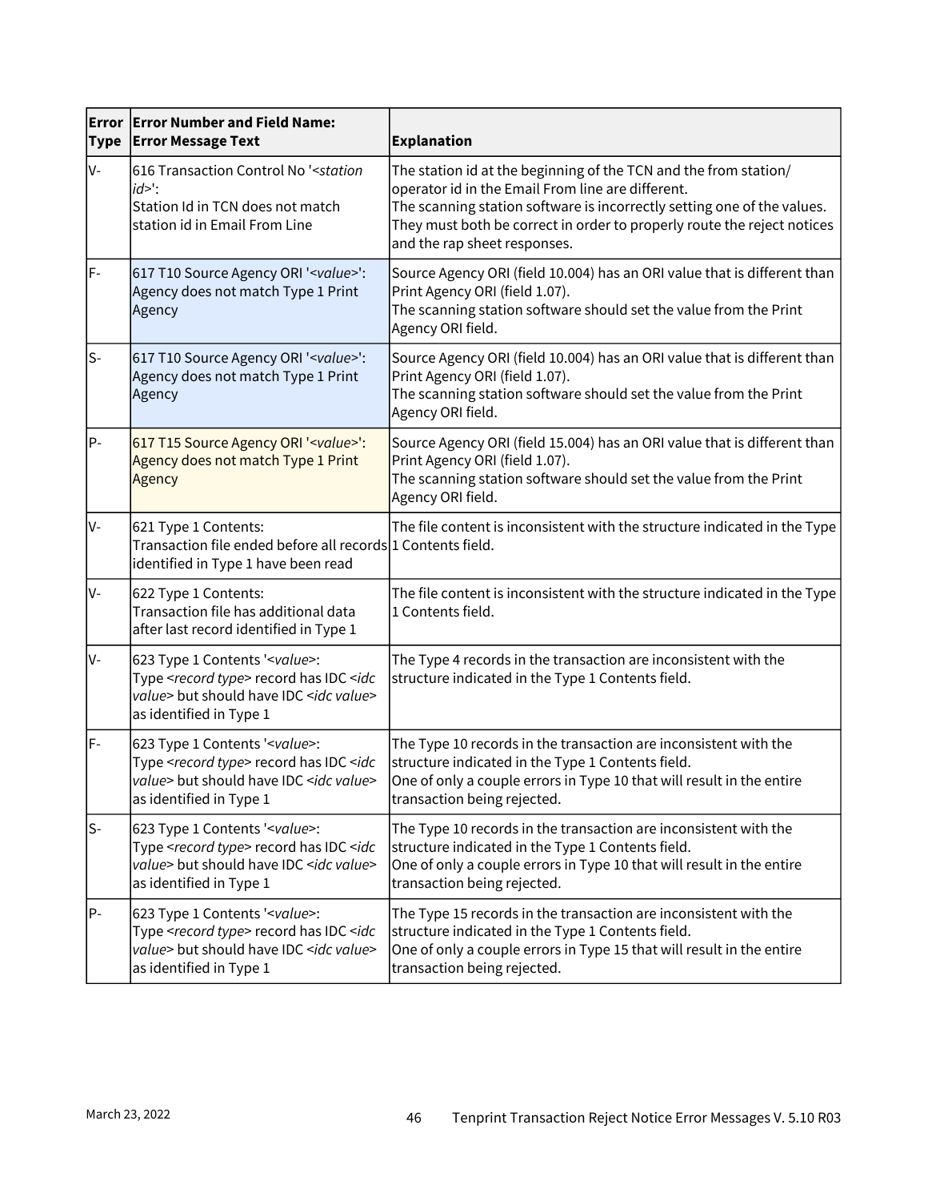| Error Type | Error Number and Field Name: Error Message Text | Explanation |
|---|---|---|
| V- | 616 Transaction Control No '<*station id*>': Station Id in TCN does not match station id in Email From Line | The station id at the beginning of the TCN and the from station/ operator id in the Email From line are different. The scanning station software is incorrectly setting one of the values. They must both be correct in order to properly route the reject notices and the rap sheet responses. |
| F- | 617 T10 Source Agency ORI '<*value*>': Agency does not match Type 1 Print Agency | Source Agency ORI (field 10.004) has an ORI value that is different than Print Agency ORI (field 1.07). The scanning station software should set the value from the Print Agency ORI field. |
| S- | 617 T10 Source Agency ORI '<*value*>': Agency does not match Type 1 Print Agency | Source Agency ORI (field 10.004) has an ORI value that is different than Print Agency ORI (field 1.07). The scanning station software should set the value from the Print Agency ORI field. |
| P- | 617 T15 Source Agency ORI '<*value*>': Agency does not match Type 1 Print Agency | Source Agency ORI (field 15.004) has an ORI value that is different than Print Agency ORI (field 1.07). The scanning station software should set the value from the Print Agency ORI field. |
| V- | 621 Type 1 Contents: Transaction file ended before all records identified in Type 1 have been read | The file content is inconsistent with the structure indicated in the Type 1 Contents field. |
| V- | 622 Type 1 Contents: Transaction file has additional data after last record identified in Type 1 | The file content is inconsistent with the structure indicated in the Type 1 Contents field. |
| V- | 623 Type 1 Contents '<*value*>: Type <*record type*> record has IDC <*idc value*> but should have IDC <*idc value*> as identified in Type 1 | The Type 4 records in the transaction are inconsistent with the structure indicated in the Type 1 Contents field. |
| F- | 623 Type 1 Contents '<*value*>: Type <*record type*> record has IDC <*idc value*> but should have IDC <*idc value*> as identified in Type 1 | The Type 10 records in the transaction are inconsistent with the structure indicated in the Type 1 Contents field. One of only a couple errors in Type 10 that will result in the entire transaction being rejected. |
| S- | 623 Type 1 Contents '<*value*>: Type <*record type*> record has IDC <*idc value*> but should have IDC <*idc value*> as identified in Type 1 | The Type 10 records in the transaction are inconsistent with the structure indicated in the Type 1 Contents field. One of only a couple errors in Type 10 that will result in the entire transaction being rejected. |
| P- | 623 Type 1 Contents '<*value*>: Type <*record type*> record has IDC <*idc value*> but should have IDC <*idc value*> as identified in Type 1 | The Type 15 records in the transaction are inconsistent with the structure indicated in the Type 1 Contents field. One of only a couple errors in Type 15 that will result in the entire transaction being rejected. |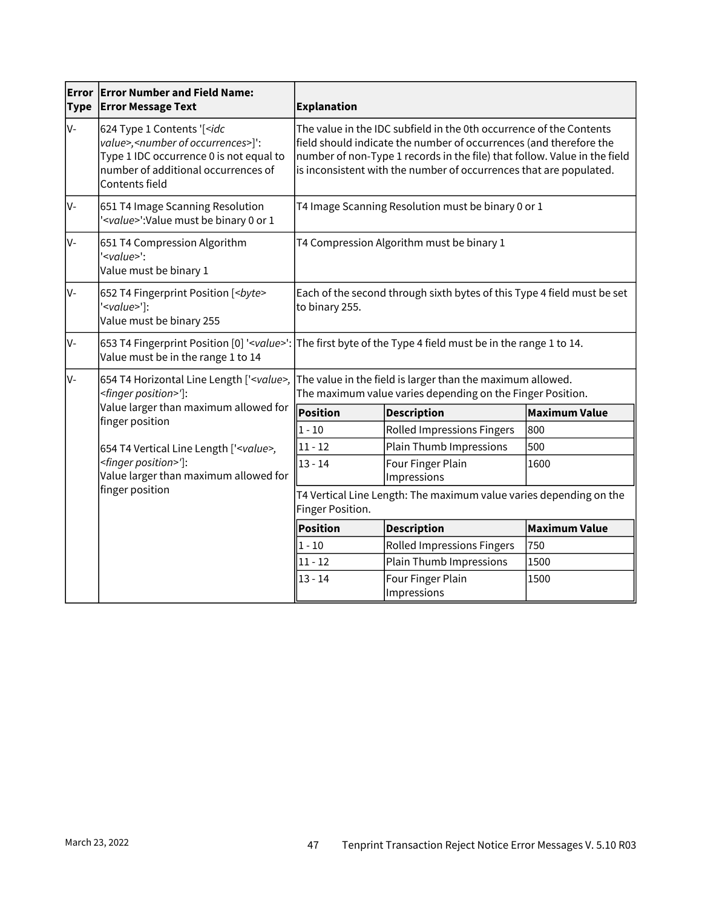| Error Type | Error Number and Field Name: Error Message Text | Explanation |
|---|---|---|
| V- | 624 Type 1 Contents '[<idc value>,<number of occurrences>]': Type 1 IDC occurrence 0 is not equal to number of additional occurrences of Contents field | The value in the IDC subfield in the 0th occurrence of the Contents field should indicate the number of occurrences (and therefore the number of non-Type 1 records in the file) that follow. Value in the field is inconsistent with the number of occurrences that are populated. |
| V- | 651 T4 Image Scanning Resolution '<value>':Value must be binary 0 or 1 | T4 Image Scanning Resolution must be binary 0 or 1 |
| V- | 651 T4 Compression Algorithm '<value>': Value must be binary 1 | T4 Compression Algorithm must be binary 1 |
| V- | 652 T4 Fingerprint Position [<byte> '<value>']: Value must be binary 255 | Each of the second through sixth bytes of this Type 4 field must be set to binary 255. |
| V- | 653 T4 Fingerprint Position [0] '<value>': Value must be in the range 1 to 14 | The first byte of the Type 4 field must be in the range 1 to 14. |
| V- | 654 T4 Horizontal Line Length ['<value>, <finger position>']: Value larger than maximum allowed for finger position<br><br>654 T4 Vertical Line Length ['<value>, <finger position>']: Value larger than maximum allowed for finger position | The value in the field is larger than the maximum allowed. The maximum value varies depending on the Finger Position.<br><br>**Position** / **Description** / **Maximum Value**<br>1 - 10 / Rolled Impressions Fingers / 800<br>11 - 12 / Plain Thumb Impressions / 500<br>13 - 14 / Four Finger Plain Impressions / 1600<br><br>T4 Vertical Line Length: The maximum value varies depending on the Finger Position.<br><br>**Position** / **Description** / **Maximum Value**<br>1 - 10 / Rolled Impressions Fingers / 750<br>11 - 12 / Plain Thumb Impressions / 1500<br>13 - 14 / Four Finger Plain Impressions / 1500 |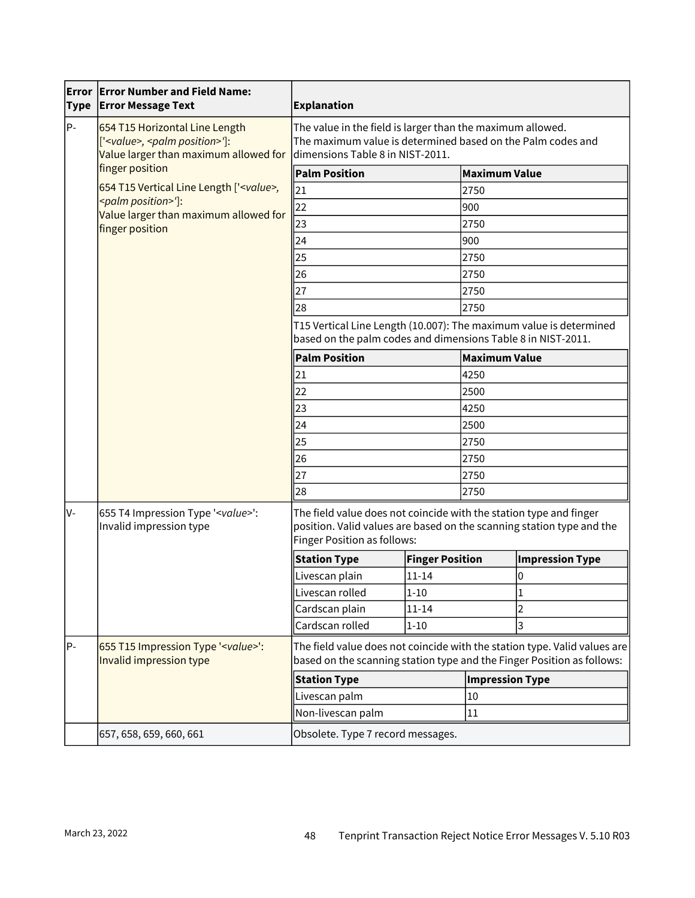| Error Type | Error Number and Field Name: Error Message Text | Explanation |
|---|---|---|
| P- | 654 T15 Horizontal Line Length ['<value>, <palm position>']: Value larger than maximum allowed for finger position<br><br>654 T15 Vertical Line Length ['<value>, <palm position>']: Value larger than maximum allowed for finger position | The value in the field is larger than the maximum allowed.<br>The maximum value is determined based on the Palm codes and dimensions Table 8 in NIST-2011.<br><br>**Palm Position** – **Maximum Value**<br>21 – 2750<br>22 – 900<br>23 – 2750<br>24 – 900<br>25 – 2750<br>26 – 2750<br>27 – 2750<br>28 – 2750<br><br>T15 Vertical Line Length (10.007): The maximum value is determined based on the palm codes and dimensions Table 8 in NIST-2011.<br><br>**Palm Position** – **Maximum Value**<br>21 – 4250<br>22 – 2500<br>23 – 4250<br>24 – 2500<br>25 – 2750<br>26 – 2750<br>27 – 2750<br>28 – 2750 |
| V- | 655 T4 Impression Type '<value>': Invalid impression type | The field value does not coincide with the station type and finger position. Valid values are based on the scanning station type and the Finger Position as follows:<br><br>**Station Type** – **Finger Position** – **Impression Type**<br>Livescan plain – 11-14 – 0<br>Livescan rolled – 1-10 – 1<br>Cardscan plain – 11-14 – 2<br>Cardscan rolled – 1-10 – 3 |
| P- | 655 T15 Impression Type '<value>': Invalid impression type | The field value does not coincide with the station type. Valid values are based on the scanning station type and the Finger Position as follows:<br><br>**Station Type** – **Impression Type**<br>Livescan palm – 10<br>Non-livescan palm – 11 |
| | 657, 658, 659, 660, 661 | Obsolete. Type 7 record messages. |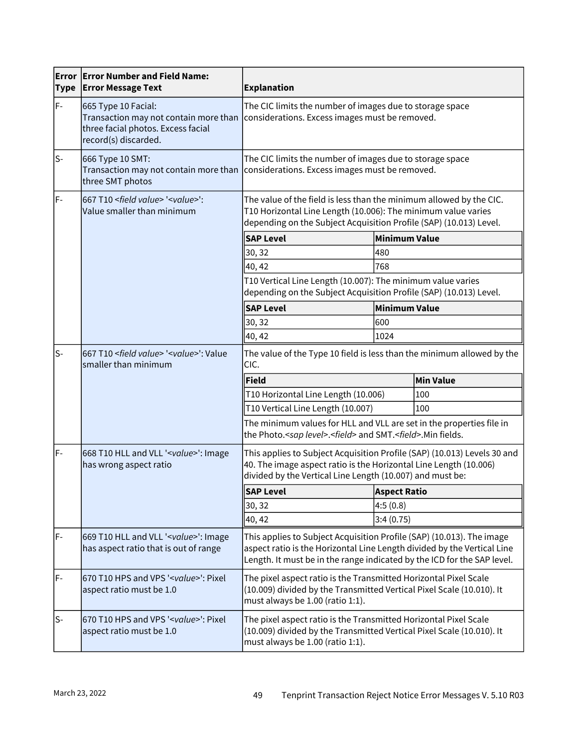<table>
<tr><th>Error Type</th><th>Error Number and Field Name: Error Message Text</th><th>Explanation</th></tr>
<tr><td>F-</td><td>665 Type 10 Facial:<br>Transaction may not contain more than three facial photos. Excess facial record(s) discarded.</td><td>The CIC limits the number of images due to storage space considerations. Excess images must be removed.</td></tr>
<tr><td>S-</td><td>666 Type 10 SMT:<br>Transaction may not contain more than three SMT photos</td><td>The CIC limits the number of images due to storage space considerations. Excess images must be removed.</td></tr>
<tr><td>F-</td><td>667 T10 <i>&lt;field value&gt;</i> '<i>&lt;value&gt;</i>': Value smaller than minimum</td><td>The value of the field is less than the minimum allowed by the CIC.<br>T10 Horizontal Line Length (10.006): The minimum value varies depending on the Subject Acquisition Profile (SAP) (10.013) Level.
<table>
<tr><th>SAP Level</th><th>Minimum Value</th></tr>
<tr><td>30, 32</td><td>480</td></tr>
<tr><td>40, 42</td><td>768</td></tr>
</table>
T10 Vertical Line Length (10.007): The minimum value varies depending on the Subject Acquisition Profile (SAP) (10.013) Level.
<table>
<tr><th>SAP Level</th><th>Minimum Value</th></tr>
<tr><td>30, 32</td><td>600</td></tr>
<tr><td>40, 42</td><td>1024</td></tr>
</table></td></tr>
<tr><td>S-</td><td>667 T10 <i>&lt;field value&gt;</i> '<i>&lt;value&gt;</i>': Value smaller than minimum</td><td>The value of the Type 10 field is less than the minimum allowed by the CIC.
<table>
<tr><th>Field</th><th>Min Value</th></tr>
<tr><td>T10 Horizontal Line Length (10.006)</td><td>100</td></tr>
<tr><td>T10 Vertical Line Length (10.007)</td><td>100</td></tr>
</table>
The minimum values for HLL and VLL are set in the properties file in the Photo.<i>&lt;sap level&gt;</i>.<i>&lt;field&gt;</i> and SMT.<i>&lt;field&gt;</i>.Min fields.</td></tr>
<tr><td>F-</td><td>668 T10 HLL and VLL '<i>&lt;value&gt;</i>': Image has wrong aspect ratio</td><td>This applies to Subject Acquisition Profile (SAP) (10.013) Levels 30 and 40. The image aspect ratio is the Horizontal Line Length (10.006) divided by the Vertical Line Length (10.007) and must be:
<table>
<tr><th>SAP Level</th><th>Aspect Ratio</th></tr>
<tr><td>30, 32</td><td>4:5 (0.8)</td></tr>
<tr><td>40, 42</td><td>3:4 (0.75)</td></tr>
</table></td></tr>
<tr><td>F-</td><td>669 T10 HLL and VLL '<i>&lt;value&gt;</i>': Image has aspect ratio that is out of range</td><td>This applies to Subject Acquisition Profile (SAP) (10.013). The image aspect ratio is the Horizontal Line Length divided by the Vertical Line Length. It must be in the range indicated by the ICD for the SAP level.</td></tr>
<tr><td>F-</td><td>670 T10 HPS and VPS '<i>&lt;value&gt;</i>': Pixel aspect ratio must be 1.0</td><td>The pixel aspect ratio is the Transmitted Horizontal Pixel Scale (10.009) divided by the Transmitted Vertical Pixel Scale (10.010). It must always be 1.00 (ratio 1:1).</td></tr>
<tr><td>S-</td><td>670 T10 HPS and VPS '<i>&lt;value&gt;</i>': Pixel aspect ratio must be 1.0</td><td>The pixel aspect ratio is the Transmitted Horizontal Pixel Scale (10.009) divided by the Transmitted Vertical Pixel Scale (10.010). It must always be 1.00 (ratio 1:1).</td></tr>
</table>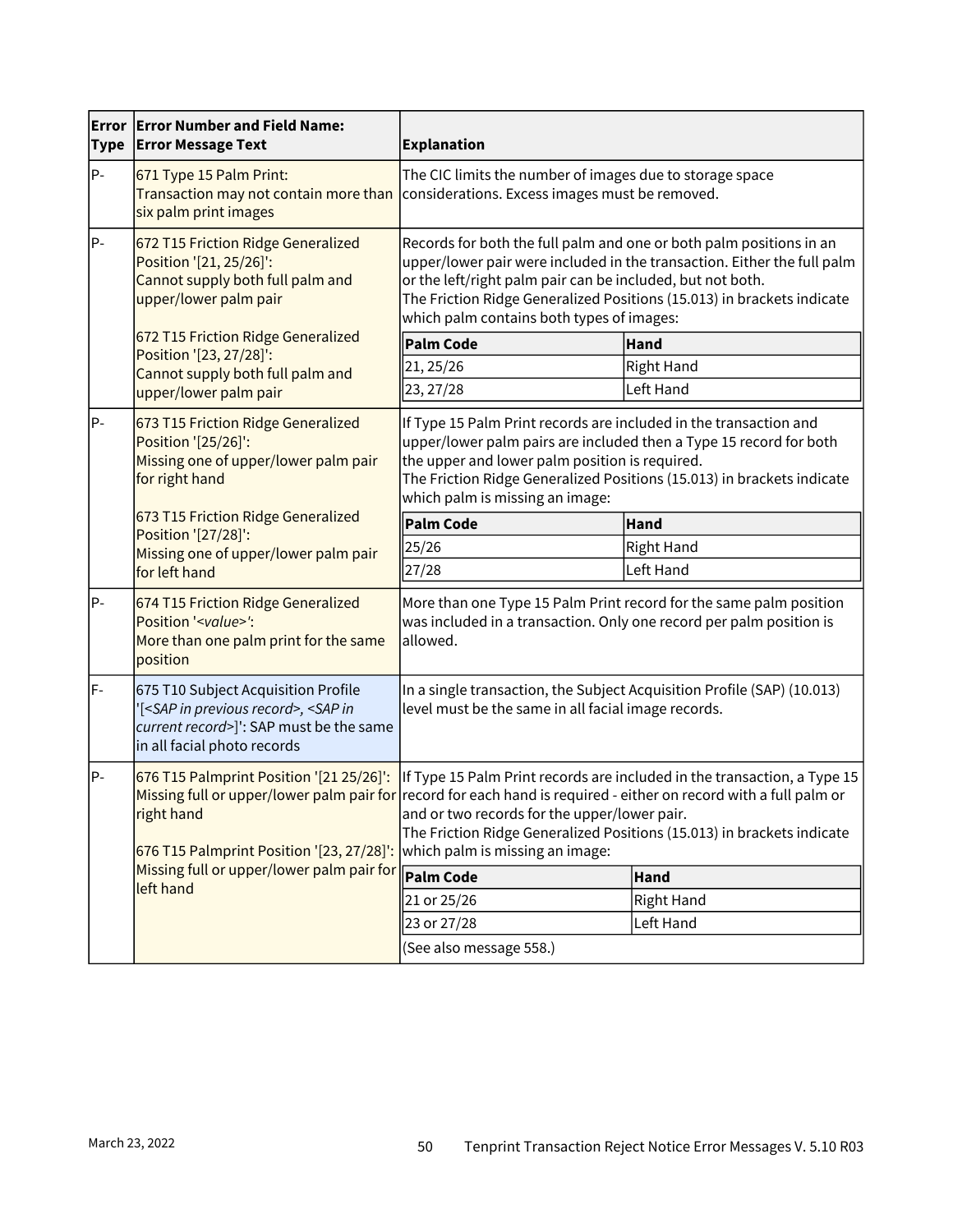| Error Type | Error Number and Field Name: Error Message Text | Explanation |
|---|---|---|
| P- | 671 Type 15 Palm Print: Transaction may not contain more than six palm print images | The CIC limits the number of images due to storage space considerations. Excess images must be removed. |
| P- | 672 T15 Friction Ridge Generalized Position '[21, 25/26]': Cannot supply both full palm and upper/lower palm pair<br><br>672 T15 Friction Ridge Generalized Position '[23, 27/28]': Cannot supply both full palm and upper/lower palm pair | Records for both the full palm and one or both palm positions in an upper/lower pair were included in the transaction. Either the full palm or the left/right palm pair can be included, but not both.<br>The Friction Ridge Generalized Positions (15.013) in brackets indicate which palm contains both types of images:<br><br>**Palm Code** / **Hand**<br>21, 25/26 / Right Hand<br>23, 27/28 / Left Hand |
| P- | 673 T15 Friction Ridge Generalized Position '[25/26]': Missing one of upper/lower palm pair for right hand<br><br>673 T15 Friction Ridge Generalized Position '[27/28]': Missing one of upper/lower palm pair for left hand | If Type 15 Palm Print records are included in the transaction and upper/lower palm pairs are included then a Type 15 record for both the upper and lower palm position is required.<br>The Friction Ridge Generalized Positions (15.013) in brackets indicate which palm is missing an image:<br><br>**Palm Code** / **Hand**<br>25/26 / Right Hand<br>27/28 / Left Hand |
| P- | 674 T15 Friction Ridge Generalized Position '*<value>*': More than one palm print for the same position | More than one Type 15 Palm Print record for the same palm position was included in a transaction. Only one record per palm position is allowed. |
| F- | 675 T10 Subject Acquisition Profile '[*<SAP in previous record>, <SAP in current record>*]': SAP must be the same in all facial photo records | In a single transaction, the Subject Acquisition Profile (SAP) (10.013) level must be the same in all facial image records. |
| P- | 676 T15 Palmprint Position '[21 25/26]': Missing full or upper/lower palm pair for right hand<br><br>676 T15 Palmprint Position '[23, 27/28]': Missing full or upper/lower palm pair for left hand | If Type 15 Palm Print records are included in the transaction, a Type 15 record for each hand is required - either on record with a full palm or and or two records for the upper/lower pair.<br>The Friction Ridge Generalized Positions (15.013) in brackets indicate which palm is missing an image:<br><br>**Palm Code** / **Hand**<br>21 or 25/26 / Right Hand<br>23 or 27/28 / Left Hand<br><br>(See also message 558.) |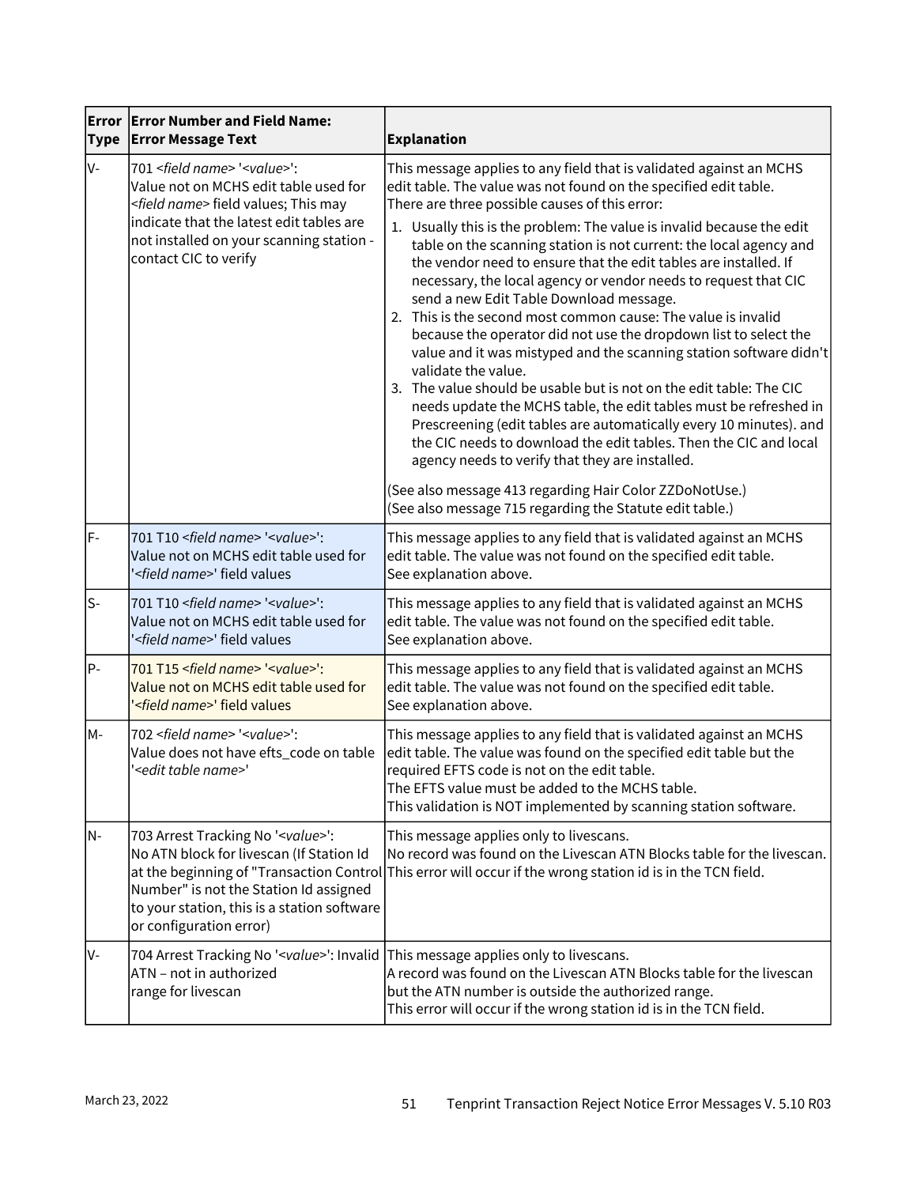| Error Type | Error Number and Field Name: Error Message Text | Explanation |
|---|---|---|
| V- | 701 *<field name>* '*<value>*': Value not on MCHS edit table used for *<field name>* field values; This may indicate that the latest edit tables are not installed on your scanning station - contact CIC to verify | This message applies to any field that is validated against an MCHS edit table. The value was not found on the specified edit table.<br>There are three possible causes of this error:<br>1. Usually this is the problem: The value is invalid because the edit table on the scanning station is not current: the local agency and the vendor need to ensure that the edit tables are installed. If necessary, the local agency or vendor needs to request that CIC send a new Edit Table Download message.<br>2. This is the second most common cause: The value is invalid because the operator did not use the dropdown list to select the value and it was mistyped and the scanning station software didn't validate the value.<br>3. The value should be usable but is not on the edit table: The CIC needs update the MCHS table, the edit tables must be refreshed in Prescreening (edit tables are automatically every 10 minutes). and the CIC needs to download the edit tables. Then the CIC and local agency needs to verify that they are installed.<br><br>(See also message 413 regarding Hair Color ZZDoNotUse.)<br>(See also message 715 regarding the Statute edit table.) |
| F- | 701 T10 *<field name>* '*<value>*': Value not on MCHS edit table used for '*<field name>*' field values | This message applies to any field that is validated against an MCHS edit table. The value was not found on the specified edit table.<br>See explanation above. |
| S- | 701 T10 *<field name>* '*<value>*': Value not on MCHS edit table used for '*<field name>*' field values | This message applies to any field that is validated against an MCHS edit table. The value was not found on the specified edit table.<br>See explanation above. |
| P- | 701 T15 *<field name>* '*<value>*': Value not on MCHS edit table used for '*<field name>*' field values | This message applies to any field that is validated against an MCHS edit table. The value was not found on the specified edit table.<br>See explanation above. |
| M- | 702 *<field name>* '*<value>*': Value does not have efts_code on table '*<edit table name>*' | This message applies to any field that is validated against an MCHS edit table. The value was found on the specified edit table but the required EFTS code is not on the edit table.<br>The EFTS value must be added to the MCHS table.<br>This validation is NOT implemented by scanning station software. |
| N- | 703 Arrest Tracking No '*<value>*': No ATN block for livescan (If Station Id at the beginning of "Transaction Control Number" is not the Station Id assigned to your station, this is a station software or configuration error) | This message applies only to livescans.<br>No record was found on the Livescan ATN Blocks table for the livescan.<br>This error will occur if the wrong station id is in the TCN field. |
| V- | 704 Arrest Tracking No '*<value>*': Invalid ATN – not in authorized range for livescan | This message applies only to livescans.<br>A record was found on the Livescan ATN Blocks table for the livescan but the ATN number is outside the authorized range.<br>This error will occur if the wrong station id is in the TCN field. |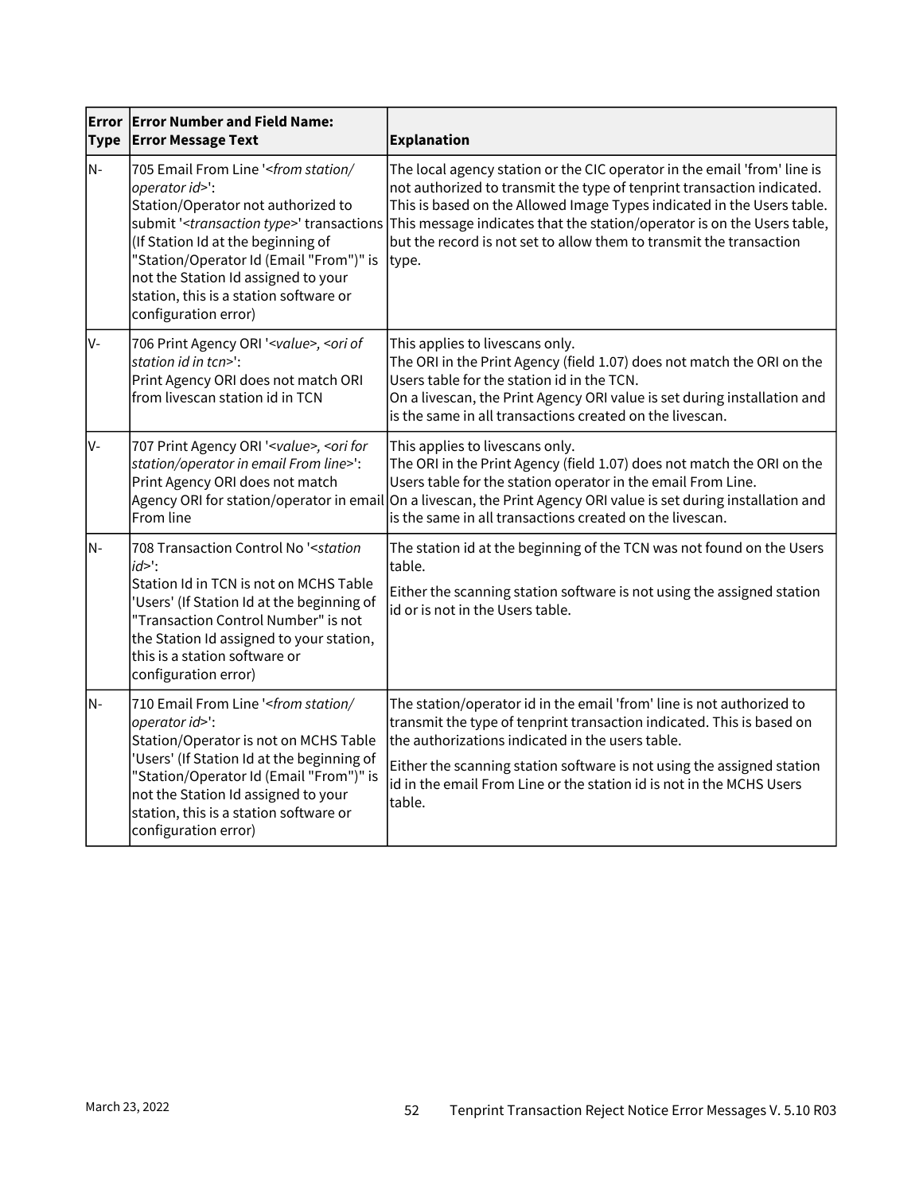| Error Type | Error Number and Field Name: Error Message Text | Explanation |
|---|---|---|
| N- | 705 Email From Line '<*from station/ operator id*>': Station/Operator not authorized to submit '<*transaction type*>' transactions (If Station Id at the beginning of "Station/Operator Id (Email "From")" is not the Station Id assigned to your station, this is a station software or configuration error) | The local agency station or the CIC operator in the email 'from' line is not authorized to transmit the type of tenprint transaction indicated. This is based on the Allowed Image Types indicated in the Users table. This message indicates that the station/operator is on the Users table, but the record is not set to allow them to transmit the transaction type. |
| V- | 706 Print Agency ORI '<*value*>, <*ori of station id in tcn*>': Print Agency ORI does not match ORI from livescan station id in TCN | This applies to livescans only. The ORI in the Print Agency (field 1.07) does not match the ORI on the Users table for the station id in the TCN. On a livescan, the Print Agency ORI value is set during installation and is the same in all transactions created on the livescan. |
| V- | 707 Print Agency ORI '<*value*>, <*ori for station/operator in email From line*>': Print Agency ORI does not match Agency ORI for station/operator in email From line | This applies to livescans only. The ORI in the Print Agency (field 1.07) does not match the ORI on the Users table for the station operator in the email From Line. On a livescan, the Print Agency ORI value is set during installation and is the same in all transactions created on the livescan. |
| N- | 708 Transaction Control No '<*station id*>': Station Id in TCN is not on MCHS Table 'Users' (If Station Id at the beginning of "Transaction Control Number" is not the Station Id assigned to your station, this is a station software or configuration error) | The station id at the beginning of the TCN was not found on the Users table.<br><br>Either the scanning station software is not using the assigned station id or is not in the Users table. |
| N- | 710 Email From Line '<*from station/ operator id*>': Station/Operator is not on MCHS Table 'Users' (If Station Id at the beginning of "Station/Operator Id (Email "From")" is not the Station Id assigned to your station, this is a station software or configuration error) | The station/operator id in the email 'from' line is not authorized to transmit the type of tenprint transaction indicated. This is based on the authorizations indicated in the users table.<br><br>Either the scanning station software is not using the assigned station id in the email From Line or the station id is not in the MCHS Users table. |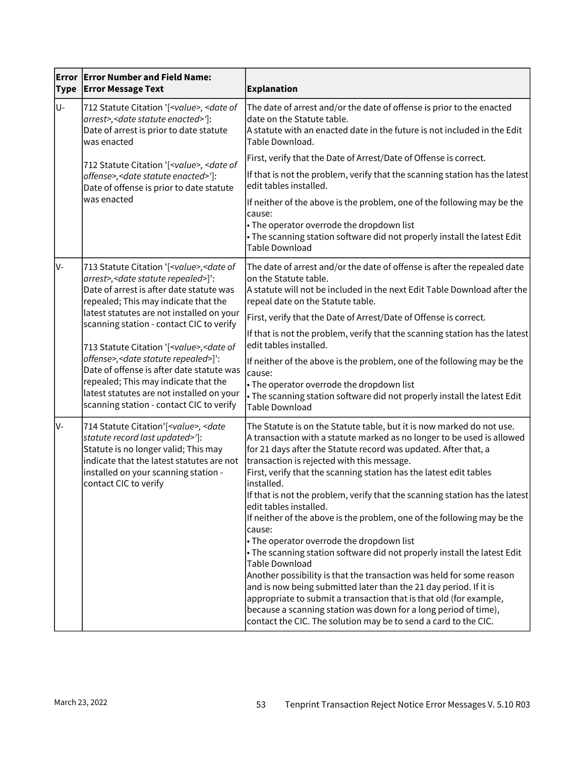| Error Type | Error Number and Field Name: Error Message Text | Explanation |
|---|---|---|
| U- | 712 Statute Citation '[*<value>, <date of arrest>,<date statute enacted>'*]: Date of arrest is prior to date statute was enacted<br><br>712 Statute Citation '[*<value>, <date of offense>,<date statute enacted>'*]: Date of offense is prior to date statute was enacted | The date of arrest and/or the date of offense is prior to the enacted date on the Statute table.<br>A statute with an enacted date in the future is not included in the Edit Table Download.<br><br>First, verify that the Date of Arrest/Date of Offense is correct.<br><br>If that is not the problem, verify that the scanning station has the latest edit tables installed.<br><br>If neither of the above is the problem, one of the following may be the cause:<br>• The operator overrode the dropdown list<br>• The scanning station software did not properly install the latest Edit Table Download |
| V- | 713 Statute Citation '[*<value>,<date of arrest>,<date statute repealed>*]': Date of arrest is after date statute was repealed; This may indicate that the latest statutes are not installed on your scanning station - contact CIC to verify<br><br>713 Statute Citation '[*<value>,<date of offense>,<date statute repealed>*]': Date of offense is after date statute was repealed; This may indicate that the latest statutes are not installed on your scanning station - contact CIC to verify | The date of arrest and/or the date of offense is after the repealed date on the Statute table.<br>A statute will not be included in the next Edit Table Download after the repeal date on the Statute table.<br><br>First, verify that the Date of Arrest/Date of Offense is correct.<br><br>If that is not the problem, verify that the scanning station has the latest edit tables installed.<br><br>If neither of the above is the problem, one of the following may be the cause:<br>• The operator overrode the dropdown list<br>• The scanning station software did not properly install the latest Edit Table Download |
| V- | 714 Statute Citation'[*<value>, <date statute record last updated>'*]: Statute is no longer valid; This may indicate that the latest statutes are not installed on your scanning station - contact CIC to verify | The Statute is on the Statute table, but it is now marked do not use.<br>A transaction with a statute marked as no longer to be used is allowed for 21 days after the Statute record was updated. After that, a transaction is rejected with this message.<br>First, verify that the scanning station has the latest edit tables installed.<br>If that is not the problem, verify that the scanning station has the latest edit tables installed.<br>If neither of the above is the problem, one of the following may be the cause:<br>• The operator overrode the dropdown list<br>• The scanning station software did not properly install the latest Edit Table Download<br>Another possibility is that the transaction was held for some reason and is now being submitted later than the 21 day period. If it is appropriate to submit a transaction that is that old (for example, because a scanning station was down for a long period of time), contact the CIC. The solution may be to send a card to the CIC. |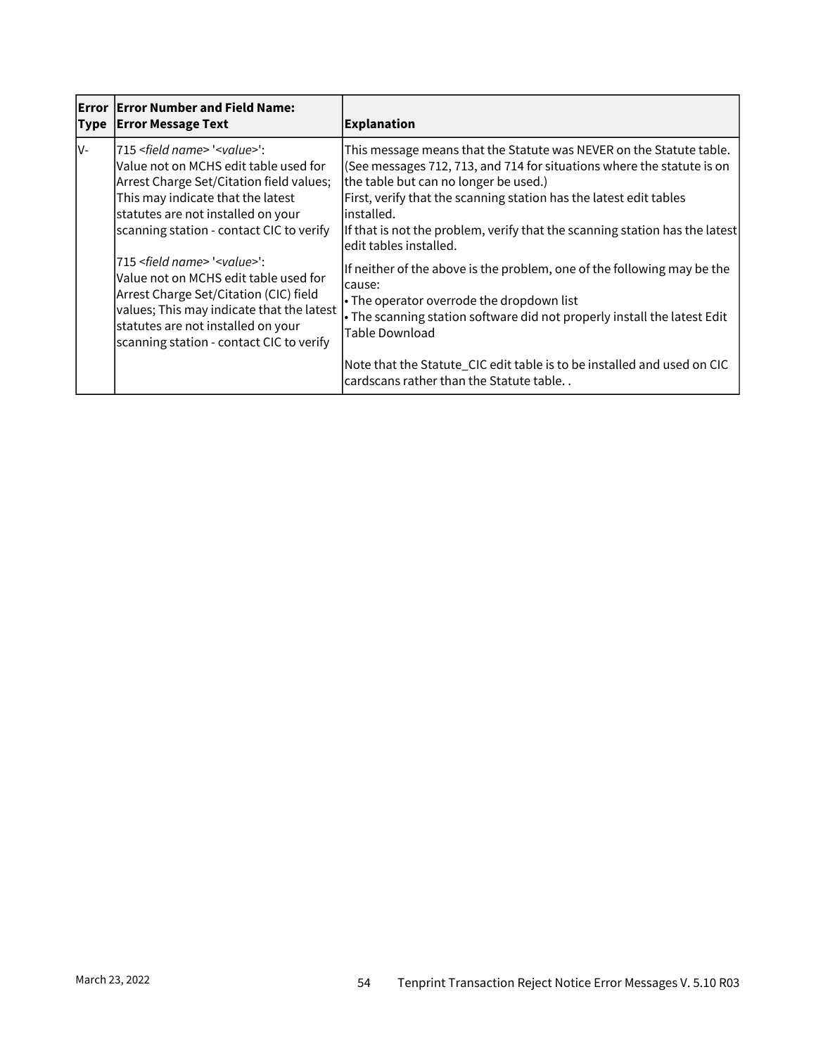| Error Type | Error Number and Field Name: Error Message Text | Explanation |
|---|---|---|
| V- | 715 *<field name>* '*<value>*': Value not on MCHS edit table used for Arrest Charge Set/Citation field values; This may indicate that the latest statutes are not installed on your scanning station - contact CIC to verify<br><br>715 *<field name>* '*<value>*': Value not on MCHS edit table used for Arrest Charge Set/Citation (CIC) field values; This may indicate that the latest statutes are not installed on your scanning station - contact CIC to verify | This message means that the Statute was NEVER on the Statute table. (See messages 712, 713, and 714 for situations where the statute is on the table but can no longer be used.)<br>First, verify that the scanning station has the latest edit tables installed.<br>If that is not the problem, verify that the scanning station has the latest edit tables installed.<br><br>If neither of the above is the problem, one of the following may be the cause:<br>• The operator overrode the dropdown list<br>• The scanning station software did not properly install the latest Edit Table Download<br><br>Note that the Statute_CIC edit table is to be installed and used on CIC cardscans rather than the Statute table. . |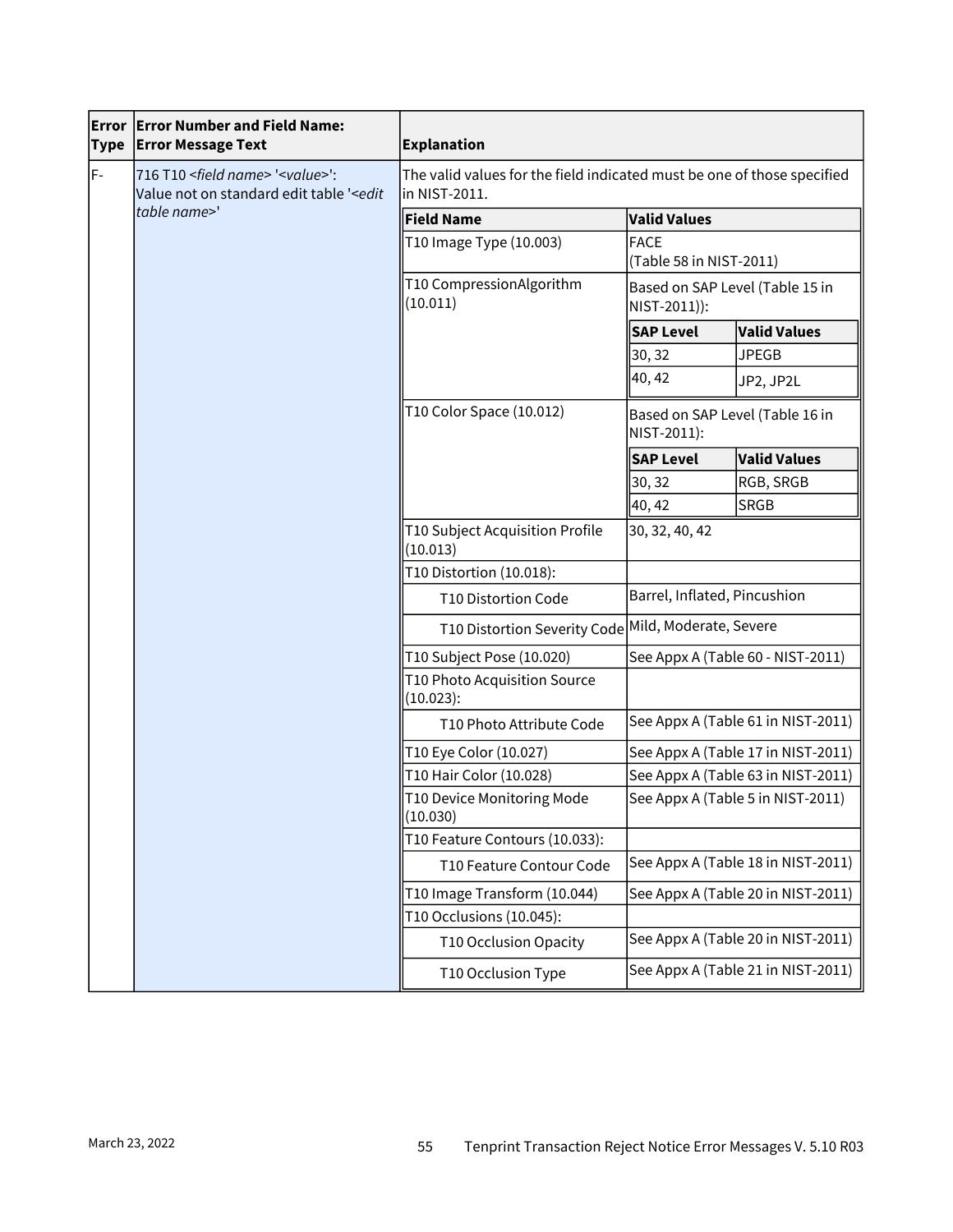| Error Type | Error Number and Field Name: Error Message Text | Explanation |
| --- | --- | --- |
| F- | 716 T10 *<field name>* '*<value>*': Value not on standard edit table '*<edit table name>*' | The valid values for the field indicated must be one of those specified in NIST-2011. |

| Field Name | Valid Values |
| --- | --- |
| T10 Image Type (10.003) | FACE (Table 58 in NIST-2011) |
| T10 CompressionAlgorithm (10.011) | Based on SAP Level (Table 15 in NIST-2011)): SAP Level 30, 32: JPEGB; SAP Level 40, 42: JP2, JP2L |
| T10 Color Space (10.012) | Based on SAP Level (Table 16 in NIST-2011): SAP Level 30, 32: RGB, SRGB; SAP Level 40, 42: SRGB |
| T10 Subject Acquisition Profile (10.013) | 30, 32, 40, 42 |
| T10 Distortion (10.018): | |
| T10 Distortion Code | Barrel, Inflated, Pincushion |
| T10 Distortion Severity Code | Mild, Moderate, Severe |
| T10 Subject Pose (10.020) | See Appx A (Table 60 - NIST-2011) |
| T10 Photo Acquisition Source (10.023): | |
| T10 Photo Attribute Code | See Appx A (Table 61 in NIST-2011) |
| T10 Eye Color (10.027) | See Appx A (Table 17 in NIST-2011) |
| T10 Hair Color (10.028) | See Appx A (Table 63 in NIST-2011) |
| T10 Device Monitoring Mode (10.030) | See Appx A (Table 5 in NIST-2011) |
| T10 Feature Contours (10.033): | |
| T10 Feature Contour Code | See Appx A (Table 18 in NIST-2011) |
| T10 Image Transform (10.044) | See Appx A (Table 20 in NIST-2011) |
| T10 Occlusions (10.045): | |
| T10 Occlusion Opacity | See Appx A (Table 20 in NIST-2011) |
| T10 Occlusion Type | See Appx A (Table 21 in NIST-2011) |

| SAP Level | Valid Values (10.011 CompressionAlgorithm) |
| --- | --- |
| 30, 32 | JPEGB |
| 40, 42 | JP2, JP2L |

| SAP Level | Valid Values (10.012 Color Space) |
| --- | --- |
| 30, 32 | RGB, SRGB |
| 40, 42 | SRGB |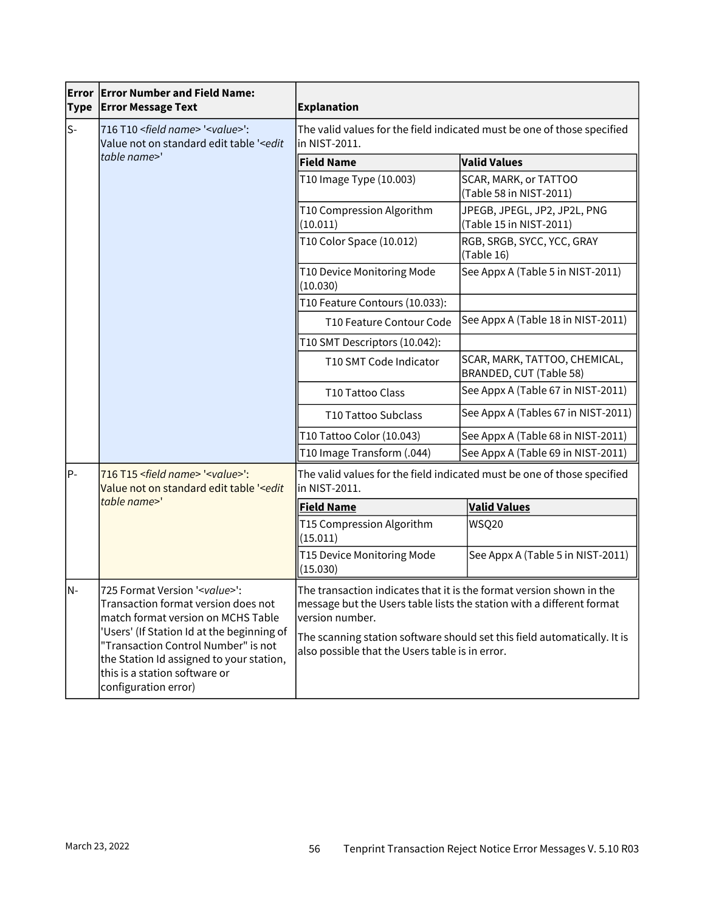| Error Type | Error Number and Field Name: Error Message Text | Explanation | |
|---|---|---|---|
| S- | 716 T10 <*field name*> '<*value*>': Value not on standard edit table '<*edit table name*>' | The valid values for the field indicated must be one of those specified in NIST-2011. | |
| | | **Field Name** | **Valid Values** |
| | | T10 Image Type (10.003) | SCAR, MARK, or TATTOO (Table 58 in NIST-2011) |
| | | T10 Compression Algorithm (10.011) | JPEGB, JPEGL, JP2, JP2L, PNG (Table 15 in NIST-2011) |
| | | T10 Color Space (10.012) | RGB, SRGB, SYCC, YCC, GRAY (Table 16) |
| | | T10 Device Monitoring Mode (10.030) | See Appx A (Table 5 in NIST-2011) |
| | | T10 Feature Contours (10.033): | |
| | | T10 Feature Contour Code | See Appx A (Table 18 in NIST-2011) |
| | | T10 SMT Descriptors (10.042): | |
| | | T10 SMT Code Indicator | SCAR, MARK, TATTOO, CHEMICAL, BRANDED, CUT (Table 58) |
| | | T10 Tattoo Class | See Appx A (Table 67 in NIST-2011) |
| | | T10 Tattoo Subclass | See Appx A (Tables 67 in NIST-2011) |
| | | T10 Tattoo Color (10.043) | See Appx A (Table 68 in NIST-2011) |
| | | T10 Image Transform (.044) | See Appx A (Table 69 in NIST-2011) |
| P- | 716 T15 <*field name*> '<*value*>': Value not on standard edit table '<*edit table name*>' | The valid values for the field indicated must be one of those specified in NIST-2011. | |
| | | **Field Name** | **Valid Values** |
| | | T15 Compression Algorithm (15.011) | WSQ20 |
| | | T15 Device Monitoring Mode (15.030) | See Appx A (Table 5 in NIST-2011) |
| N- | 725 Format Version '<*value*>': Transaction format version does not match format version on MCHS Table 'Users' (If Station Id at the beginning of "Transaction Control Number" is not the Station Id assigned to your station, this is a station software or configuration error) | The transaction indicates that it is the format version shown in the message but the Users table lists the station with a different format version number. The scanning station software should set this field automatically. It is also possible that the Users table is in error. | |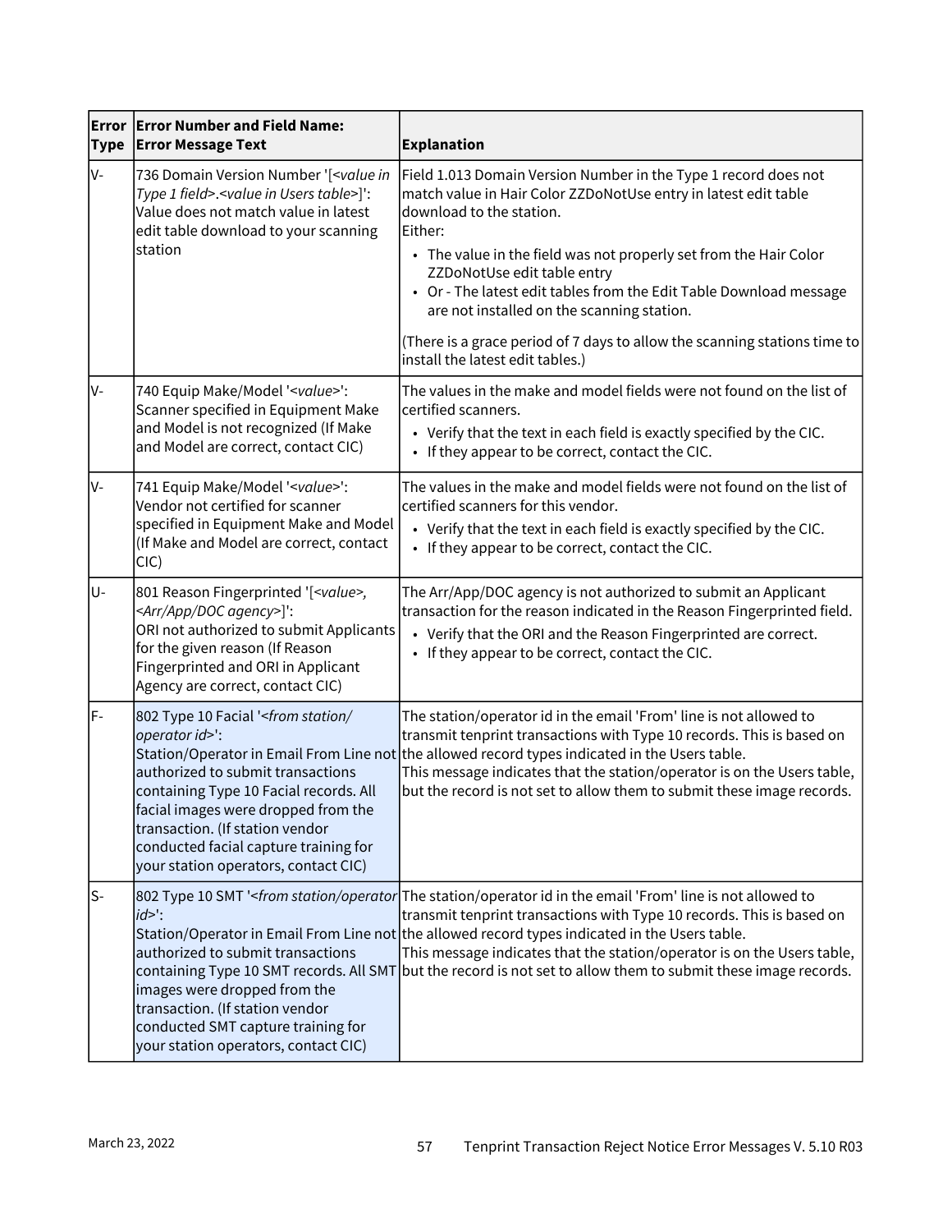| Error Type | Error Number and Field Name: Error Message Text | Explanation |
|---|---|---|
| V- | 736 Domain Version Number '[*<value in Type 1 field>*.*<value in Users table>*]': Value does not match value in latest edit table download to your scanning station | Field 1.013 Domain Version Number in the Type 1 record does not match value in Hair Color ZZDoNotUse entry in latest edit table download to the station.<br>Either:<br>• The value in the field was not properly set from the Hair Color ZZDoNotUse edit table entry<br>• Or - The latest edit tables from the Edit Table Download message are not installed on the scanning station.<br>(There is a grace period of 7 days to allow the scanning stations time to install the latest edit tables.) |
| V- | 740 Equip Make/Model '*<value>*': Scanner specified in Equipment Make and Model is not recognized (If Make and Model are correct, contact CIC) | The values in the make and model fields were not found on the list of certified scanners.<br>• Verify that the text in each field is exactly specified by the CIC.<br>• If they appear to be correct, contact the CIC. |
| V- | 741 Equip Make/Model '*<value>*': Vendor not certified for scanner specified in Equipment Make and Model (If Make and Model are correct, contact CIC) | The values in the make and model fields were not found on the list of certified scanners for this vendor.<br>• Verify that the text in each field is exactly specified by the CIC.<br>• If they appear to be correct, contact the CIC. |
| U- | 801 Reason Fingerprinted '[*<value>*, *<Arr/App/DOC agency>*]': ORI not authorized to submit Applicants for the given reason (If Reason Fingerprinted and ORI in Applicant Agency are correct, contact CIC) | The Arr/App/DOC agency is not authorized to submit an Applicant transaction for the reason indicated in the Reason Fingerprinted field.<br>• Verify that the ORI and the Reason Fingerprinted are correct.<br>• If they appear to be correct, contact the CIC. |
| F- | 802 Type 10 Facial '*<from station/operator id>*': Station/Operator in Email From Line not authorized to submit transactions containing Type 10 Facial records. All facial images were dropped from the transaction. (If station vendor conducted facial capture training for your station operators, contact CIC) | The station/operator id in the email 'From' line is not allowed to transmit tenprint transactions with Type 10 records. This is based on the allowed record types indicated in the Users table.<br>This message indicates that the station/operator is on the Users table, but the record is not set to allow them to submit these image records. |
| S- | 802 Type 10 SMT '*<from station/operator id>*': Station/Operator in Email From Line not authorized to submit transactions containing Type 10 SMT records. All SMT images were dropped from the transaction. (If station vendor conducted SMT capture training for your station operators, contact CIC) | The station/operator id in the email 'From' line is not allowed to transmit tenprint transactions with Type 10 records. This is based on the allowed record types indicated in the Users table.<br>This message indicates that the station/operator is on the Users table, but the record is not set to allow them to submit these image records. |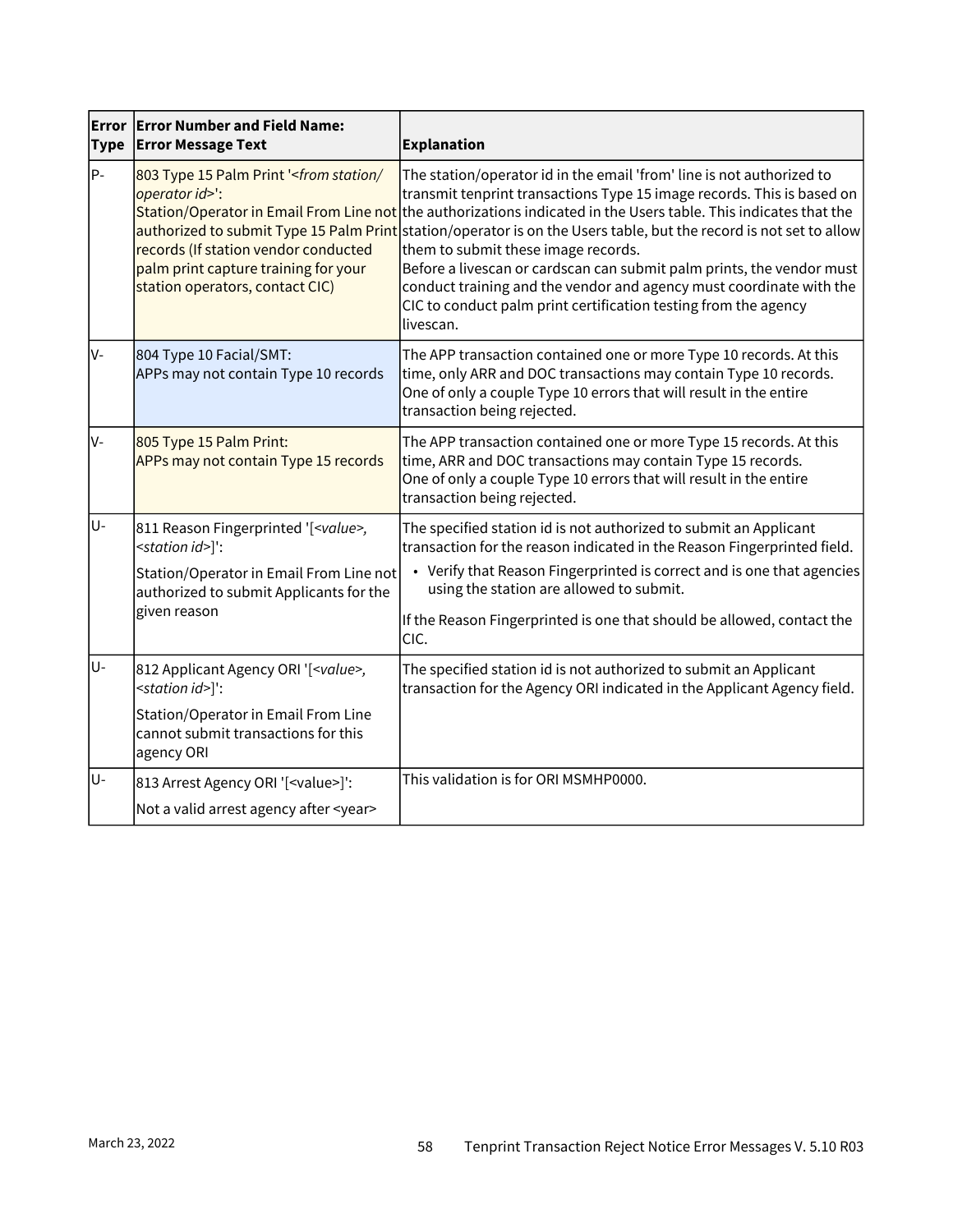| Error Type | Error Number and Field Name: Error Message Text | Explanation |
|---|---|---|
| P- | 803 Type 15 Palm Print '<*from station/ operator id*>': Station/Operator in Email From Line not authorized to submit Type 15 Palm Print records (If station vendor conducted palm print capture training for your station operators, contact CIC) | The station/operator id in the email 'from' line is not authorized to transmit tenprint transactions Type 15 image records. This is based on the authorizations indicated in the Users table. This indicates that the station/operator is on the Users table, but the record is not set to allow them to submit these image records.<br>Before a livescan or cardscan can submit palm prints, the vendor must conduct training and the vendor and agency must coordinate with the CIC to conduct palm print certification testing from the agency livescan. |
| V- | 804 Type 10 Facial/SMT: APPs may not contain Type 10 records | The APP transaction contained one or more Type 10 records. At this time, only ARR and DOC transactions may contain Type 10 records. One of only a couple Type 10 errors that will result in the entire transaction being rejected. |
| V- | 805 Type 15 Palm Print: APPs may not contain Type 15 records | The APP transaction contained one or more Type 15 records. At this time, ARR and DOC transactions may contain Type 15 records. One of only a couple Type 10 errors that will result in the entire transaction being rejected. |
| U- | 811 Reason Fingerprinted '[<*value*>, <*station id*>]':<br>Station/Operator in Email From Line not authorized to submit Applicants for the given reason | The specified station id is not authorized to submit an Applicant transaction for the reason indicated in the Reason Fingerprinted field.<br>• Verify that Reason Fingerprinted is correct and is one that agencies using the station are allowed to submit.<br>If the Reason Fingerprinted is one that should be allowed, contact the CIC. |
| U- | 812 Applicant Agency ORI '[<*value*>, <*station id*>]':<br>Station/Operator in Email From Line cannot submit transactions for this agency ORI | The specified station id is not authorized to submit an Applicant transaction for the Agency ORI indicated in the Applicant Agency field. |
| U- | 813 Arrest Agency ORI '[<value>]':<br>Not a valid arrest agency after <year> | This validation is for ORI MSMHP0000. |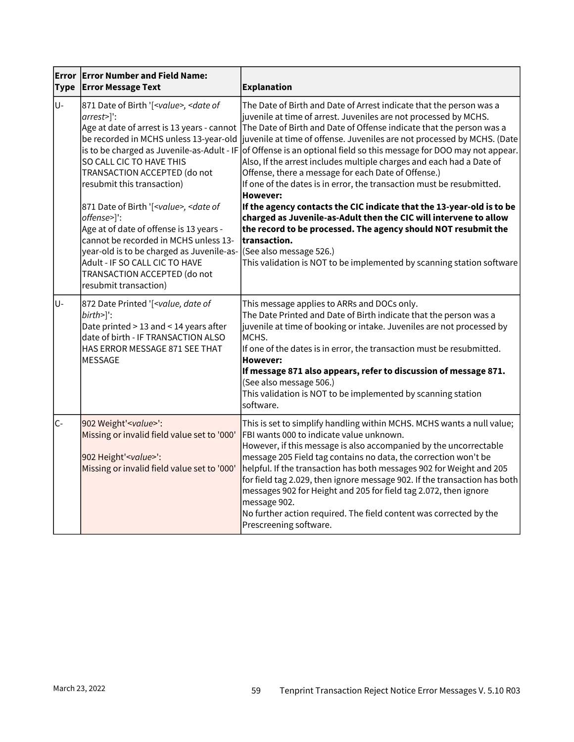| Error Type | Error Number and Field Name: Error Message Text | Explanation |
| --- | --- | --- |
| U- | 871 Date of Birth '[*<value>, <date of arrest>*]':<br>Age at date of arrest is 13 years - cannot be recorded in MCHS unless 13-year-old is to be charged as Juvenile-as-Adult - IF SO CALL CIC TO HAVE THIS TRANSACTION ACCEPTED (do not resubmit this transaction)<br><br>871 Date of Birth '[*<value>, <date of offense>*]':<br>Age at of date of offense is 13 years - cannot be recorded in MCHS unless 13-year-old is to be charged as Juvenile-as-Adult - IF SO CALL CIC TO HAVE TRANSACTION ACCEPTED (do not resubmit transaction) | The Date of Birth and Date of Arrest indicate that the person was a juvenile at time of arrest. Juveniles are not processed by MCHS.<br>The Date of Birth and Date of Offense indicate that the person was a juvenile at time of offense. Juveniles are not processed by MCHS. (Date of Offense is an optional field so this message for DOO may not appear. Also, If the arrest includes multiple charges and each had a Date of Offense, there a message for each Date of Offense.)<br>If one of the dates is in error, the transaction must be resubmitted.<br>**However:**<br>**If the agency contacts the CIC indicate that the 13-year-old is to be charged as Juvenile-as-Adult then the CIC will intervene to allow the record to be processed. The agency should NOT resubmit the transaction.**<br>(See also message 526.)<br>This validation is NOT to be implemented by scanning station software |
| U- | 872 Date Printed '[*<value, date of birth>*]':<br>Date printed > 13 and < 14 years after date of birth - IF TRANSACTION ALSO HAS ERROR MESSAGE 871 SEE THAT MESSAGE | This message applies to ARRs and DOCs only.<br>The Date Printed and Date of Birth indicate that the person was a juvenile at time of booking or intake. Juveniles are not processed by MCHS.<br>If one of the dates is in error, the transaction must be resubmitted.<br>**However:**<br>**If message 871 also appears, refer to discussion of message 871.**<br>(See also message 506.)<br>This validation is NOT to be implemented by scanning station software. |
| C- | 902 Weight'*<value>*':<br>Missing or invalid field value set to '000'<br><br>902 Height'*<value>*':<br>Missing or invalid field value set to '000' | This is set to simplify handling within MCHS. MCHS wants a null value; FBI wants 000 to indicate value unknown.<br>However, if this message is also accompanied by the uncorrectable message 205 Field tag contains no data, the correction won't be helpful. If the transaction has both messages 902 for Weight and 205 for field tag 2.029, then ignore message 902. If the transaction has both messages 902 for Height and 205 for field tag 2.072, then ignore message 902.<br>No further action required. The field content was corrected by the Prescreening software. |